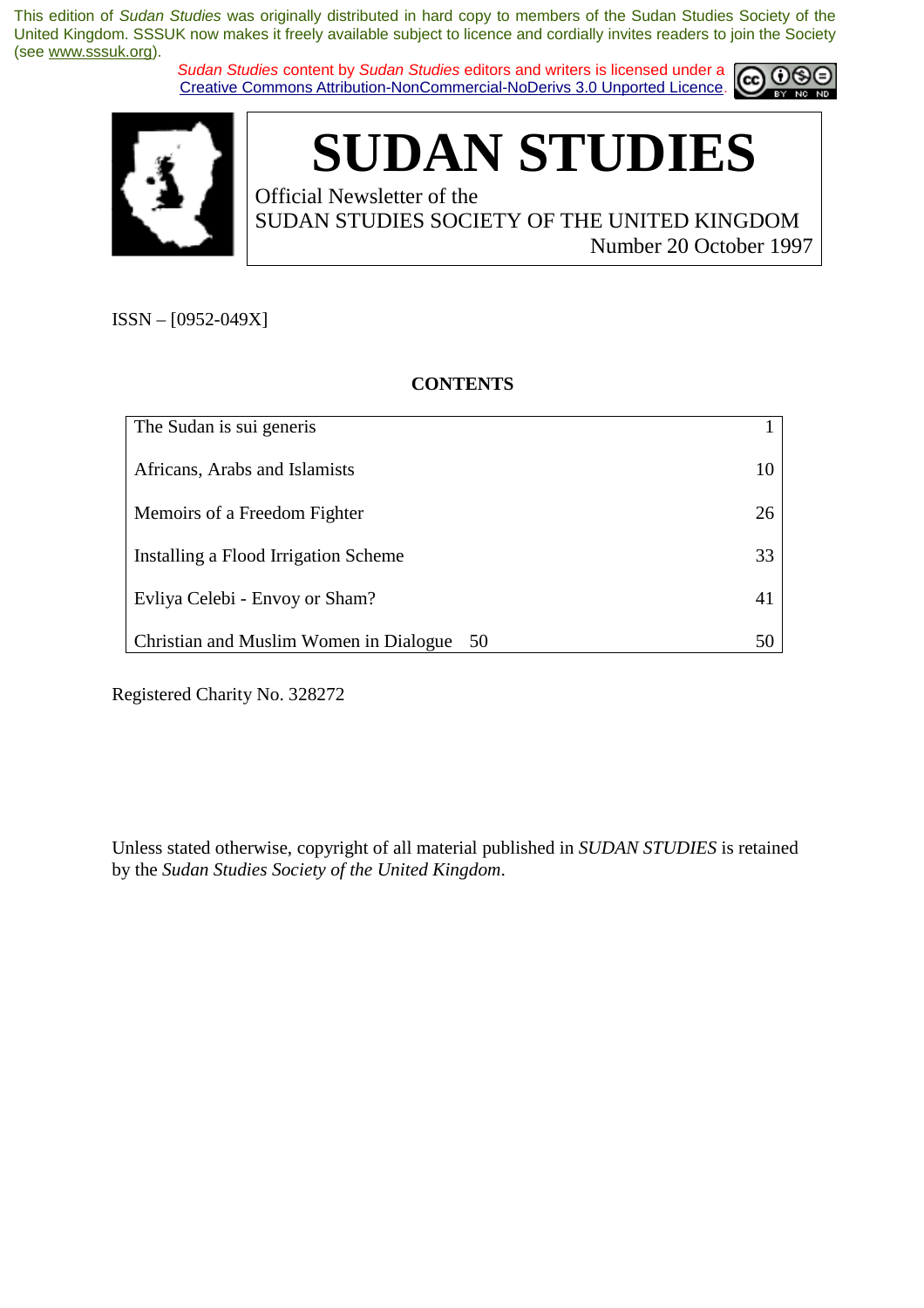This edition of *Sudan Studies* was originally distributed in hard copy to members of the Sudan Studies Society of the United Kingdom. SSSUK now makes it freely available subject to licence and cordially invites readers to join the Society (see www.sssuk.org).

*Sudan Studies* content by *Sudan Studies* editors and writers is licensed under a Creative Commons Attribution-NonCommercial-NoDerivs 3.0 Unported Licence.

# SUDAN STUDIES

Official Newsletter of the
SUDAN STUDIES SOCIETY OF THE UNITED KINGDOM
Number 20 October 1997

ISSN – [0952-049X]

**CONTENTS**

| | |
|---|---|
| The Sudan is sui generis | 1 |
| Africans, Arabs and Islamists | 10 |
| Memoirs of a Freedom Fighter | 26 |
| Installing a Flood Irrigation Scheme | 33 |
| Evliya Celebi - Envoy or Sham? | 41 |
| Christian and Muslim Women in Dialogue 50 | 50 |

Registered Charity No. 328272

Unless stated otherwise, copyright of all material published in *SUDAN STUDIES* is retained by the *Sudan Studies Society of the United Kingdom*.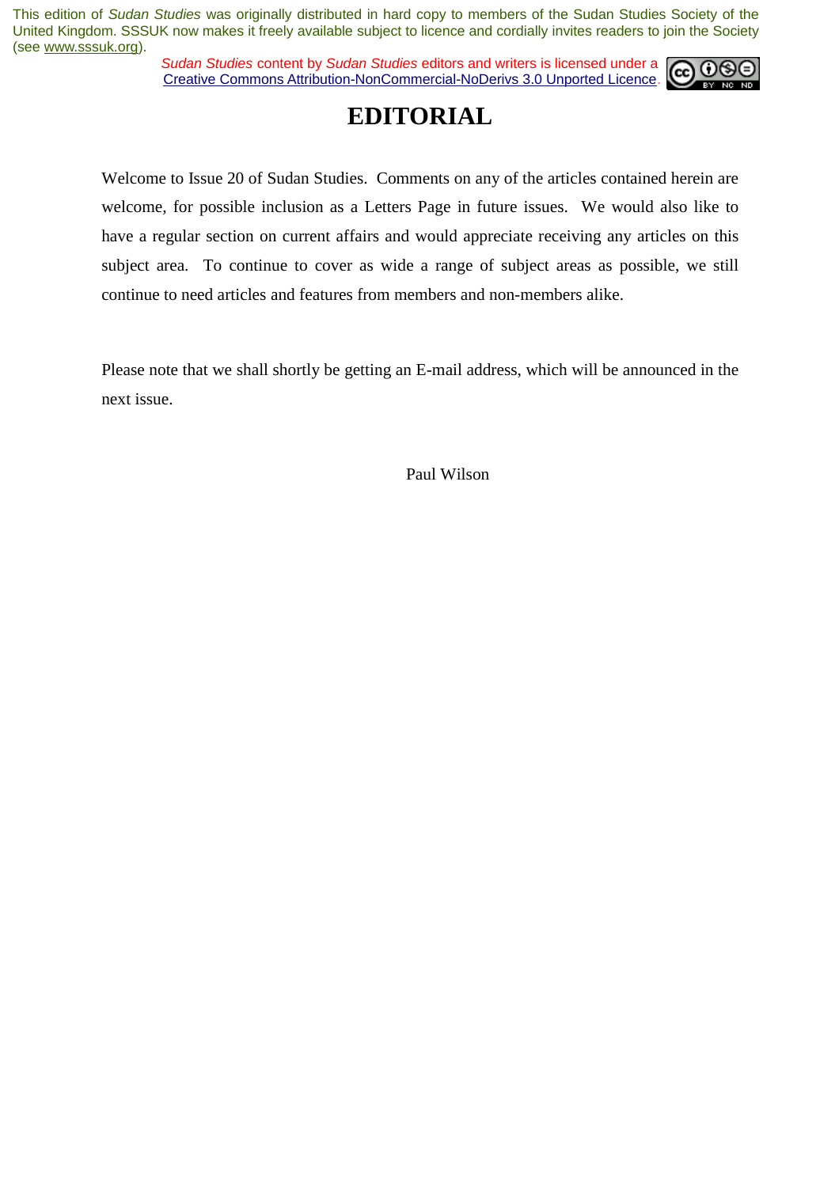This edition of *Sudan Studies* was originally distributed in hard copy to members of the Sudan Studies Society of the United Kingdom. SSSUK now makes it freely available subject to licence and cordially invites readers to join the Society (see www.sssuk.org).

*Sudan Studies* content by *Sudan Studies* editors and writers is licensed under a Creative Commons Attribution-NonCommercial-NoDerivs 3.0 Unported Licence.

# EDITORIAL

Welcome to Issue 20 of Sudan Studies. Comments on any of the articles contained herein are welcome, for possible inclusion as a Letters Page in future issues. We would also like to have a regular section on current affairs and would appreciate receiving any articles on this subject area. To continue to cover as wide a range of subject areas as possible, we still continue to need articles and features from members and non-members alike.

Please note that we shall shortly be getting an E-mail address, which will be announced in the next issue.

Paul Wilson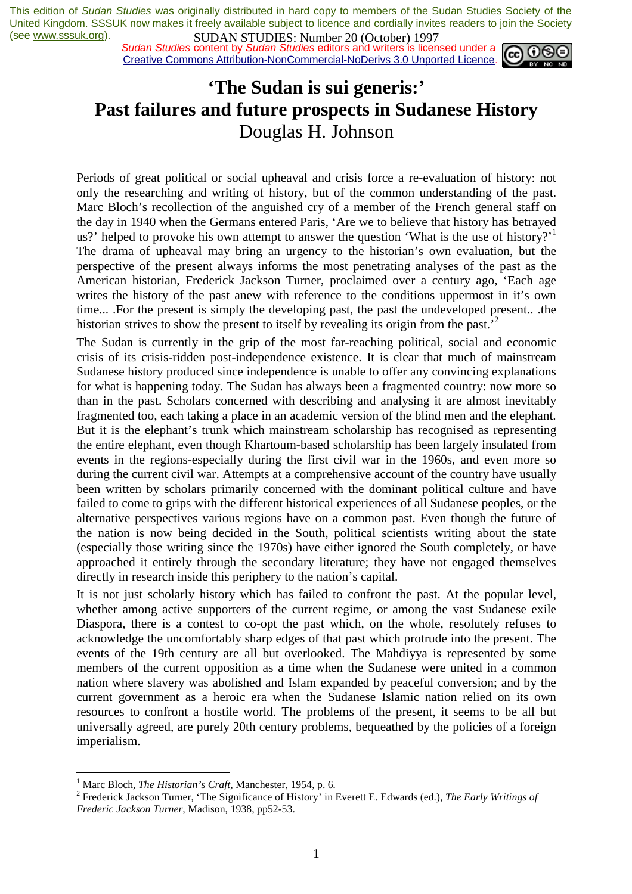# 'The Sudan is sui generis:' Past failures and future prospects in Sudanese History

Douglas H. Johnson

Periods of great political or social upheaval and crisis force a re-evaluation of history: not only the researching and writing of history, but of the common understanding of the past. Marc Bloch's recollection of the anguished cry of a member of the French general staff on the day in 1940 when the Germans entered Paris, 'Are we to believe that history has betrayed us?' helped to provoke his own attempt to answer the question 'What is the use of history?'[1] The drama of upheaval may bring an urgency to the historian's own evaluation, but the perspective of the present always informs the most penetrating analyses of the past as the American historian, Frederick Jackson Turner, proclaimed over a century ago, 'Each age writes the history of the past anew with reference to the conditions uppermost in it's own time... .For the present is simply the developing past, the past the undeveloped present.. .the historian strives to show the present to itself by revealing its origin from the past.'[2]

The Sudan is currently in the grip of the most far-reaching political, social and economic crisis of its crisis-ridden post-independence existence. It is clear that much of mainstream Sudanese history produced since independence is unable to offer any convincing explanations for what is happening today. The Sudan has always been a fragmented country: now more so than in the past. Scholars concerned with describing and analysing it are almost inevitably fragmented too, each taking a place in an academic version of the blind men and the elephant. But it is the elephant's trunk which mainstream scholarship has recognised as representing the entire elephant, even though Khartoum-based scholarship has been largely insulated from events in the regions-especially during the first civil war in the 1960s, and even more so during the current civil war. Attempts at a comprehensive account of the country have usually been written by scholars primarily concerned with the dominant political culture and have failed to come to grips with the different historical experiences of all Sudanese peoples, or the alternative perspectives various regions have on a common past. Even though the future of the nation is now being decided in the South, political scientists writing about the state (especially those writing since the 1970s) have either ignored the South completely, or have approached it entirely through the secondary literature; they have not engaged themselves directly in research inside this periphery to the nation's capital.

It is not just scholarly history which has failed to confront the past. At the popular level, whether among active supporters of the current regime, or among the vast Sudanese exile Diaspora, there is a contest to co-opt the past which, on the whole, resolutely refuses to acknowledge the uncomfortably sharp edges of that past which protrude into the present. The events of the 19th century are all but overlooked. The Mahdiyya is represented by some members of the current opposition as a time when the Sudanese were united in a common nation where slavery was abolished and Islam expanded by peaceful conversion; and by the current government as a heroic era when the Sudanese Islamic nation relied on its own resources to confront a hostile world. The problems of the present, it seems to be all but universally agreed, are purely 20th century problems, bequeathed by the policies of a foreign imperialism.

---

[1] Marc Bloch, *The Historian's Craft*, Manchester, 1954, p. 6.

[2] Frederick Jackson Turner, 'The Significance of History' in Everett E. Edwards (ed.), *The Early Writings of Frederic Jackson Turner*, Madison, 1938, pp52-53.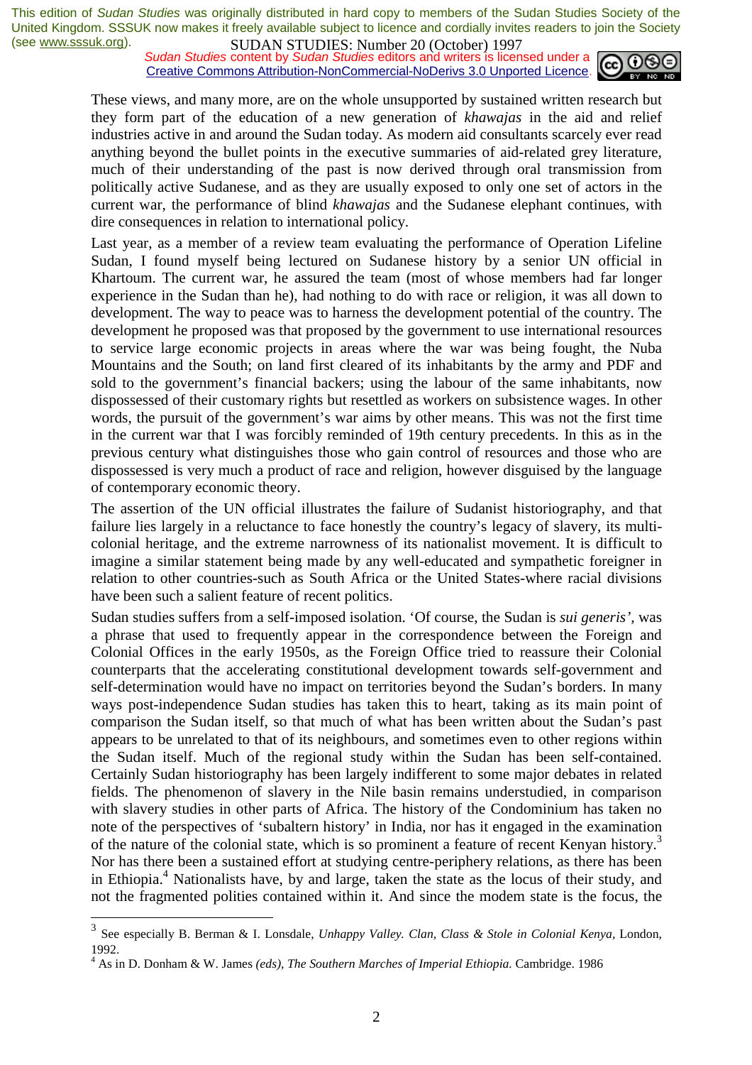These views, and many more, are on the whole unsupported by sustained written research but they form part of the education of a new generation of *khawajas* in the aid and relief industries active in and around the Sudan today. As modern aid consultants scarcely ever read anything beyond the bullet points in the executive summaries of aid-related grey literature, much of their understanding of the past is now derived through oral transmission from politically active Sudanese, and as they are usually exposed to only one set of actors in the current war, the performance of blind *khawajas* and the Sudanese elephant continues, with dire consequences in relation to international policy.

Last year, as a member of a review team evaluating the performance of Operation Lifeline Sudan, I found myself being lectured on Sudanese history by a senior UN official in Khartoum. The current war, he assured the team (most of whose members had far longer experience in the Sudan than he), had nothing to do with race or religion, it was all down to development. The way to peace was to harness the development potential of the country. The development he proposed was that proposed by the government to use international resources to service large economic projects in areas where the war was being fought, the Nuba Mountains and the South; on land first cleared of its inhabitants by the army and PDF and sold to the government's financial backers; using the labour of the same inhabitants, now dispossessed of their customary rights but resettled as workers on subsistence wages. In other words, the pursuit of the government's war aims by other means. This was not the first time in the current war that I was forcibly reminded of 19th century precedents. In this as in the previous century what distinguishes those who gain control of resources and those who are dispossessed is very much a product of race and religion, however disguised by the language of contemporary economic theory.

The assertion of the UN official illustrates the failure of Sudanist historiography, and that failure lies largely in a reluctance to face honestly the country's legacy of slavery, its multi-colonial heritage, and the extreme narrowness of its nationalist movement. It is difficult to imagine a similar statement being made by any well-educated and sympathetic foreigner in relation to other countries-such as South Africa or the United States-where racial divisions have been such a salient feature of recent politics.

Sudan studies suffers from a self-imposed isolation. 'Of course, the Sudan is *sui generis'*, was a phrase that used to frequently appear in the correspondence between the Foreign and Colonial Offices in the early 1950s, as the Foreign Office tried to reassure their Colonial counterparts that the accelerating constitutional development towards self-government and self-determination would have no impact on territories beyond the Sudan's borders. In many ways post-independence Sudan studies has taken this to heart, taking as its main point of comparison the Sudan itself, so that much of what has been written about the Sudan's past appears to be unrelated to that of its neighbours, and sometimes even to other regions within the Sudan itself. Much of the regional study within the Sudan has been self-contained. Certainly Sudan historiography has been largely indifferent to some major debates in related fields. The phenomenon of slavery in the Nile basin remains understudied, in comparison with slavery studies in other parts of Africa. The history of the Condominium has taken no note of the perspectives of 'subaltern history' in India, nor has it engaged in the examination of the nature of the colonial state, which is so prominent a feature of recent Kenyan history.[3] Nor has there been a sustained effort at studying centre-periphery relations, as there has been in Ethiopia.[4] Nationalists have, by and large, taken the state as the locus of their study, and not the fragmented polities contained within it. And since the modem state is the focus, the

---

[3] See especially B. Berman & I. Lonsdale, *Unhappy Valley. Clan, Class & Stole in Colonial Kenya,* London, 1992.

[4] As in D. Donham & W. James *(eds), The Southern Marches of Imperial Ethiopia.* Cambridge. 1986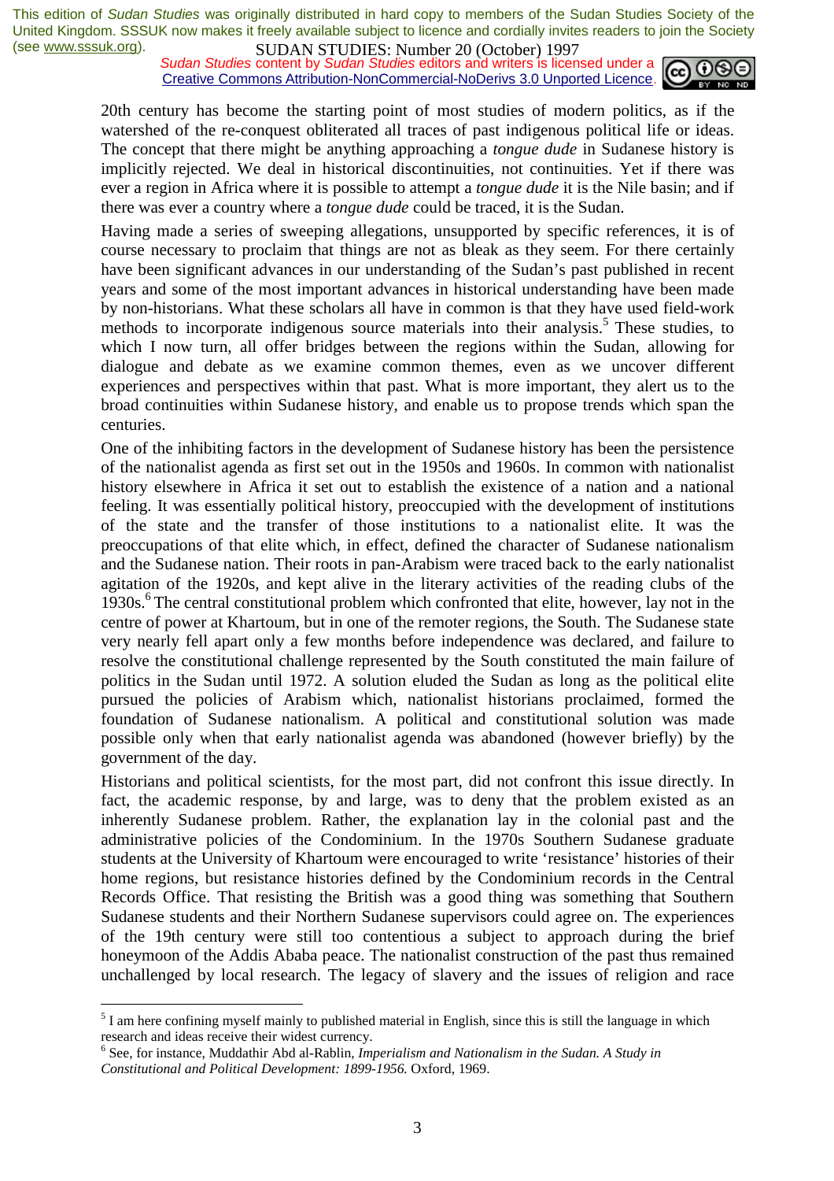20th century has become the starting point of most studies of modern politics, as if the watershed of the re-conquest obliterated all traces of past indigenous political life or ideas. The concept that there might be anything approaching a *tongue dude* in Sudanese history is implicitly rejected. We deal in historical discontinuities, not continuities. Yet if there was ever a region in Africa where it is possible to attempt a *tongue dude* it is the Nile basin; and if there was ever a country where a *tongue dude* could be traced, it is the Sudan.

Having made a series of sweeping allegations, unsupported by specific references, it is of course necessary to proclaim that things are not as bleak as they seem. For there certainly have been significant advances in our understanding of the Sudan's past published in recent years and some of the most important advances in historical understanding have been made by non-historians. What these scholars all have in common is that they have used field-work methods to incorporate indigenous source materials into their analysis.[5] These studies, to which I now turn, all offer bridges between the regions within the Sudan, allowing for dialogue and debate as we examine common themes, even as we uncover different experiences and perspectives within that past. What is more important, they alert us to the broad continuities within Sudanese history, and enable us to propose trends which span the centuries.

One of the inhibiting factors in the development of Sudanese history has been the persistence of the nationalist agenda as first set out in the 1950s and 1960s. In common with nationalist history elsewhere in Africa it set out to establish the existence of a nation and a national feeling. It was essentially political history, preoccupied with the development of institutions of the state and the transfer of those institutions to a nationalist elite. It was the preoccupations of that elite which, in effect, defined the character of Sudanese nationalism and the Sudanese nation. Their roots in pan-Arabism were traced back to the early nationalist agitation of the 1920s, and kept alive in the literary activities of the reading clubs of the 1930s.[6] The central constitutional problem which confronted that elite, however, lay not in the centre of power at Khartoum, but in one of the remoter regions, the South. The Sudanese state very nearly fell apart only a few months before independence was declared, and failure to resolve the constitutional challenge represented by the South constituted the main failure of politics in the Sudan until 1972. A solution eluded the Sudan as long as the political elite pursued the policies of Arabism which, nationalist historians proclaimed, formed the foundation of Sudanese nationalism. A political and constitutional solution was made possible only when that early nationalist agenda was abandoned (however briefly) by the government of the day.

Historians and political scientists, for the most part, did not confront this issue directly. In fact, the academic response, by and large, was to deny that the problem existed as an inherently Sudanese problem. Rather, the explanation lay in the colonial past and the administrative policies of the Condominium. In the 1970s Southern Sudanese graduate students at the University of Khartoum were encouraged to write 'resistance' histories of their home regions, but resistance histories defined by the Condominium records in the Central Records Office. That resisting the British was a good thing was something that Southern Sudanese students and their Northern Sudanese supervisors could agree on. The experiences of the 19th century were still too contentious a subject to approach during the brief honeymoon of the Addis Ababa peace. The nationalist construction of the past thus remained unchallenged by local research. The legacy of slavery and the issues of religion and race

---

[5] I am here confining myself mainly to published material in English, since this is still the language in which research and ideas receive their widest currency.

[6] See, for instance, Muddathir Abd al-Rablin, *Imperialism and Nationalism in the Sudan. A Study in Constitutional and Political Development: 1899-1956.* Oxford, 1969.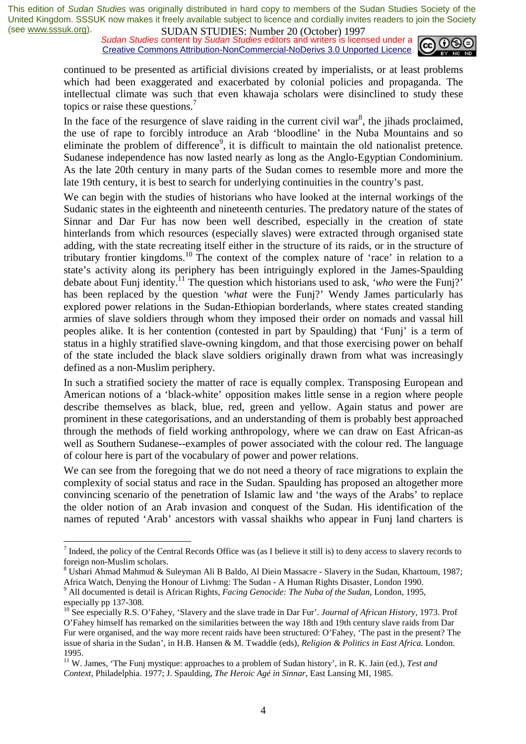continued to be presented as artificial divisions created by imperialists, or at least problems which had been exaggerated and exacerbated by colonial policies and propaganda. The intellectual climate was such that even khawaja scholars were disinclined to study these topics or raise these questions.[7]

In the face of the resurgence of slave raiding in the current civil war[8], the jihads proclaimed, the use of rape to forcibly introduce an Arab 'bloodline' in the Nuba Mountains and so eliminate the problem of difference[9], it is difficult to maintain the old nationalist pretence. Sudanese independence has now lasted nearly as long as the Anglo-Egyptian Condominium. As the late 20th century in many parts of the Sudan comes to resemble more and more the late 19th century, it is best to search for underlying continuities in the country's past.

We can begin with the studies of historians who have looked at the internal workings of the Sudanic states in the eighteenth and nineteenth centuries. The predatory nature of the states of Sinnar and Dar Fur has now been well described, especially in the creation of state hinterlands from which resources (especially slaves) were extracted through organised state adding, with the state recreating itself either in the structure of its raids, or in the structure of tributary frontier kingdoms.[10] The context of the complex nature of 'race' in relation to a state's activity along its periphery has been intriguingly explored in the James-Spaulding debate about Funj identity.[11] The question which historians used to ask, '*who* were the Funj?' has been replaced by the question '*what* were the Funj?' Wendy James particularly has explored power relations in the Sudan-Ethiopian borderlands, where states created standing armies of slave soldiers through whom they imposed their order on nomads and vassal hill peoples alike. It is her contention (contested in part by Spaulding) that 'Funj' is a term of status in a highly stratified slave-owning kingdom, and that those exercising power on behalf of the state included the black slave soldiers originally drawn from what was increasingly defined as a non-Muslim periphery.

In such a stratified society the matter of race is equally complex. Transposing European and American notions of a 'black-white' opposition makes little sense in a region where people describe themselves as black, blue, red, green and yellow. Again status and power are prominent in these categorisations, and an understanding of them is probably best approached through the methods of field working anthropology, where we can draw on East African-as well as Southern Sudanese--examples of power associated with the colour red. The language of colour here is part of the vocabulary of power and power relations.

We can see from the foregoing that we do not need a theory of race migrations to explain the complexity of social status and race in the Sudan. Spaulding has proposed an altogether more convincing scenario of the penetration of Islamic law and 'the ways of the Arabs' to replace the older notion of an Arab invasion and conquest of the Sudan. His identification of the names of reputed 'Arab' ancestors with vassal shaikhs who appear in Funj land charters is

---

[7] Indeed, the policy of the Central Records Office was (as I believe it still is) to deny access to slavery records to foreign non-Muslim scholars.

[8] Ushari Ahmad Mahmud & Suleyman Ali B Baldo, Al Diein Massacre - Slavery in the Sudan, Khartoum, 1987; Africa Watch, Denying the Honour of Livhmg: The Sudan - A Human Rights Disaster, London 1990.

[9] All documented is detail is African Rights, *Facing Genocide: The Nuba of the Sudan*, London, 1995, especially pp 137-308.

[10] See especially R.S. O'Fahey, 'Slavery and the slave trade in Dar Fur'. *Journal of African History*, 1973. Prof O'Fahey himself has remarked on the similarities between the way 18th and 19th century slave raids from Dar Fur were organised, and the way more recent raids have been structured: O'Fahey, 'The past in the present? The issue of sharia in the Sudan', in H.B. Hansen & M. Twaddle (eds), *Religion & Politics in East Africa.* London. 1995.

[11] W. James, 'The Funj mystique: approaches to a problem of Sudan history', in R. K. Jain (ed.), *Test and Context*, Philadelphia. 1977; J. Spaulding, *The Heroic Agé in Sinnar*, East Lansing MI, 1985.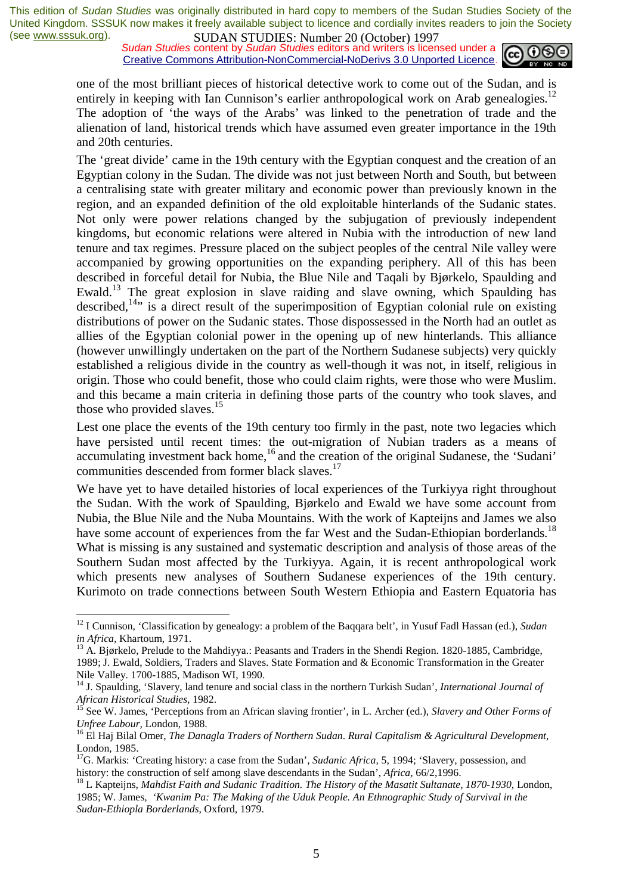one of the most brilliant pieces of historical detective work to come out of the Sudan, and is entirely in keeping with Ian Cunnison's earlier anthropological work on Arab genealogies.[12] The adoption of 'the ways of the Arabs' was linked to the penetration of trade and the alienation of land, historical trends which have assumed even greater importance in the 19th and 20th centuries.

The 'great divide' came in the 19th century with the Egyptian conquest and the creation of an Egyptian colony in the Sudan. The divide was not just between North and South, but between a centralising state with greater military and economic power than previously known in the region, and an expanded definition of the old exploitable hinterlands of the Sudanic states. Not only were power relations changed by the subjugation of previously independent kingdoms, but economic relations were altered in Nubia with the introduction of new land tenure and tax regimes. Pressure placed on the subject peoples of the central Nile valley were accompanied by growing opportunities on the expanding periphery. All of this has been described in forceful detail for Nubia, the Blue Nile and Taqali by Bjørkelo, Spaulding and Ewald.[13] The great explosion in slave raiding and slave owning, which Spaulding has described,[14]" is a direct result of the superimposition of Egyptian colonial rule on existing distributions of power on the Sudanic states. Those dispossessed in the North had an outlet as allies of the Egyptian colonial power in the opening up of new hinterlands. This alliance (however unwillingly undertaken on the part of the Northern Sudanese subjects) very quickly established a religious divide in the country as well-though it was not, in itself, religious in origin. Those who could benefit, those who could claim rights, were those who were Muslim. and this became a main criteria in defining those parts of the country who took slaves, and those who provided slaves.[15]

Lest one place the events of the 19th century too firmly in the past, note two legacies which have persisted until recent times: the out-migration of Nubian traders as a means of accumulating investment back home,[16] and the creation of the original Sudanese, the 'Sudani' communities descended from former black slaves.[17]

We have yet to have detailed histories of local experiences of the Turkiyya right throughout the Sudan. With the work of Spaulding, Bjørkelo and Ewald we have some account from Nubia, the Blue Nile and the Nuba Mountains. With the work of Kapteijns and James we also have some account of experiences from the far West and the Sudan-Ethiopian borderlands.[18] What is missing is any sustained and systematic description and analysis of those areas of the Southern Sudan most affected by the Turkiyya. Again, it is recent anthropological work which presents new analyses of Southern Sudanese experiences of the 19th century. Kurimoto on trade connections between South Western Ethiopia and Eastern Equatoria has

---

[12] I Cunnison, 'Classification by genealogy: a problem of the Baqqara belt', in Yusuf Fadl Hassan (ed.), *Sudan in Africa*, Khartoum, 1971.

[13] A. Bjørkelo, Prelude to the Mahdiyya.: Peasants and Traders in the Shendi Region. 1820-1885, Cambridge, 1989; J. Ewald, Soldiers, Traders and Slaves. State Formation and & Economic Transformation in the Greater Nile Valley. 1700-1885, Madison WI, 1990.

[14] J. Spaulding, 'Slavery, land tenure and social class in the northern Turkish Sudan', *International Journal of African Historical Studies*, 1982.

[15] See W. James, 'Perceptions from an African slaving frontier', in L. Archer (ed.), *Slavery and Other Forms of Unfree Labour*, London, 1988.

[16] El Haj Bilal Omer, *The Danagla Traders of Northern Sudan. Rural Capitalism & Agricultural Development*, London, 1985.

[17] G. Markis: 'Creating history: a case from the Sudan', *Sudanic Africa*, 5, 1994; 'Slavery, possession, and history: the construction of self among slave descendants in the Sudan', *Africa*, 66/2,1996.

[18] L Kapteijns, *Mahdist Faith and Sudanic Tradition. The History of the Masatit Sultanate, 1870-1930*, London, 1985; W. James, *'Kwanim Pa: The Making of the Uduk People. An Ethnographic Study of Survival in the Sudan-Ethiopla Borderlands*, Oxford, 1979.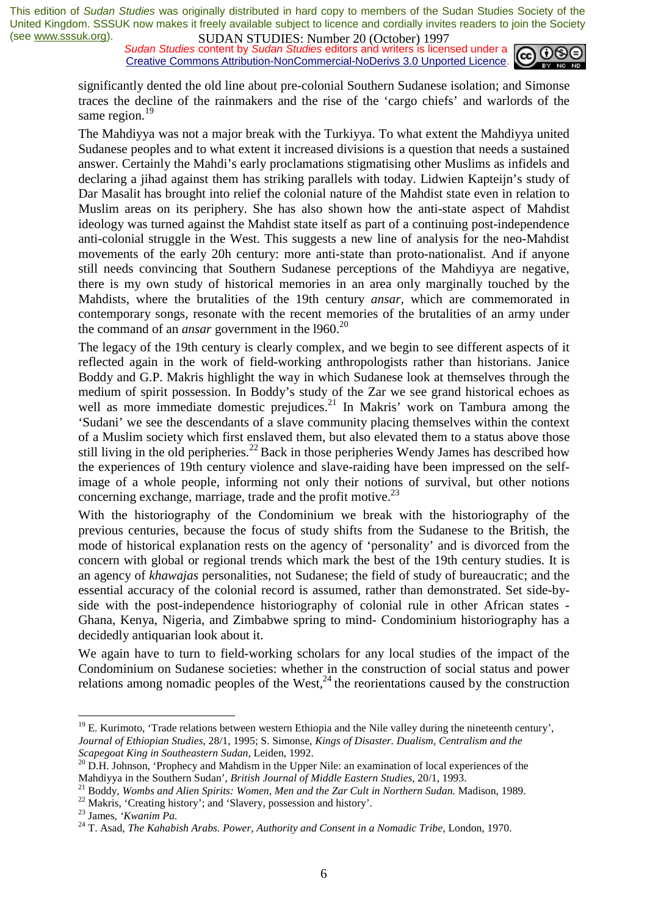significantly dented the old line about pre-colonial Southern Sudanese isolation; and Simonse traces the decline of the rainmakers and the rise of the 'cargo chiefs' and warlords of the same region.[19]

The Mahdiyya was not a major break with the Turkiyya. To what extent the Mahdiyya united Sudanese peoples and to what extent it increased divisions is a question that needs a sustained answer. Certainly the Mahdi's early proclamations stigmatising other Muslims as infidels and declaring a jihad against them has striking parallels with today. Lidwien Kapteijn's study of Dar Masalit has brought into relief the colonial nature of the Mahdist state even in relation to Muslim areas on its periphery. She has also shown how the anti-state aspect of Mahdist ideology was turned against the Mahdist state itself as part of a continuing post-independence anti-colonial struggle in the West. This suggests a new line of analysis for the neo-Mahdist movements of the early 20h century: more anti-state than proto-nationalist. And if anyone still needs convincing that Southern Sudanese perceptions of the Mahdiyya are negative, there is my own study of historical memories in an area only marginally touched by the Mahdists, where the brutalities of the 19th century *ansar*, which are commemorated in contemporary songs, resonate with the recent memories of the brutalities of an army under the command of an *ansar* government in the l960.[20]

The legacy of the 19th century is clearly complex, and we begin to see different aspects of it reflected again in the work of field-working anthropologists rather than historians. Janice Boddy and G.P. Makris highlight the way in which Sudanese look at themselves through the medium of spirit possession. In Boddy's study of the Zar we see grand historical echoes as well as more immediate domestic prejudices.[21] In Makris' work on Tambura among the 'Sudani' we see the descendants of a slave community placing themselves within the context of a Muslim society which first enslaved them, but also elevated them to a status above those still living in the old peripheries.[22] Back in those peripheries Wendy James has described how the experiences of 19th century violence and slave-raiding have been impressed on the self-image of a whole people, informing not only their notions of survival, but other notions concerning exchange, marriage, trade and the profit motive.[23]

With the historiography of the Condominium we break with the historiography of the previous centuries, because the focus of study shifts from the Sudanese to the British, the mode of historical explanation rests on the agency of 'personality' and is divorced from the concern with global or regional trends which mark the best of the 19th century studies. It is an agency of *khawajas* personalities, not Sudanese; the field of study of bureaucratic; and the essential accuracy of the colonial record is assumed, rather than demonstrated. Set side-by-side with the post-independence historiography of colonial rule in other African states - Ghana, Kenya, Nigeria, and Zimbabwe spring to mind- Condominium historiography has a decidedly antiquarian look about it.

We again have to turn to field-working scholars for any local studies of the impact of the Condominium on Sudanese societies: whether in the construction of social status and power relations among nomadic peoples of the West,[24] the reorientations caused by the construction

---

[19] E. Kurimoto, 'Trade relations between western Ethiopia and the Nile valley during the nineteenth century', *Journal of Ethiopian Studies*, 28/1, 1995; S. Simonse, *Kings of Disaster. Dualism, Centralism and the Scapegoat King in Southeastern Sudan*, Leiden, 1992.

[20] D.H. Johnson, 'Prophecy and Mahdism in the Upper Nile: an examination of local experiences of the Mahdiyya in the Southern Sudan', *British Journal of Middle Eastern Studies*, 20/1, 1993.

[21] Boddy, *Wombs and Alien Spirits: Women, Men and the Zar Cult in Northern Sudan.* Madison, 1989.

[22] Makris, 'Creating history'; and 'Slavery, possession and history'.

[23] James, *'Kwanim Pa.*

[24] T. Asad, *The Kahabish Arabs. Power, Authority and Consent in a Nomadic Tribe,* London, 1970.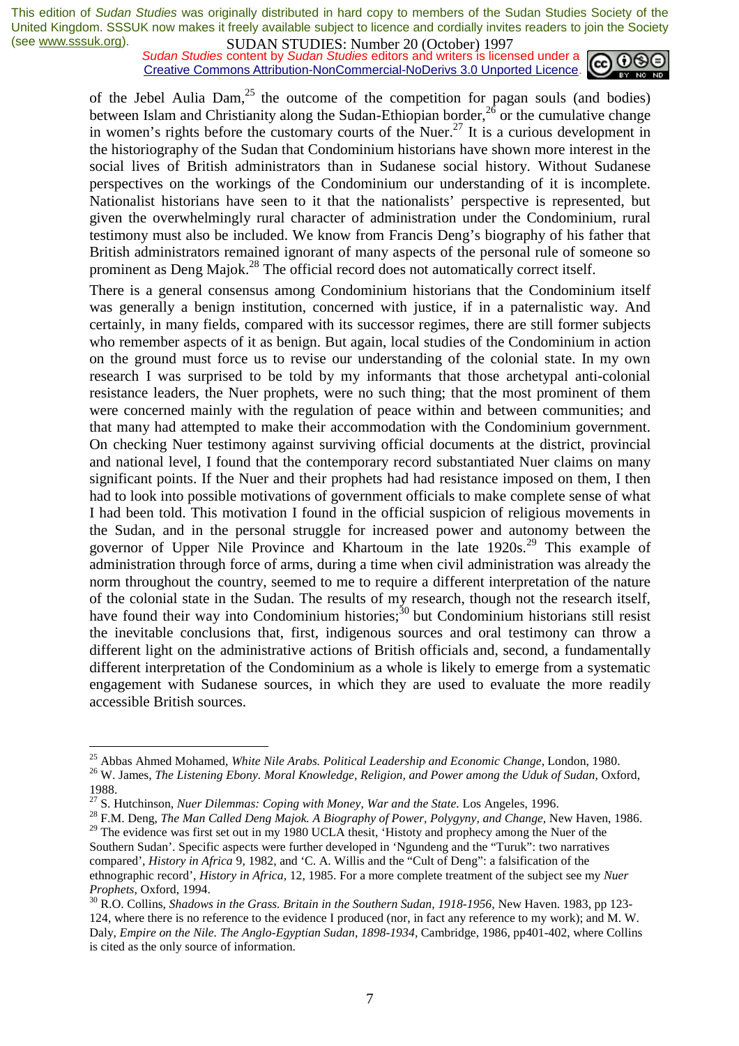of the Jebel Aulia Dam,[25] the outcome of the competition for pagan souls (and bodies) between Islam and Christianity along the Sudan-Ethiopian border,[26] or the cumulative change in women's rights before the customary courts of the Nuer.[27] It is a curious development in the historiography of the Sudan that Condominium historians have shown more interest in the social lives of British administrators than in Sudanese social history. Without Sudanese perspectives on the workings of the Condominium our understanding of it is incomplete. Nationalist historians have seen to it that the nationalists' perspective is represented, but given the overwhelmingly rural character of administration under the Condominium, rural testimony must also be included. We know from Francis Deng's biography of his father that British administrators remained ignorant of many aspects of the personal rule of someone so prominent as Deng Majok.[28] The official record does not automatically correct itself.

There is a general consensus among Condominium historians that the Condominium itself was generally a benign institution, concerned with justice, if in a paternalistic way. And certainly, in many fields, compared with its successor regimes, there are still former subjects who remember aspects of it as benign. But again, local studies of the Condominium in action on the ground must force us to revise our understanding of the colonial state. In my own research I was surprised to be told by my informants that those archetypal anti-colonial resistance leaders, the Nuer prophets, were no such thing; that the most prominent of them were concerned mainly with the regulation of peace within and between communities; and that many had attempted to make their accommodation with the Condominium government. On checking Nuer testimony against surviving official documents at the district, provincial and national level, I found that the contemporary record substantiated Nuer claims on many significant points. If the Nuer and their prophets had had resistance imposed on them, I then had to look into possible motivations of government officials to make complete sense of what I had been told. This motivation I found in the official suspicion of religious movements in the Sudan, and in the personal struggle for increased power and autonomy between the governor of Upper Nile Province and Khartoum in the late 1920s.[29] This example of administration through force of arms, during a time when civil administration was already the norm throughout the country, seemed to me to require a different interpretation of the nature of the colonial state in the Sudan. The results of my research, though not the research itself, have found their way into Condominium histories;[30] but Condominium historians still resist the inevitable conclusions that, first, indigenous sources and oral testimony can throw a different light on the administrative actions of British officials and, second, a fundamentally different interpretation of the Condominium as a whole is likely to emerge from a systematic engagement with Sudanese sources, in which they are used to evaluate the more readily accessible British sources.

---

[25] Abbas Ahmed Mohamed, *White Nile Arabs. Political Leadership and Economic Change*, London, 1980.

[26] W. James, *The Listening Ebony. Moral Knowledge, Religion, and Power among the Uduk of Sudan*, Oxford, 1988.

[27] S. Hutchinson, *Nuer Dilemmas: Coping with Money, War and the State.* Los Angeles, 1996.

[28] F.M. Deng, *The Man Called Deng Majok. A Biography of Power, Polygyny, and Change*, New Haven, 1986.

[29] The evidence was first set out in my 1980 UCLA thesit, 'Histoty and prophecy among the Nuer of the Southern Sudan'. Specific aspects were further developed in 'Ngundeng and the "Turuk": two narratives compared', *History in Africa* 9, 1982, and 'C. A. Willis and the "Cult of Deng": a falsification of the ethnographic record', *History in Africa*, 12, 1985. For a more complete treatment of the subject see my *Nuer Prophets*, Oxford, 1994.

[30] R.O. Collins, *Shadows in the Grass. Britain in the Southern Sudan, 1918-1956*, New Haven. 1983, pp 123-124, where there is no reference to the evidence I produced (nor, in fact any reference to my work); and M. W. Daly, *Empire on the Nile. The Anglo-Egyptian Sudan, 1898-1934*, Cambridge, 1986, pp401-402, where Collins is cited as the only source of information.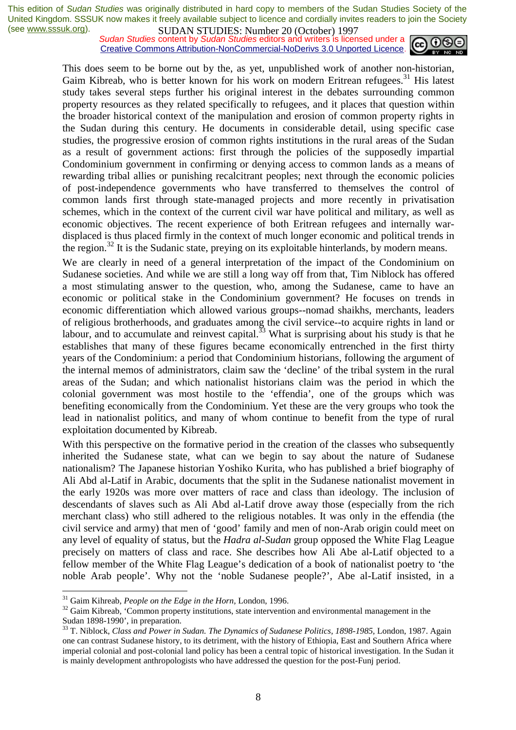This does seem to be borne out by the, as yet, unpublished work of another non-historian, Gaim Kibreab, who is better known for his work on modern Eritrean refugees.[31] His latest study takes several steps further his original interest in the debates surrounding common property resources as they related specifically to refugees, and it places that question within the broader historical context of the manipulation and erosion of common property rights in the Sudan during this century. He documents in considerable detail, using specific case studies, the progressive erosion of common rights institutions in the rural areas of the Sudan as a result of government actions: first through the policies of the supposedly impartial Condominium government in confirming or denying access to common lands as a means of rewarding tribal allies or punishing recalcitrant peoples; next through the economic policies of post-independence governments who have transferred to themselves the control of common lands first through state-managed projects and more recently in privatisation schemes, which in the context of the current civil war have political and military, as well as economic objectives. The recent experience of both Eritrean refugees and internally war-displaced is thus placed firmly in the context of much longer economic and political trends in the region.[32] It is the Sudanic state, preying on its exploitable hinterlands, by modern means.

We are clearly in need of a general interpretation of the impact of the Condominium on Sudanese societies. And while we are still a long way off from that, Tim Niblock has offered a most stimulating answer to the question, who, among the Sudanese, came to have an economic or political stake in the Condominium government? He focuses on trends in economic differentiation which allowed various groups--nomad shaikhs, merchants, leaders of religious brotherhoods, and graduates among the civil service--to acquire rights in land or labour, and to accumulate and reinvest capital.[33] What is surprising about his study is that he establishes that many of these figures became economically entrenched in the first thirty years of the Condominium: a period that Condominium historians, following the argument of the internal memos of administrators, claim saw the 'decline' of the tribal system in the rural areas of the Sudan; and which nationalist historians claim was the period in which the colonial government was most hostile to the 'effendia', one of the groups which was benefiting economically from the Condominium. Yet these are the very groups who took the lead in nationalist politics, and many of whom continue to benefit from the type of rural exploitation documented by Kibreab.

With this perspective on the formative period in the creation of the classes who subsequently inherited the Sudanese state, what can we begin to say about the nature of Sudanese nationalism? The Japanese historian Yoshiko Kurita, who has published a brief biography of Ali Abd al-Latif in Arabic, documents that the split in the Sudanese nationalist movement in the early 1920s was more over matters of race and class than ideology. The inclusion of descendants of slaves such as Ali Abd al-Latif drove away those (especially from the rich merchant class) who still adhered to the religious notables. It was only in the effendia (the civil service and army) that men of 'good' family and men of non-Arab origin could meet on any level of equality of status, but the *Hadra al-Sudan* group opposed the White Flag League precisely on matters of class and race. She describes how Ali Abe al-Latif objected to a fellow member of the White Flag League's dedication of a book of nationalist poetry to 'the noble Arab people'. Why not the 'noble Sudanese people?', Abe al-Latif insisted, in a

---

[31] Gaim Kihreab, *People on the Edge in the Horn,* London, 1996.

[32] Gaim Kibreab, 'Common property institutions, state intervention and environmental management in the Sudan 1898-1990', in preparation.

[33] T. Niblock, *Class and Power in Sudan. The Dynamics of Sudanese Politics, 1898-1985*, London, 1987. Again one can contrast Sudanese history, to its detriment, with the history of Ethiopia, East and Southern Africa where imperial colonial and post-colonial land policy has been a central topic of historical investigation. In the Sudan it is mainly development anthropologists who have addressed the question for the post-Funj period.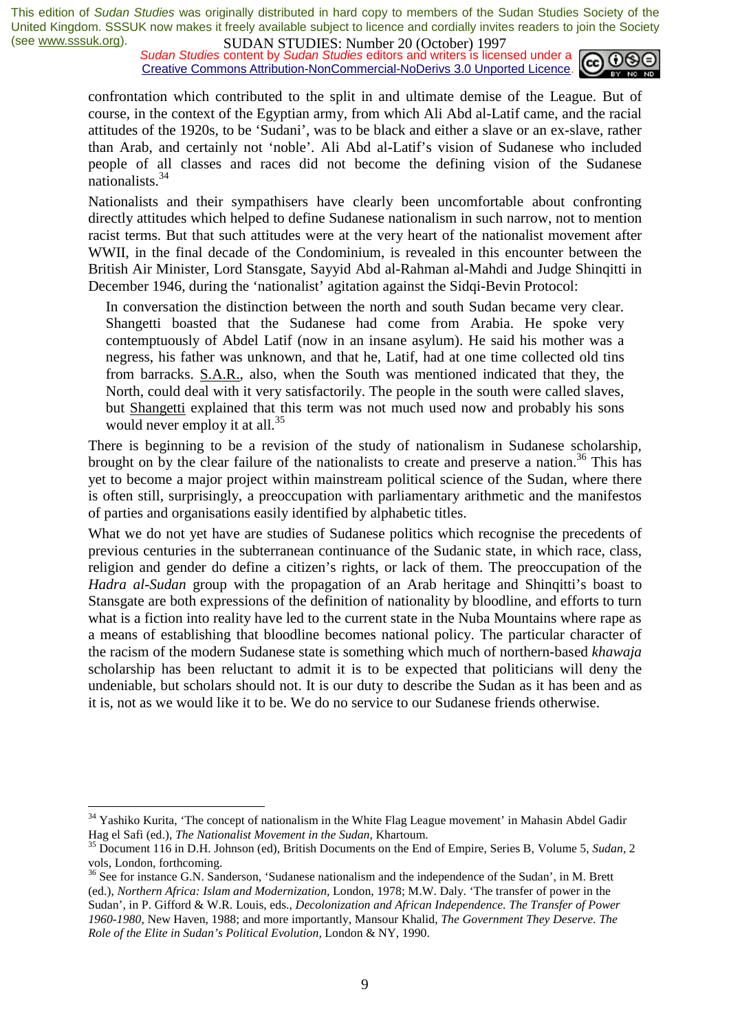confrontation which contributed to the split in and ultimate demise of the League. But of course, in the context of the Egyptian army, from which Ali Abd al-Latif came, and the racial attitudes of the 1920s, to be 'Sudani', was to be black and either a slave or an ex-slave, rather than Arab, and certainly not 'noble'. Ali Abd al-Latif's vision of Sudanese who included people of all classes and races did not become the defining vision of the Sudanese nationalists.[34]

Nationalists and their sympathisers have clearly been uncomfortable about confronting directly attitudes which helped to define Sudanese nationalism in such narrow, not to mention racist terms. But that such attitudes were at the very heart of the nationalist movement after WWII, in the final decade of the Condominium, is revealed in this encounter between the British Air Minister, Lord Stansgate, Sayyid Abd al-Rahman al-Mahdi and Judge Shinqitti in December 1946, during the 'nationalist' agitation against the Sidqi-Bevin Protocol:

> In conversation the distinction between the north and south Sudan became very clear. Shangetti boasted that the Sudanese had come from Arabia. He spoke very contemptuously of Abdel Latif (now in an insane asylum). He said his mother was a negress, his father was unknown, and that he, Latif, had at one time collected old tins from barracks. S.A.R., also, when the South was mentioned indicated that they, the North, could deal with it very satisfactorily. The people in the south were called slaves, but Shangetti explained that this term was not much used now and probably his sons would never employ it at all.[35]

There is beginning to be a revision of the study of nationalism in Sudanese scholarship, brought on by the clear failure of the nationalists to create and preserve a nation.[36] This has yet to become a major project within mainstream political science of the Sudan, where there is often still, surprisingly, a preoccupation with parliamentary arithmetic and the manifestos of parties and organisations easily identified by alphabetic titles.

What we do not yet have are studies of Sudanese politics which recognise the precedents of previous centuries in the subterranean continuance of the Sudanic state, in which race, class, religion and gender do define a citizen's rights, or lack of them. The preoccupation of the *Hadra al-Sudan* group with the propagation of an Arab heritage and Shinqitti's boast to Stansgate are both expressions of the definition of nationality by bloodline, and efforts to turn what is a fiction into reality have led to the current state in the Nuba Mountains where rape as a means of establishing that bloodline becomes national policy. The particular character of the racism of the modern Sudanese state is something which much of northern-based *khawaja* scholarship has been reluctant to admit it is to be expected that politicians will deny the undeniable, but scholars should not. It is our duty to describe the Sudan as it has been and as it is, not as we would like it to be. We do no service to our Sudanese friends otherwise.

---

[34] Yashiko Kurita, 'The concept of nationalism in the White Flag League movement' in Mahasin Abdel Gadir Hag el Safi (ed.), *The Nationalist Movement in the Sudan*, Khartoum.

[35] Document 116 in D.H. Johnson (ed), British Documents on the End of Empire, Series B, Volume 5, *Sudan*, 2 vols, London, forthcoming.

[36] See for instance G.N. Sanderson, 'Sudanese nationalism and the independence of the Sudan', in M. Brett (ed.), *Northern Africa: Islam and Modernization*, London, 1978; M.W. Daly. 'The transfer of power in the Sudan', in P. Gifford & W.R. Louis, eds., *Decolonization and African Independence. The Transfer of Power 1960-1980*, New Haven, 1988; and more importantly, Mansour Khalid, *The Government They Deserve. The Role of the Elite in Sudan's Political Evolution*, London & NY, 1990.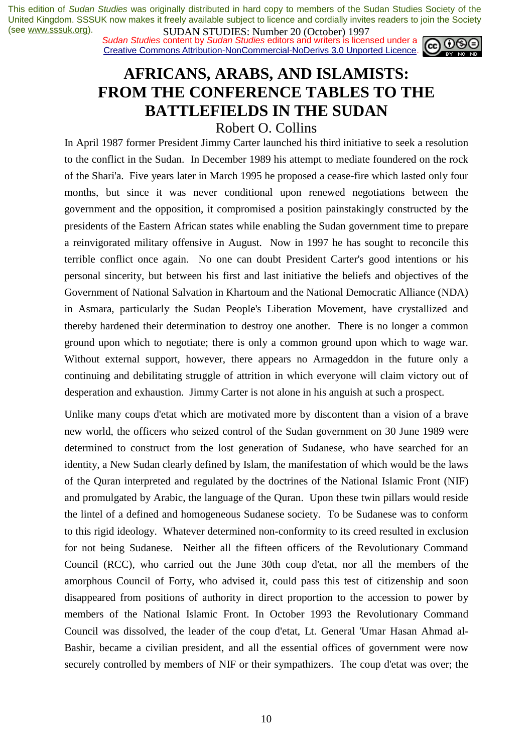# AFRICANS, ARABS, AND ISLAMISTS: FROM THE CONFERENCE TABLES TO THE BATTLEFIELDS IN THE SUDAN

Robert O. Collins

In April 1987 former President Jimmy Carter launched his third initiative to seek a resolution to the conflict in the Sudan. In December 1989 his attempt to mediate foundered on the rock of the Shari'a. Five years later in March 1995 he proposed a cease-fire which lasted only four months, but since it was never conditional upon renewed negotiations between the government and the opposition, it compromised a position painstakingly constructed by the presidents of the Eastern African states while enabling the Sudan government time to prepare a reinvigorated military offensive in August. Now in 1997 he has sought to reconcile this terrible conflict once again. No one can doubt President Carter's good intentions or his personal sincerity, but between his first and last initiative the beliefs and objectives of the Government of National Salvation in Khartoum and the National Democratic Alliance (NDA) in Asmara, particularly the Sudan People's Liberation Movement, have crystallized and thereby hardened their determination to destroy one another. There is no longer a common ground upon which to negotiate; there is only a common ground upon which to wage war. Without external support, however, there appears no Armageddon in the future only a continuing and debilitating struggle of attrition in which everyone will claim victory out of desperation and exhaustion. Jimmy Carter is not alone in his anguish at such a prospect.

Unlike many coups d'etat which are motivated more by discontent than a vision of a brave new world, the officers who seized control of the Sudan government on 30 June 1989 were determined to construct from the lost generation of Sudanese, who have searched for an identity, a New Sudan clearly defined by Islam, the manifestation of which would be the laws of the Quran interpreted and regulated by the doctrines of the National Islamic Front (NIF) and promulgated by Arabic, the language of the Quran. Upon these twin pillars would reside the lintel of a defined and homogeneous Sudanese society. To be Sudanese was to conform to this rigid ideology. Whatever determined non-conformity to its creed resulted in exclusion for not being Sudanese. Neither all the fifteen officers of the Revolutionary Command Council (RCC), who carried out the June 30th coup d'etat, nor all the members of the amorphous Council of Forty, who advised it, could pass this test of citizenship and soon disappeared from positions of authority in direct proportion to the accession to power by members of the National Islamic Front. In October 1993 the Revolutionary Command Council was dissolved, the leader of the coup d'etat, Lt. General 'Umar Hasan Ahmad al-Bashir, became a civilian president, and all the essential offices of government were now securely controlled by members of NIF or their sympathizers. The coup d'etat was over; the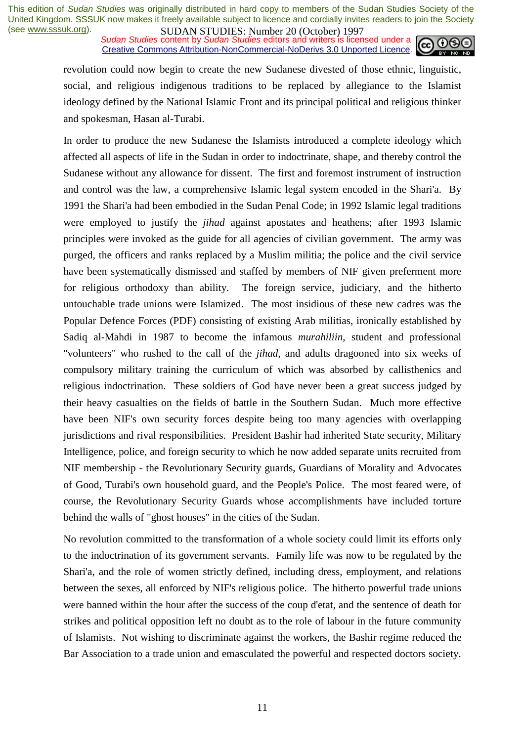revolution could now begin to create the new Sudanese divested of those ethnic, linguistic, social, and religious indigenous traditions to be replaced by allegiance to the Islamist ideology defined by the National Islamic Front and its principal political and religious thinker and spokesman, Hasan al-Turabi.

In order to produce the new Sudanese the Islamists introduced a complete ideology which affected all aspects of life in the Sudan in order to indoctrinate, shape, and thereby control the Sudanese without any allowance for dissent. The first and foremost instrument of instruction and control was the law, a comprehensive Islamic legal system encoded in the Shari'a. By 1991 the Shari'a had been embodied in the Sudan Penal Code; in 1992 Islamic legal traditions were employed to justify the *jihad* against apostates and heathens; after 1993 Islamic principles were invoked as the guide for all agencies of civilian government. The army was purged, the officers and ranks replaced by a Muslim militia; the police and the civil service have been systematically dismissed and staffed by members of NIF given preferment more for religious orthodoxy than ability. The foreign service, judiciary, and the hitherto untouchable trade unions were Islamized. The most insidious of these new cadres was the Popular Defence Forces (PDF) consisting of existing Arab militias, ironically established by Sadiq al-Mahdi in 1987 to become the infamous *murahiliin*, student and professional "volunteers" who rushed to the call of the *jihad*, and adults dragooned into six weeks of compulsory military training the curriculum of which was absorbed by callisthenics and religious indoctrination. These soldiers of God have never been a great success judged by their heavy casualties on the fields of battle in the Southern Sudan. Much more effective have been NIF's own security forces despite being too many agencies with overlapping jurisdictions and rival responsibilities. President Bashir had inherited State security, Military Intelligence, police, and foreign security to which he now added separate units recruited from NIF membership - the Revolutionary Security guards, Guardians of Morality and Advocates of Good, Turabi's own household guard, and the People's Police. The most feared were, of course, the Revolutionary Security Guards whose accomplishments have included torture behind the walls of "ghost houses" in the cities of the Sudan.

No revolution committed to the transformation of a whole society could limit its efforts only to the indoctrination of its government servants. Family life was now to be regulated by the Shari'a, and the role of women strictly defined, including dress, employment, and relations between the sexes, all enforced by NIF's religious police. The hitherto powerful trade unions were banned within the hour after the success of the coup d'etat, and the sentence of death for strikes and political opposition left no doubt as to the role of labour in the future community of Islamists. Not wishing to discriminate against the workers, the Bashir regime reduced the Bar Association to a trade union and emasculated the powerful and respected doctors society.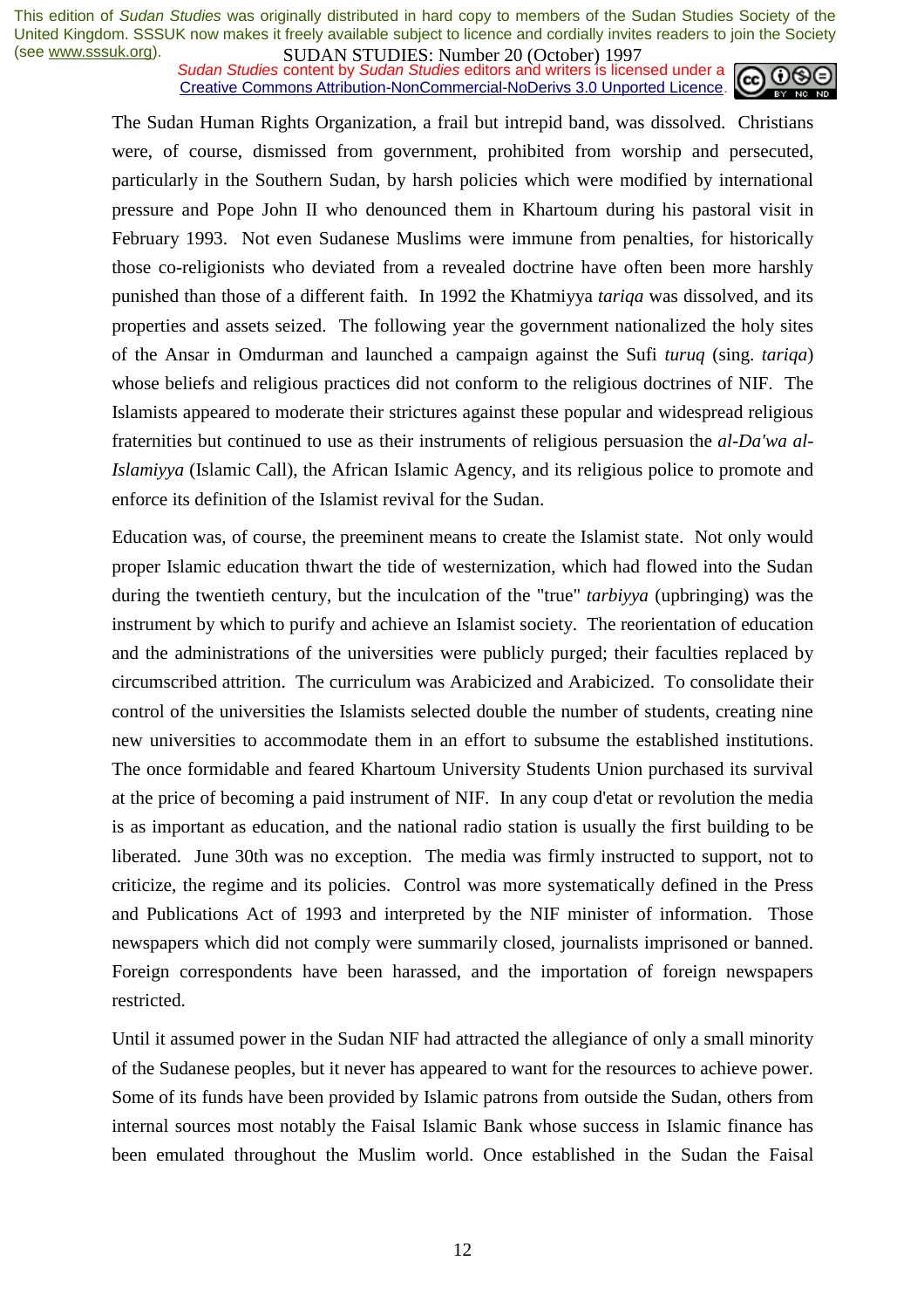The Sudan Human Rights Organization, a frail but intrepid band, was dissolved. Christians were, of course, dismissed from government, prohibited from worship and persecuted, particularly in the Southern Sudan, by harsh policies which were modified by international pressure and Pope John II who denounced them in Khartoum during his pastoral visit in February 1993. Not even Sudanese Muslims were immune from penalties, for historically those co-religionists who deviated from a revealed doctrine have often been more harshly punished than those of a different faith. In 1992 the Khatmiyya *tariqa* was dissolved, and its properties and assets seized. The following year the government nationalized the holy sites of the Ansar in Omdurman and launched a campaign against the Sufi *turuq* (sing. *tariqa*) whose beliefs and religious practices did not conform to the religious doctrines of NIF. The Islamists appeared to moderate their strictures against these popular and widespread religious fraternities but continued to use as their instruments of religious persuasion the *al-Da'wa al-Islamiyya* (Islamic Call), the African Islamic Agency, and its religious police to promote and enforce its definition of the Islamist revival for the Sudan.

Education was, of course, the preeminent means to create the Islamist state. Not only would proper Islamic education thwart the tide of westernization, which had flowed into the Sudan during the twentieth century, but the inculcation of the "true" *tarbiyya* (upbringing) was the instrument by which to purify and achieve an Islamist society. The reorientation of education and the administrations of the universities were publicly purged; their faculties replaced by circumscribed attrition. The curriculum was Arabicized and Arabicized. To consolidate their control of the universities the Islamists selected double the number of students, creating nine new universities to accommodate them in an effort to subsume the established institutions. The once formidable and feared Khartoum University Students Union purchased its survival at the price of becoming a paid instrument of NIF. In any coup d'etat or revolution the media is as important as education, and the national radio station is usually the first building to be liberated. June 30th was no exception. The media was firmly instructed to support, not to criticize, the regime and its policies. Control was more systematically defined in the Press and Publications Act of 1993 and interpreted by the NIF minister of information. Those newspapers which did not comply were summarily closed, journalists imprisoned or banned. Foreign correspondents have been harassed, and the importation of foreign newspapers restricted.

Until it assumed power in the Sudan NIF had attracted the allegiance of only a small minority of the Sudanese peoples, but it never has appeared to want for the resources to achieve power. Some of its funds have been provided by Islamic patrons from outside the Sudan, others from internal sources most notably the Faisal Islamic Bank whose success in Islamic finance has been emulated throughout the Muslim world. Once established in the Sudan the Faisal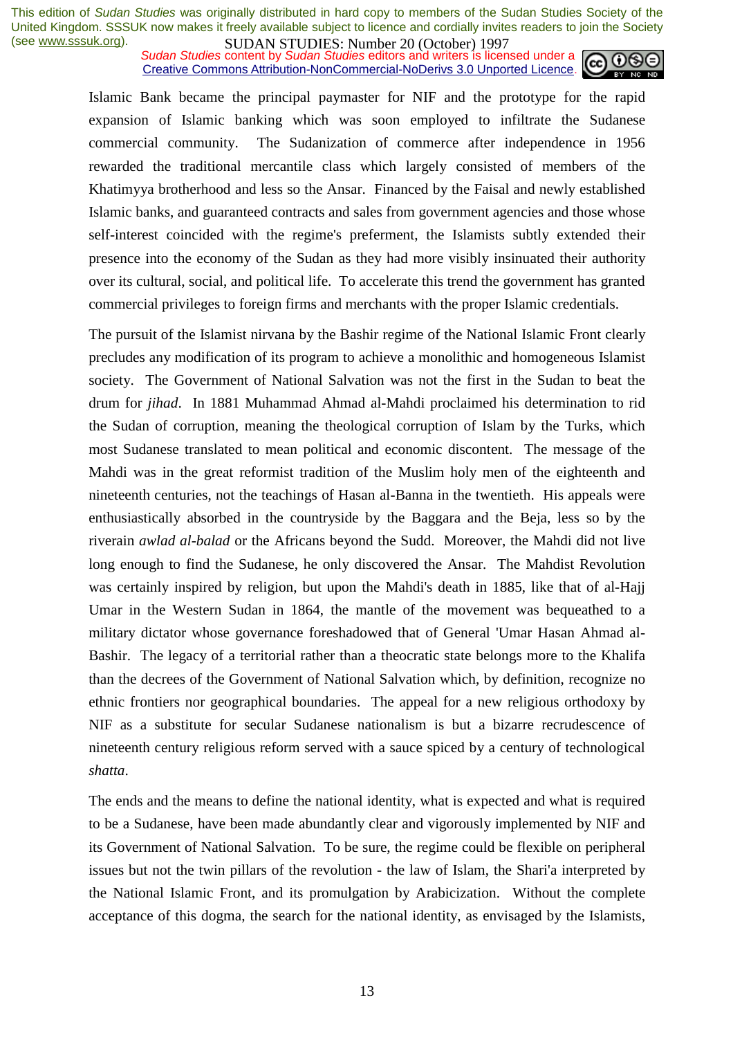Islamic Bank became the principal paymaster for NIF and the prototype for the rapid expansion of Islamic banking which was soon employed to infiltrate the Sudanese commercial community. The Sudanization of commerce after independence in 1956 rewarded the traditional mercantile class which largely consisted of members of the Khatimyya brotherhood and less so the Ansar. Financed by the Faisal and newly established Islamic banks, and guaranteed contracts and sales from government agencies and those whose self-interest coincided with the regime's preferment, the Islamists subtly extended their presence into the economy of the Sudan as they had more visibly insinuated their authority over its cultural, social, and political life. To accelerate this trend the government has granted commercial privileges to foreign firms and merchants with the proper Islamic credentials.

The pursuit of the Islamist nirvana by the Bashir regime of the National Islamic Front clearly precludes any modification of its program to achieve a monolithic and homogeneous Islamist society. The Government of National Salvation was not the first in the Sudan to beat the drum for *jihad*. In 1881 Muhammad Ahmad al-Mahdi proclaimed his determination to rid the Sudan of corruption, meaning the theological corruption of Islam by the Turks, which most Sudanese translated to mean political and economic discontent. The message of the Mahdi was in the great reformist tradition of the Muslim holy men of the eighteenth and nineteenth centuries, not the teachings of Hasan al-Banna in the twentieth. His appeals were enthusiastically absorbed in the countryside by the Baggara and the Beja, less so by the riverain *awlad al-balad* or the Africans beyond the Sudd. Moreover, the Mahdi did not live long enough to find the Sudanese, he only discovered the Ansar. The Mahdist Revolution was certainly inspired by religion, but upon the Mahdi's death in 1885, like that of al-Hajj Umar in the Western Sudan in 1864, the mantle of the movement was bequeathed to a military dictator whose governance foreshadowed that of General 'Umar Hasan Ahmad al-Bashir. The legacy of a territorial rather than a theocratic state belongs more to the Khalifa than the decrees of the Government of National Salvation which, by definition, recognize no ethnic frontiers nor geographical boundaries. The appeal for a new religious orthodoxy by NIF as a substitute for secular Sudanese nationalism is but a bizarre recrudescence of nineteenth century religious reform served with a sauce spiced by a century of technological *shatta*.

The ends and the means to define the national identity, what is expected and what is required to be a Sudanese, have been made abundantly clear and vigorously implemented by NIF and its Government of National Salvation. To be sure, the regime could be flexible on peripheral issues but not the twin pillars of the revolution - the law of Islam, the Shari'a interpreted by the National Islamic Front, and its promulgation by Arabicization. Without the complete acceptance of this dogma, the search for the national identity, as envisaged by the Islamists,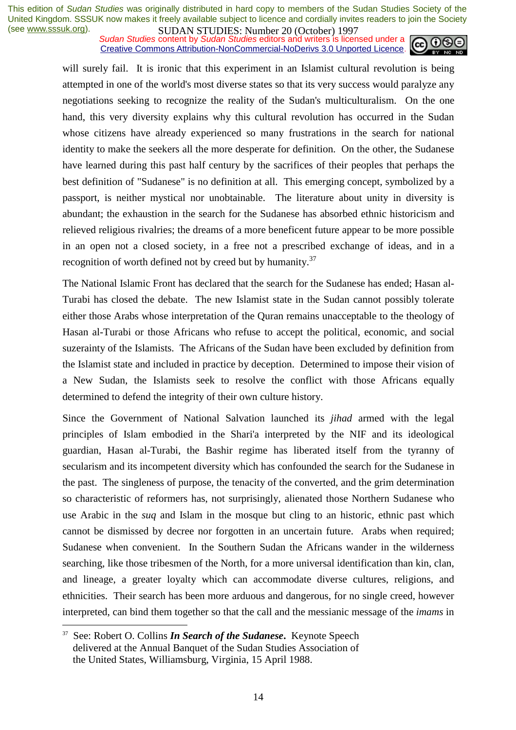will surely fail. It is ironic that this experiment in an Islamist cultural revolution is being attempted in one of the world's most diverse states so that its very success would paralyze any negotiations seeking to recognize the reality of the Sudan's multiculturalism. On the one hand, this very diversity explains why this cultural revolution has occurred in the Sudan whose citizens have already experienced so many frustrations in the search for national identity to make the seekers all the more desperate for definition. On the other, the Sudanese have learned during this past half century by the sacrifices of their peoples that perhaps the best definition of "Sudanese" is no definition at all. This emerging concept, symbolized by a passport, is neither mystical nor unobtainable. The literature about unity in diversity is abundant; the exhaustion in the search for the Sudanese has absorbed ethnic historicism and relieved religious rivalries; the dreams of a more beneficent future appear to be more possible in an open not a closed society, in a free not a prescribed exchange of ideas, and in a recognition of worth defined not by creed but by humanity.[37]

The National Islamic Front has declared that the search for the Sudanese has ended; Hasan al-Turabi has closed the debate. The new Islamist state in the Sudan cannot possibly tolerate either those Arabs whose interpretation of the Quran remains unacceptable to the theology of Hasan al-Turabi or those Africans who refuse to accept the political, economic, and social suzerainty of the Islamists. The Africans of the Sudan have been excluded by definition from the Islamist state and included in practice by deception. Determined to impose their vision of a New Sudan, the Islamists seek to resolve the conflict with those Africans equally determined to defend the integrity of their own culture history.

Since the Government of National Salvation launched its *jihad* armed with the legal principles of Islam embodied in the Shari'a interpreted by the NIF and its ideological guardian, Hasan al-Turabi, the Bashir regime has liberated itself from the tyranny of secularism and its incompetent diversity which has confounded the search for the Sudanese in the past. The singleness of purpose, the tenacity of the converted, and the grim determination so characteristic of reformers has, not surprisingly, alienated those Northern Sudanese who use Arabic in the *suq* and Islam in the mosque but cling to an historic, ethnic past which cannot be dismissed by decree nor forgotten in an uncertain future. Arabs when required; Sudanese when convenient. In the Southern Sudan the Africans wander in the wilderness searching, like those tribesmen of the North, for a more universal identification than kin, clan, and lineage, a greater loyalty which can accommodate diverse cultures, religions, and ethnicities. Their search has been more arduous and dangerous, for no single creed, however interpreted, can bind them together so that the call and the messianic message of the *imams* in

---

[37] See: Robert O. Collins ***In Search of the Sudanese***. Keynote Speech delivered at the Annual Banquet of the Sudan Studies Association of the United States, Williamsburg, Virginia, 15 April 1988.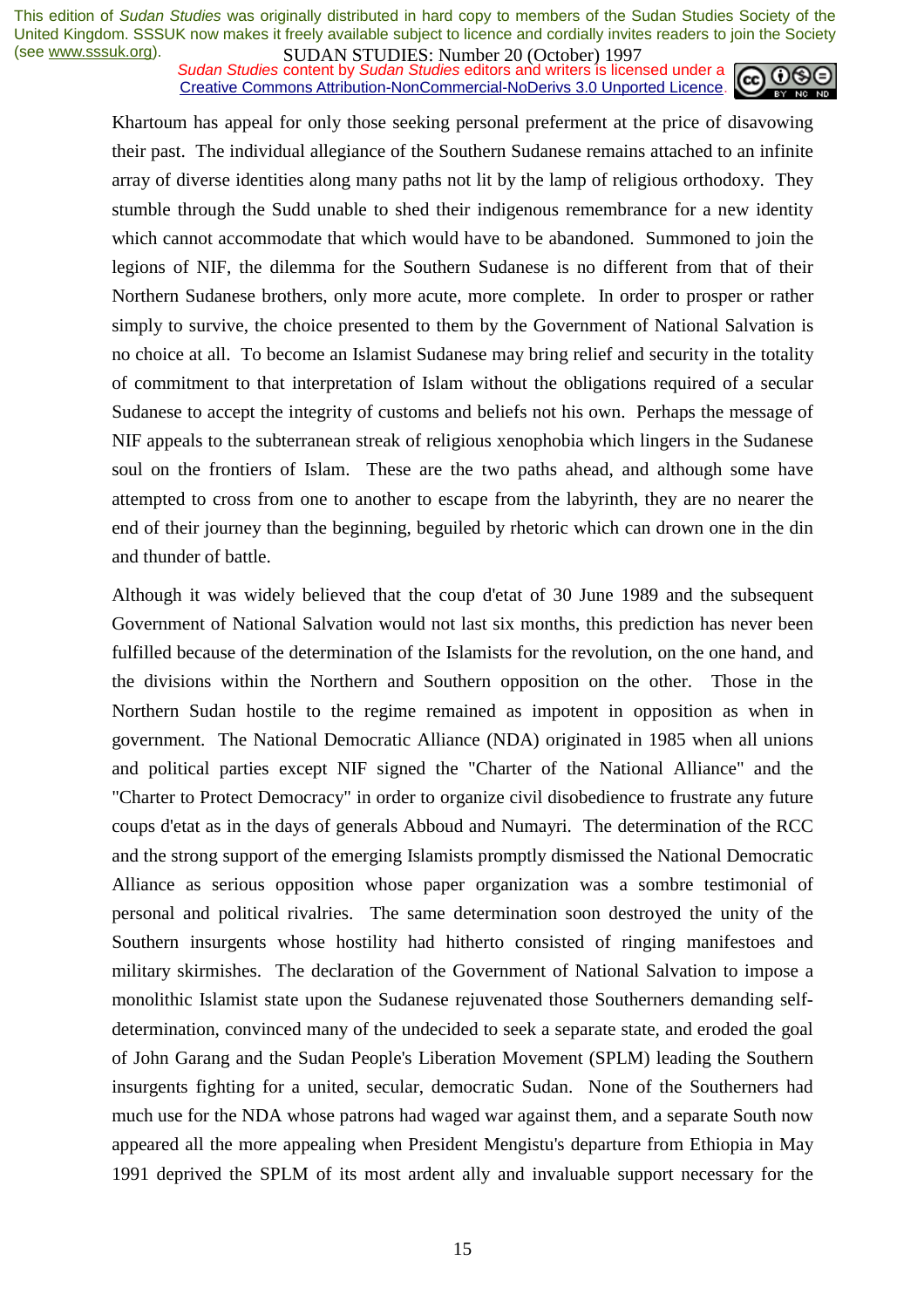Khartoum has appeal for only those seeking personal preferment at the price of disavowing their past. The individual allegiance of the Southern Sudanese remains attached to an infinite array of diverse identities along many paths not lit by the lamp of religious orthodoxy. They stumble through the Sudd unable to shed their indigenous remembrance for a new identity which cannot accommodate that which would have to be abandoned. Summoned to join the legions of NIF, the dilemma for the Southern Sudanese is no different from that of their Northern Sudanese brothers, only more acute, more complete. In order to prosper or rather simply to survive, the choice presented to them by the Government of National Salvation is no choice at all. To become an Islamist Sudanese may bring relief and security in the totality of commitment to that interpretation of Islam without the obligations required of a secular Sudanese to accept the integrity of customs and beliefs not his own. Perhaps the message of NIF appeals to the subterranean streak of religious xenophobia which lingers in the Sudanese soul on the frontiers of Islam. These are the two paths ahead, and although some have attempted to cross from one to another to escape from the labyrinth, they are no nearer the end of their journey than the beginning, beguiled by rhetoric which can drown one in the din and thunder of battle.

Although it was widely believed that the coup d'etat of 30 June 1989 and the subsequent Government of National Salvation would not last six months, this prediction has never been fulfilled because of the determination of the Islamists for the revolution, on the one hand, and the divisions within the Northern and Southern opposition on the other. Those in the Northern Sudan hostile to the regime remained as impotent in opposition as when in government. The National Democratic Alliance (NDA) originated in 1985 when all unions and political parties except NIF signed the "Charter of the National Alliance" and the "Charter to Protect Democracy" in order to organize civil disobedience to frustrate any future coups d'etat as in the days of generals Abboud and Numayri. The determination of the RCC and the strong support of the emerging Islamists promptly dismissed the National Democratic Alliance as serious opposition whose paper organization was a sombre testimonial of personal and political rivalries. The same determination soon destroyed the unity of the Southern insurgents whose hostility had hitherto consisted of ringing manifestoes and military skirmishes. The declaration of the Government of National Salvation to impose a monolithic Islamist state upon the Sudanese rejuvenated those Southerners demanding self-determination, convinced many of the undecided to seek a separate state, and eroded the goal of John Garang and the Sudan People's Liberation Movement (SPLM) leading the Southern insurgents fighting for a united, secular, democratic Sudan. None of the Southerners had much use for the NDA whose patrons had waged war against them, and a separate South now appeared all the more appealing when President Mengistu's departure from Ethiopia in May 1991 deprived the SPLM of its most ardent ally and invaluable support necessary for the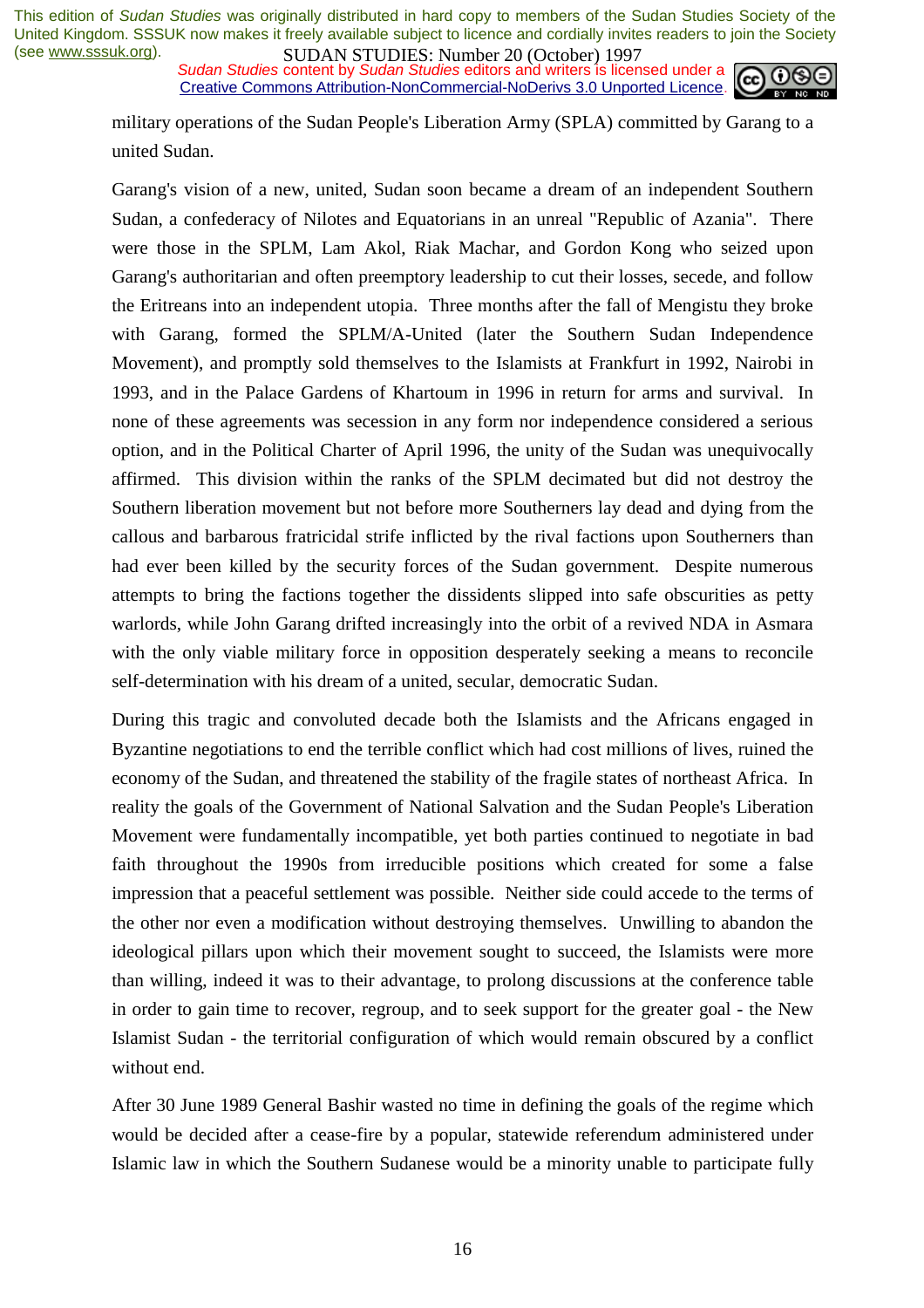military operations of the Sudan People's Liberation Army (SPLA) committed by Garang to a united Sudan.

Garang's vision of a new, united, Sudan soon became a dream of an independent Southern Sudan, a confederacy of Nilotes and Equatorians in an unreal "Republic of Azania". There were those in the SPLM, Lam Akol, Riak Machar, and Gordon Kong who seized upon Garang's authoritarian and often preemptory leadership to cut their losses, secede, and follow the Eritreans into an independent utopia. Three months after the fall of Mengistu they broke with Garang, formed the SPLM/A-United (later the Southern Sudan Independence Movement), and promptly sold themselves to the Islamists at Frankfurt in 1992, Nairobi in 1993, and in the Palace Gardens of Khartoum in 1996 in return for arms and survival. In none of these agreements was secession in any form nor independence considered a serious option, and in the Political Charter of April 1996, the unity of the Sudan was unequivocally affirmed. This division within the ranks of the SPLM decimated but did not destroy the Southern liberation movement but not before more Southerners lay dead and dying from the callous and barbarous fratricidal strife inflicted by the rival factions upon Southerners than had ever been killed by the security forces of the Sudan government. Despite numerous attempts to bring the factions together the dissidents slipped into safe obscurities as petty warlords, while John Garang drifted increasingly into the orbit of a revived NDA in Asmara with the only viable military force in opposition desperately seeking a means to reconcile self-determination with his dream of a united, secular, democratic Sudan.

During this tragic and convoluted decade both the Islamists and the Africans engaged in Byzantine negotiations to end the terrible conflict which had cost millions of lives, ruined the economy of the Sudan, and threatened the stability of the fragile states of northeast Africa. In reality the goals of the Government of National Salvation and the Sudan People's Liberation Movement were fundamentally incompatible, yet both parties continued to negotiate in bad faith throughout the 1990s from irreducible positions which created for some a false impression that a peaceful settlement was possible. Neither side could accede to the terms of the other nor even a modification without destroying themselves. Unwilling to abandon the ideological pillars upon which their movement sought to succeed, the Islamists were more than willing, indeed it was to their advantage, to prolong discussions at the conference table in order to gain time to recover, regroup, and to seek support for the greater goal - the New Islamist Sudan - the territorial configuration of which would remain obscured by a conflict without end.

After 30 June 1989 General Bashir wasted no time in defining the goals of the regime which would be decided after a cease-fire by a popular, statewide referendum administered under Islamic law in which the Southern Sudanese would be a minority unable to participate fully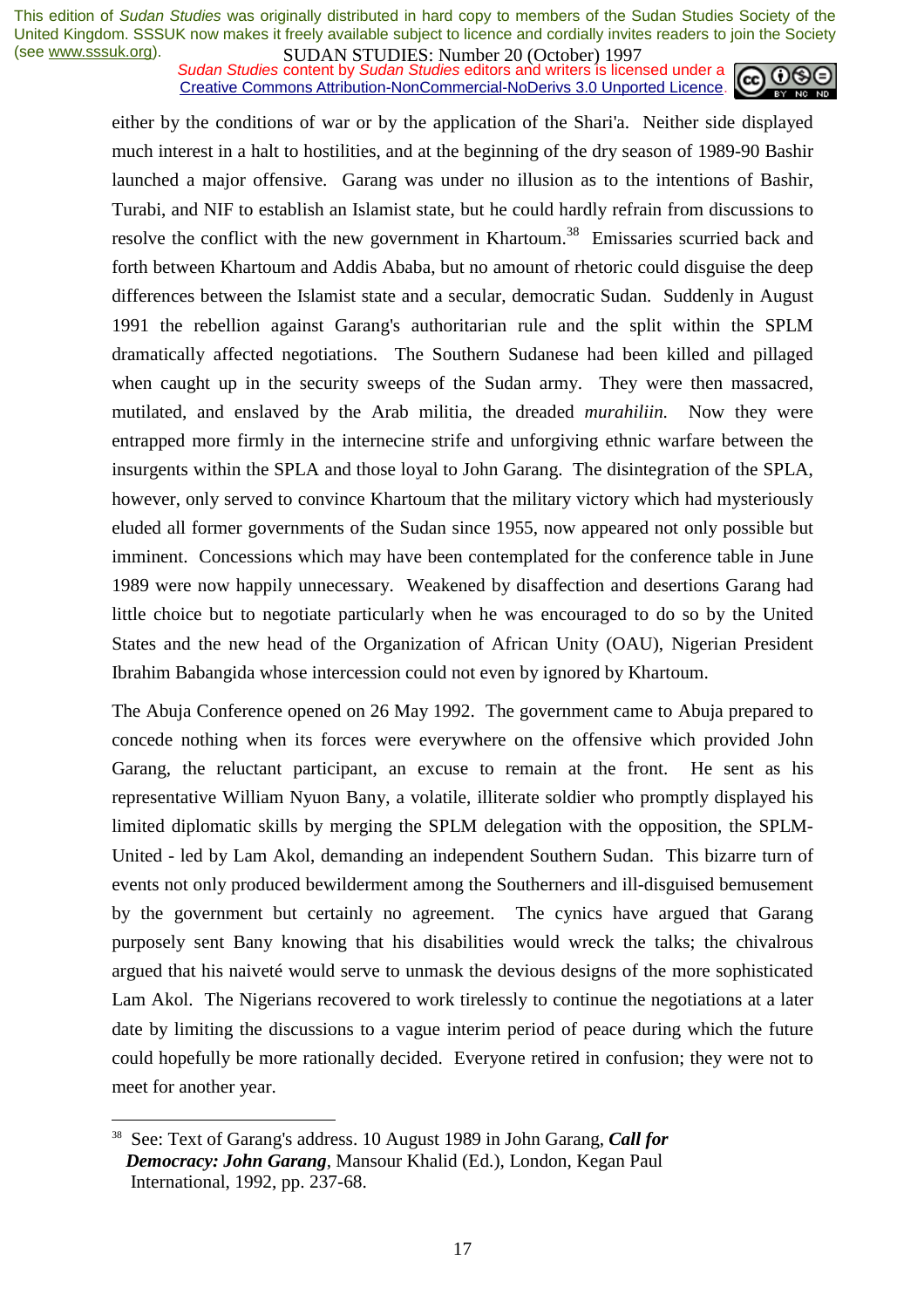either by the conditions of war or by the application of the Shari'a. Neither side displayed much interest in a halt to hostilities, and at the beginning of the dry season of 1989-90 Bashir launched a major offensive. Garang was under no illusion as to the intentions of Bashir, Turabi, and NIF to establish an Islamist state, but he could hardly refrain from discussions to resolve the conflict with the new government in Khartoum.[38] Emissaries scurried back and forth between Khartoum and Addis Ababa, but no amount of rhetoric could disguise the deep differences between the Islamist state and a secular, democratic Sudan. Suddenly in August 1991 the rebellion against Garang's authoritarian rule and the split within the SPLM dramatically affected negotiations. The Southern Sudanese had been killed and pillaged when caught up in the security sweeps of the Sudan army. They were then massacred, mutilated, and enslaved by the Arab militia, the dreaded *murahiliin.* Now they were entrapped more firmly in the internecine strife and unforgiving ethnic warfare between the insurgents within the SPLA and those loyal to John Garang. The disintegration of the SPLA, however, only served to convince Khartoum that the military victory which had mysteriously eluded all former governments of the Sudan since 1955, now appeared not only possible but imminent. Concessions which may have been contemplated for the conference table in June 1989 were now happily unnecessary. Weakened by disaffection and desertions Garang had little choice but to negotiate particularly when he was encouraged to do so by the United States and the new head of the Organization of African Unity (OAU), Nigerian President Ibrahim Babangida whose intercession could not even by ignored by Khartoum.

The Abuja Conference opened on 26 May 1992. The government came to Abuja prepared to concede nothing when its forces were everywhere on the offensive which provided John Garang, the reluctant participant, an excuse to remain at the front. He sent as his representative William Nyuon Bany, a volatile, illiterate soldier who promptly displayed his limited diplomatic skills by merging the SPLM delegation with the opposition, the SPLM-United - led by Lam Akol, demanding an independent Southern Sudan. This bizarre turn of events not only produced bewilderment among the Southerners and ill-disguised bemusement by the government but certainly no agreement. The cynics have argued that Garang purposely sent Bany knowing that his disabilities would wreck the talks; the chivalrous argued that his naiveté would serve to unmask the devious designs of the more sophisticated Lam Akol. The Nigerians recovered to work tirelessly to continue the negotiations at a later date by limiting the discussions to a vague interim period of peace during which the future could hopefully be more rationally decided. Everyone retired in confusion; they were not to meet for another year.

---

[38] See: Text of Garang's address. 10 August 1989 in John Garang, ***Call for Democracy: John Garang***, Mansour Khalid (Ed.), London, Kegan Paul International, 1992, pp. 237-68.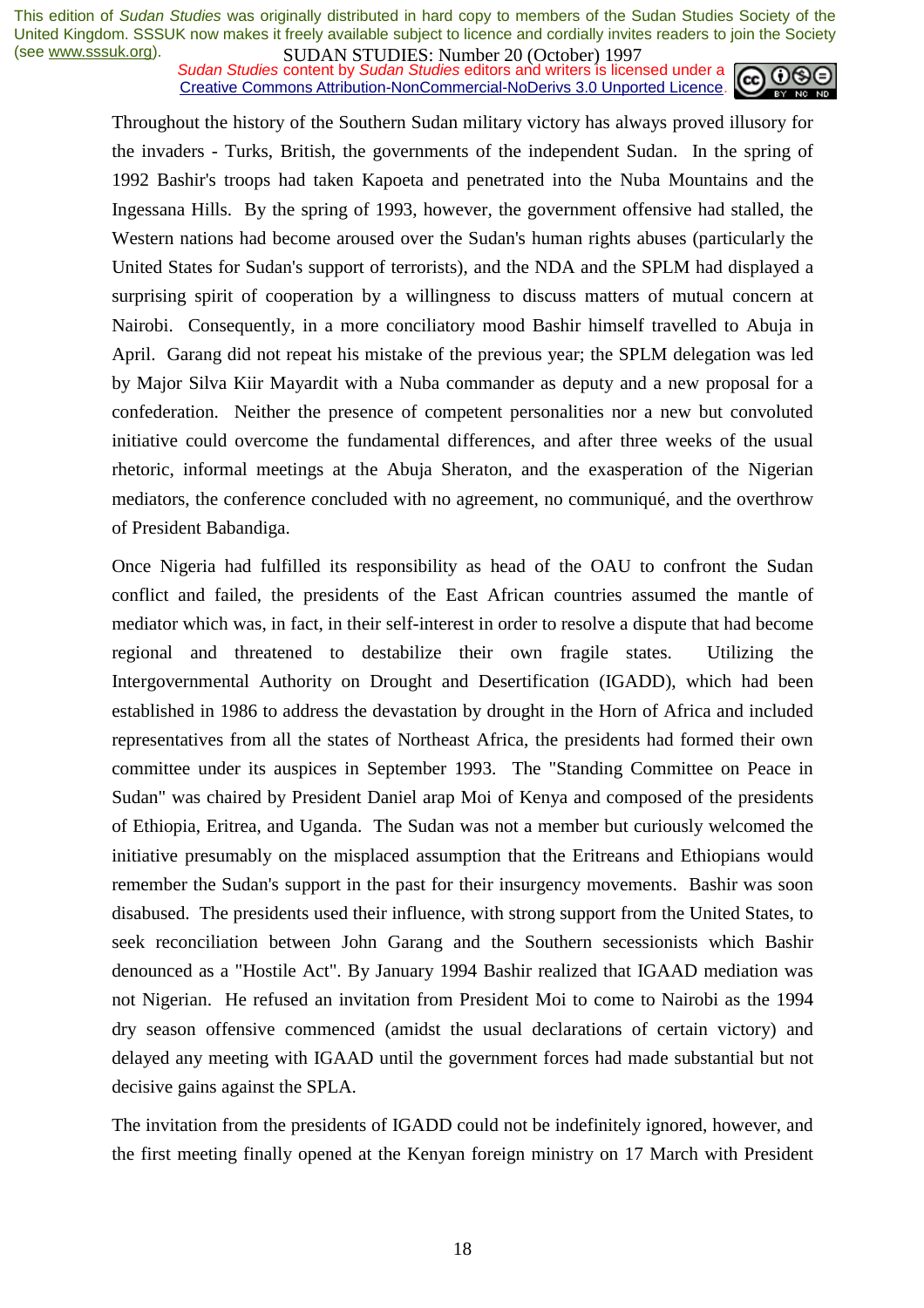Throughout the history of the Southern Sudan military victory has always proved illusory for the invaders - Turks, British, the governments of the independent Sudan. In the spring of 1992 Bashir's troops had taken Kapoeta and penetrated into the Nuba Mountains and the Ingessana Hills. By the spring of 1993, however, the government offensive had stalled, the Western nations had become aroused over the Sudan's human rights abuses (particularly the United States for Sudan's support of terrorists), and the NDA and the SPLM had displayed a surprising spirit of cooperation by a willingness to discuss matters of mutual concern at Nairobi. Consequently, in a more conciliatory mood Bashir himself travelled to Abuja in April. Garang did not repeat his mistake of the previous year; the SPLM delegation was led by Major Silva Kiir Mayardit with a Nuba commander as deputy and a new proposal for a confederation. Neither the presence of competent personalities nor a new but convoluted initiative could overcome the fundamental differences, and after three weeks of the usual rhetoric, informal meetings at the Abuja Sheraton, and the exasperation of the Nigerian mediators, the conference concluded with no agreement, no communiqué, and the overthrow of President Babandiga.

Once Nigeria had fulfilled its responsibility as head of the OAU to confront the Sudan conflict and failed, the presidents of the East African countries assumed the mantle of mediator which was, in fact, in their self-interest in order to resolve a dispute that had become regional and threatened to destabilize their own fragile states. Utilizing the Intergovernmental Authority on Drought and Desertification (IGADD), which had been established in 1986 to address the devastation by drought in the Horn of Africa and included representatives from all the states of Northeast Africa, the presidents had formed their own committee under its auspices in September 1993. The "Standing Committee on Peace in Sudan" was chaired by President Daniel arap Moi of Kenya and composed of the presidents of Ethiopia, Eritrea, and Uganda. The Sudan was not a member but curiously welcomed the initiative presumably on the misplaced assumption that the Eritreans and Ethiopians would remember the Sudan's support in the past for their insurgency movements. Bashir was soon disabused. The presidents used their influence, with strong support from the United States, to seek reconciliation between John Garang and the Southern secessionists which Bashir denounced as a "Hostile Act". By January 1994 Bashir realized that IGAAD mediation was not Nigerian. He refused an invitation from President Moi to come to Nairobi as the 1994 dry season offensive commenced (amidst the usual declarations of certain victory) and delayed any meeting with IGAAD until the government forces had made substantial but not decisive gains against the SPLA.

The invitation from the presidents of IGADD could not be indefinitely ignored, however, and the first meeting finally opened at the Kenyan foreign ministry on 17 March with President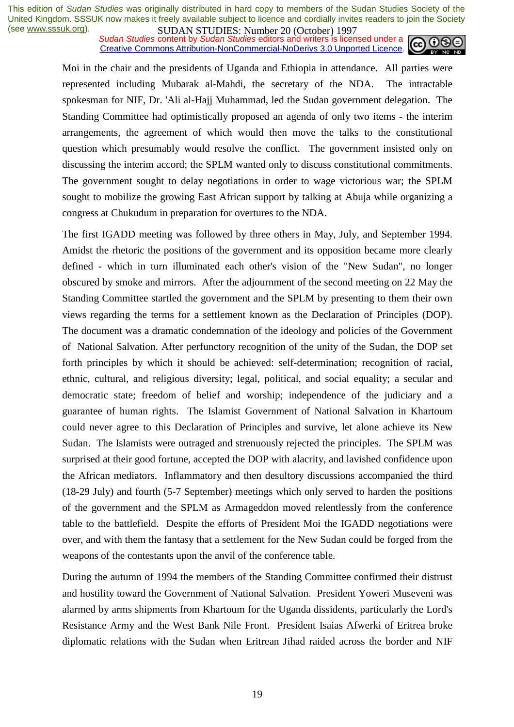Moi in the chair and the presidents of Uganda and Ethiopia in attendance. All parties were represented including Mubarak al-Mahdi, the secretary of the NDA. The intractable spokesman for NIF, Dr. 'Ali al-Hajj Muhammad, led the Sudan government delegation. The Standing Committee had optimistically proposed an agenda of only two items - the interim arrangements, the agreement of which would then move the talks to the constitutional question which presumably would resolve the conflict. The government insisted only on discussing the interim accord; the SPLM wanted only to discuss constitutional commitments. The government sought to delay negotiations in order to wage victorious war; the SPLM sought to mobilize the growing East African support by talking at Abuja while organizing a congress at Chukudum in preparation for overtures to the NDA.

The first IGADD meeting was followed by three others in May, July, and September 1994. Amidst the rhetoric the positions of the government and its opposition became more clearly defined - which in turn illuminated each other's vision of the "New Sudan", no longer obscured by smoke and mirrors. After the adjournment of the second meeting on 22 May the Standing Committee startled the government and the SPLM by presenting to them their own views regarding the terms for a settlement known as the Declaration of Principles (DOP). The document was a dramatic condemnation of the ideology and policies of the Government of National Salvation. After perfunctory recognition of the unity of the Sudan, the DOP set forth principles by which it should be achieved: self-determination; recognition of racial, ethnic, cultural, and religious diversity; legal, political, and social equality; a secular and democratic state; freedom of belief and worship; independence of the judiciary and a guarantee of human rights. The Islamist Government of National Salvation in Khartoum could never agree to this Declaration of Principles and survive, let alone achieve its New Sudan. The Islamists were outraged and strenuously rejected the principles. The SPLM was surprised at their good fortune, accepted the DOP with alacrity, and lavished confidence upon the African mediators. Inflammatory and then desultory discussions accompanied the third (18-29 July) and fourth (5-7 September) meetings which only served to harden the positions of the government and the SPLM as Armageddon moved relentlessly from the conference table to the battlefield. Despite the efforts of President Moi the IGADD negotiations were over, and with them the fantasy that a settlement for the New Sudan could be forged from the weapons of the contestants upon the anvil of the conference table.

During the autumn of 1994 the members of the Standing Committee confirmed their distrust and hostility toward the Government of National Salvation. President Yoweri Museveni was alarmed by arms shipments from Khartoum for the Uganda dissidents, particularly the Lord's Resistance Army and the West Bank Nile Front. President Isaias Afwerki of Eritrea broke diplomatic relations with the Sudan when Eritrean Jihad raided across the border and NIF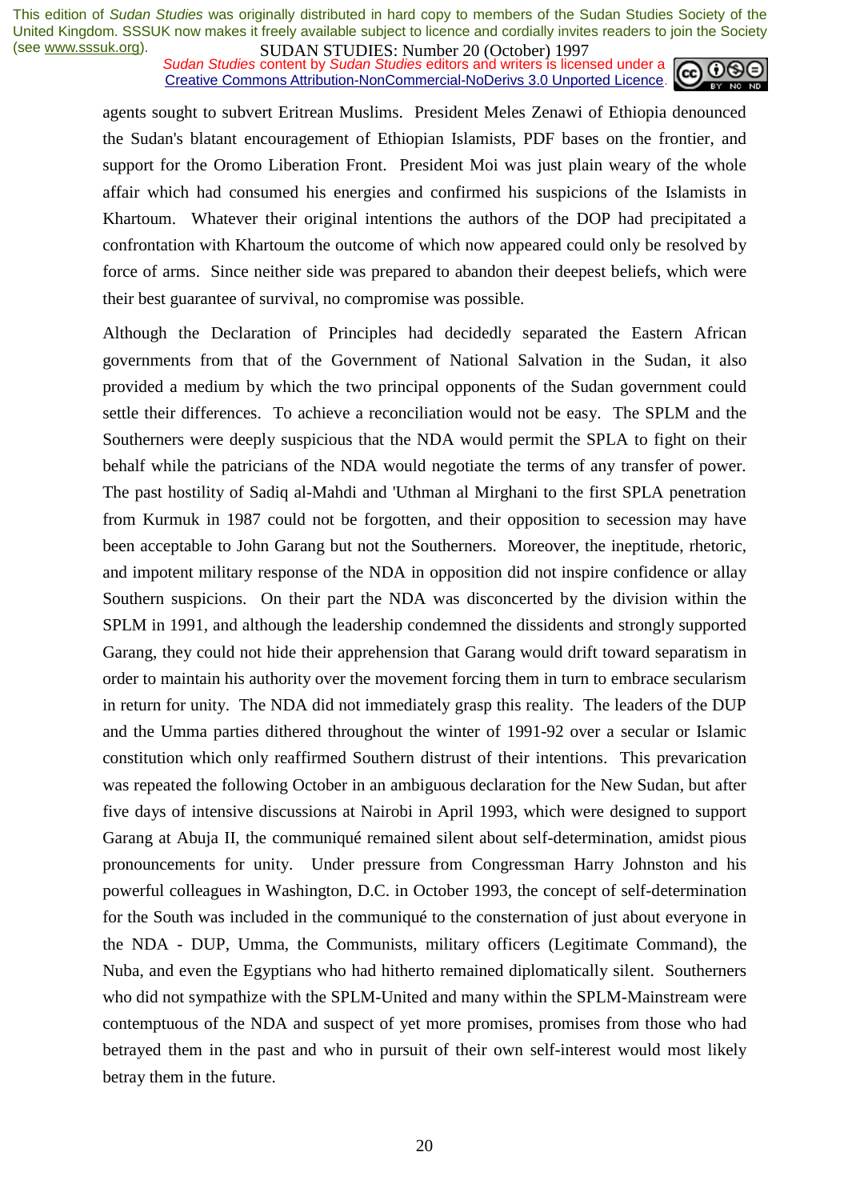agents sought to subvert Eritrean Muslims. President Meles Zenawi of Ethiopia denounced the Sudan's blatant encouragement of Ethiopian Islamists, PDF bases on the frontier, and support for the Oromo Liberation Front. President Moi was just plain weary of the whole affair which had consumed his energies and confirmed his suspicions of the Islamists in Khartoum. Whatever their original intentions the authors of the DOP had precipitated a confrontation with Khartoum the outcome of which now appeared could only be resolved by force of arms. Since neither side was prepared to abandon their deepest beliefs, which were their best guarantee of survival, no compromise was possible.

Although the Declaration of Principles had decidedly separated the Eastern African governments from that of the Government of National Salvation in the Sudan, it also provided a medium by which the two principal opponents of the Sudan government could settle their differences. To achieve a reconciliation would not be easy. The SPLM and the Southerners were deeply suspicious that the NDA would permit the SPLA to fight on their behalf while the patricians of the NDA would negotiate the terms of any transfer of power. The past hostility of Sadiq al-Mahdi and 'Uthman al Mirghani to the first SPLA penetration from Kurmuk in 1987 could not be forgotten, and their opposition to secession may have been acceptable to John Garang but not the Southerners. Moreover, the ineptitude, rhetoric, and impotent military response of the NDA in opposition did not inspire confidence or allay Southern suspicions. On their part the NDA was disconcerted by the division within the SPLM in 1991, and although the leadership condemned the dissidents and strongly supported Garang, they could not hide their apprehension that Garang would drift toward separatism in order to maintain his authority over the movement forcing them in turn to embrace secularism in return for unity. The NDA did not immediately grasp this reality. The leaders of the DUP and the Umma parties dithered throughout the winter of 1991-92 over a secular or Islamic constitution which only reaffirmed Southern distrust of their intentions. This prevarication was repeated the following October in an ambiguous declaration for the New Sudan, but after five days of intensive discussions at Nairobi in April 1993, which were designed to support Garang at Abuja II, the communiqué remained silent about self-determination, amidst pious pronouncements for unity. Under pressure from Congressman Harry Johnston and his powerful colleagues in Washington, D.C. in October 1993, the concept of self-determination for the South was included in the communiqué to the consternation of just about everyone in the NDA - DUP, Umma, the Communists, military officers (Legitimate Command), the Nuba, and even the Egyptians who had hitherto remained diplomatically silent. Southerners who did not sympathize with the SPLM-United and many within the SPLM-Mainstream were contemptuous of the NDA and suspect of yet more promises, promises from those who had betrayed them in the past and who in pursuit of their own self-interest would most likely betray them in the future.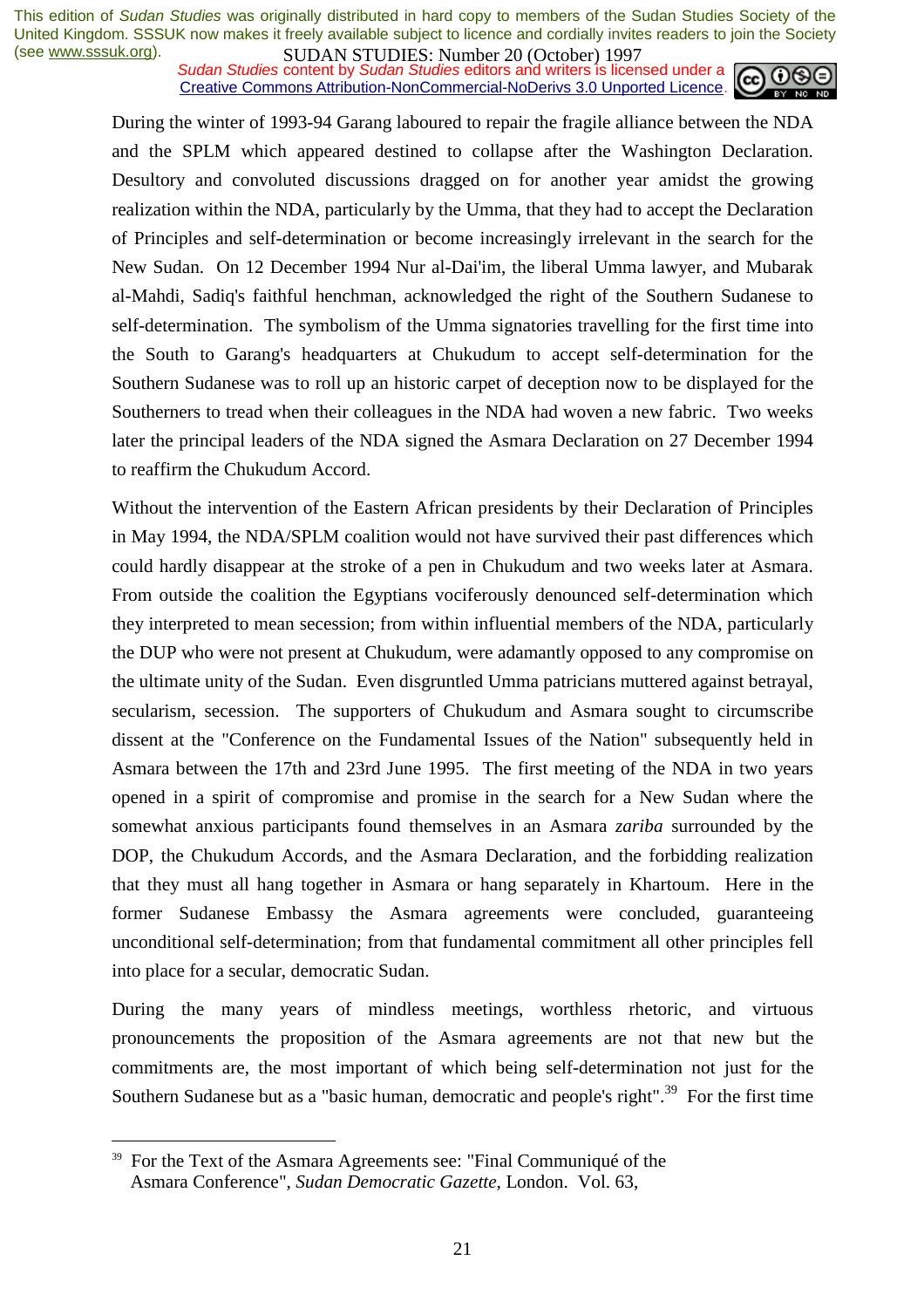During the winter of 1993-94 Garang laboured to repair the fragile alliance between the NDA and the SPLM which appeared destined to collapse after the Washington Declaration. Desultory and convoluted discussions dragged on for another year amidst the growing realization within the NDA, particularly by the Umma, that they had to accept the Declaration of Principles and self-determination or become increasingly irrelevant in the search for the New Sudan. On 12 December 1994 Nur al-Dai'im, the liberal Umma lawyer, and Mubarak al-Mahdi, Sadiq's faithful henchman, acknowledged the right of the Southern Sudanese to self-determination. The symbolism of the Umma signatories travelling for the first time into the South to Garang's headquarters at Chukudum to accept self-determination for the Southern Sudanese was to roll up an historic carpet of deception now to be displayed for the Southerners to tread when their colleagues in the NDA had woven a new fabric. Two weeks later the principal leaders of the NDA signed the Asmara Declaration on 27 December 1994 to reaffirm the Chukudum Accord.

Without the intervention of the Eastern African presidents by their Declaration of Principles in May 1994, the NDA/SPLM coalition would not have survived their past differences which could hardly disappear at the stroke of a pen in Chukudum and two weeks later at Asmara. From outside the coalition the Egyptians vociferously denounced self-determination which they interpreted to mean secession; from within influential members of the NDA, particularly the DUP who were not present at Chukudum, were adamantly opposed to any compromise on the ultimate unity of the Sudan. Even disgruntled Umma patricians muttered against betrayal, secularism, secession. The supporters of Chukudum and Asmara sought to circumscribe dissent at the "Conference on the Fundamental Issues of the Nation" subsequently held in Asmara between the 17th and 23rd June 1995. The first meeting of the NDA in two years opened in a spirit of compromise and promise in the search for a New Sudan where the somewhat anxious participants found themselves in an Asmara *zariba* surrounded by the DOP, the Chukudum Accords, and the Asmara Declaration, and the forbidding realization that they must all hang together in Asmara or hang separately in Khartoum. Here in the former Sudanese Embassy the Asmara agreements were concluded, guaranteeing unconditional self-determination; from that fundamental commitment all other principles fell into place for a secular, democratic Sudan.

During the many years of mindless meetings, worthless rhetoric, and virtuous pronouncements the proposition of the Asmara agreements are not that new but the commitments are, the most important of which being self-determination not just for the Southern Sudanese but as a "basic human, democratic and people's right".[39] For the first time

---

[39] For the Text of the Asmara Agreements see: "Final Communiqué of the Asmara Conference", *Sudan Democratic Gazette*, London. Vol. 63,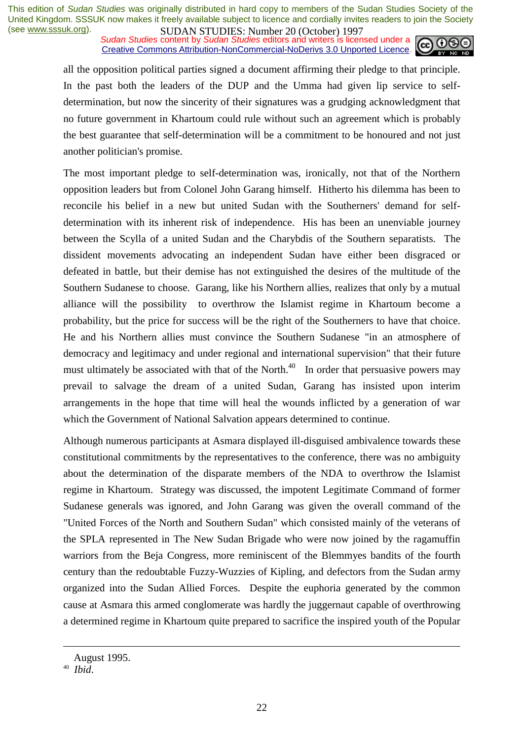all the opposition political parties signed a document affirming their pledge to that principle. In the past both the leaders of the DUP and the Umma had given lip service to self-determination, but now the sincerity of their signatures was a grudging acknowledgment that no future government in Khartoum could rule without such an agreement which is probably the best guarantee that self-determination will be a commitment to be honoured and not just another politician's promise.

The most important pledge to self-determination was, ironically, not that of the Northern opposition leaders but from Colonel John Garang himself. Hitherto his dilemma has been to reconcile his belief in a new but united Sudan with the Southerners' demand for self-determination with its inherent risk of independence. His has been an unenviable journey between the Scylla of a united Sudan and the Charybdis of the Southern separatists. The dissident movements advocating an independent Sudan have either been disgraced or defeated in battle, but their demise has not extinguished the desires of the multitude of the Southern Sudanese to choose. Garang, like his Northern allies, realizes that only by a mutual alliance will the possibility to overthrow the Islamist regime in Khartoum become a probability, but the price for success will be the right of the Southerners to have that choice. He and his Northern allies must convince the Southern Sudanese "in an atmosphere of democracy and legitimacy and under regional and international supervision" that their future must ultimately be associated with that of the North.[40] In order that persuasive powers may prevail to salvage the dream of a united Sudan, Garang has insisted upon interim arrangements in the hope that time will heal the wounds inflicted by a generation of war which the Government of National Salvation appears determined to continue.

Although numerous participants at Asmara displayed ill-disguised ambivalence towards these constitutional commitments by the representatives to the conference, there was no ambiguity about the determination of the disparate members of the NDA to overthrow the Islamist regime in Khartoum. Strategy was discussed, the impotent Legitimate Command of former Sudanese generals was ignored, and John Garang was given the overall command of the "United Forces of the North and Southern Sudan" which consisted mainly of the veterans of the SPLA represented in The New Sudan Brigade who were now joined by the ragamuffin warriors from the Beja Congress, more reminiscent of the Blemmyes bandits of the fourth century than the redoubtable Fuzzy-Wuzzies of Kipling, and defectors from the Sudan army organized into the Sudan Allied Forces. Despite the euphoria generated by the common cause at Asmara this armed conglomerate was hardly the juggernaut capable of overthrowing a determined regime in Khartoum quite prepared to sacrifice the inspired youth of the Popular

---

August 1995.

[40] *Ibid*.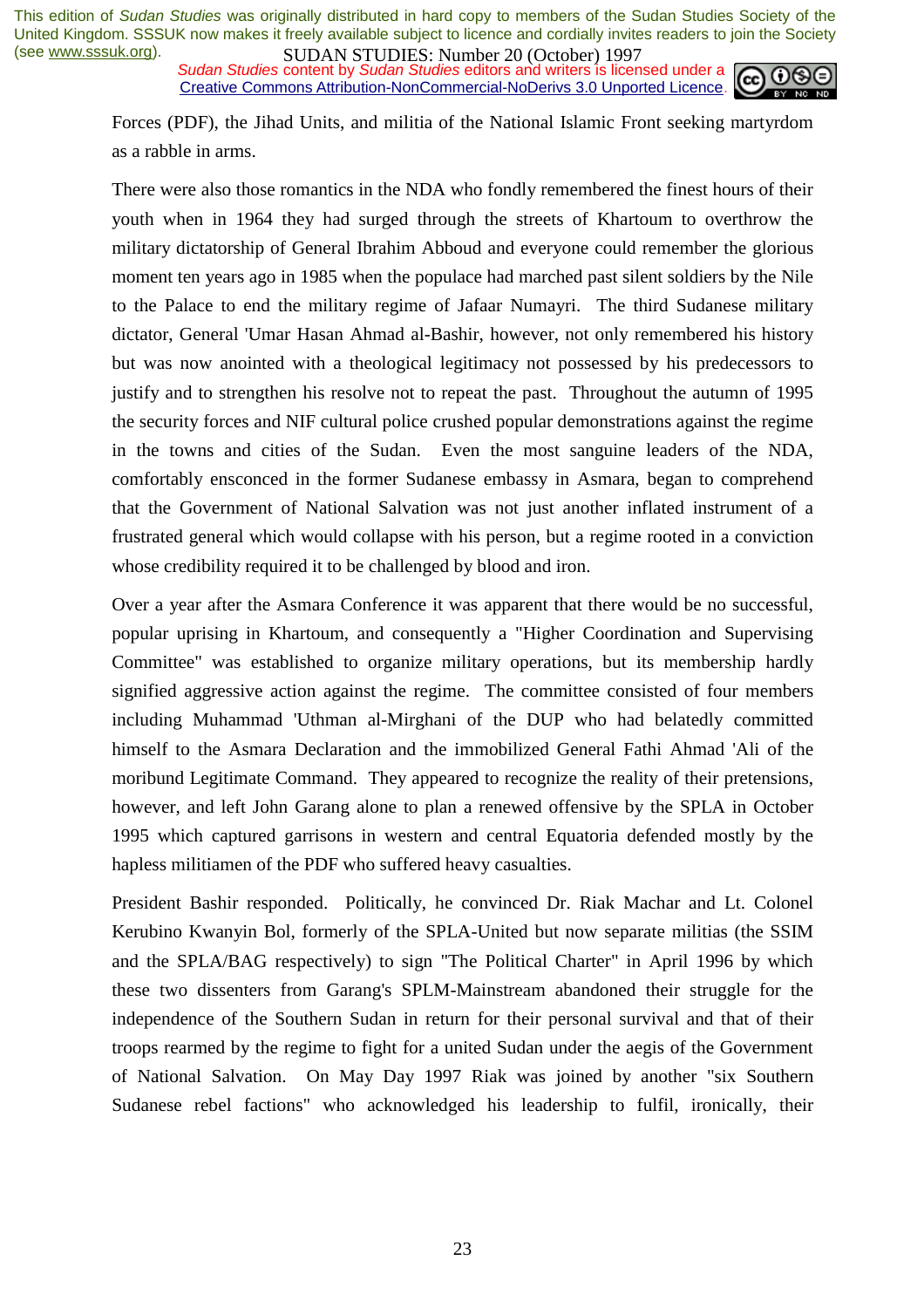Forces (PDF), the Jihad Units, and militia of the National Islamic Front seeking martyrdom as a rabble in arms.

There were also those romantics in the NDA who fondly remembered the finest hours of their youth when in 1964 they had surged through the streets of Khartoum to overthrow the military dictatorship of General Ibrahim Abboud and everyone could remember the glorious moment ten years ago in 1985 when the populace had marched past silent soldiers by the Nile to the Palace to end the military regime of Jafaar Numayri. The third Sudanese military dictator, General 'Umar Hasan Ahmad al-Bashir, however, not only remembered his history but was now anointed with a theological legitimacy not possessed by his predecessors to justify and to strengthen his resolve not to repeat the past. Throughout the autumn of 1995 the security forces and NIF cultural police crushed popular demonstrations against the regime in the towns and cities of the Sudan. Even the most sanguine leaders of the NDA, comfortably ensconced in the former Sudanese embassy in Asmara, began to comprehend that the Government of National Salvation was not just another inflated instrument of a frustrated general which would collapse with his person, but a regime rooted in a conviction whose credibility required it to be challenged by blood and iron.

Over a year after the Asmara Conference it was apparent that there would be no successful, popular uprising in Khartoum, and consequently a "Higher Coordination and Supervising Committee" was established to organize military operations, but its membership hardly signified aggressive action against the regime. The committee consisted of four members including Muhammad 'Uthman al-Mirghani of the DUP who had belatedly committed himself to the Asmara Declaration and the immobilized General Fathi Ahmad 'Ali of the moribund Legitimate Command. They appeared to recognize the reality of their pretensions, however, and left John Garang alone to plan a renewed offensive by the SPLA in October 1995 which captured garrisons in western and central Equatoria defended mostly by the hapless militiamen of the PDF who suffered heavy casualties.

President Bashir responded. Politically, he convinced Dr. Riak Machar and Lt. Colonel Kerubino Kwanyin Bol, formerly of the SPLA-United but now separate militias (the SSIM and the SPLA/BAG respectively) to sign "The Political Charter" in April 1996 by which these two dissenters from Garang's SPLM-Mainstream abandoned their struggle for the independence of the Southern Sudan in return for their personal survival and that of their troops rearmed by the regime to fight for a united Sudan under the aegis of the Government of National Salvation. On May Day 1997 Riak was joined by another "six Southern Sudanese rebel factions" who acknowledged his leadership to fulfil, ironically, their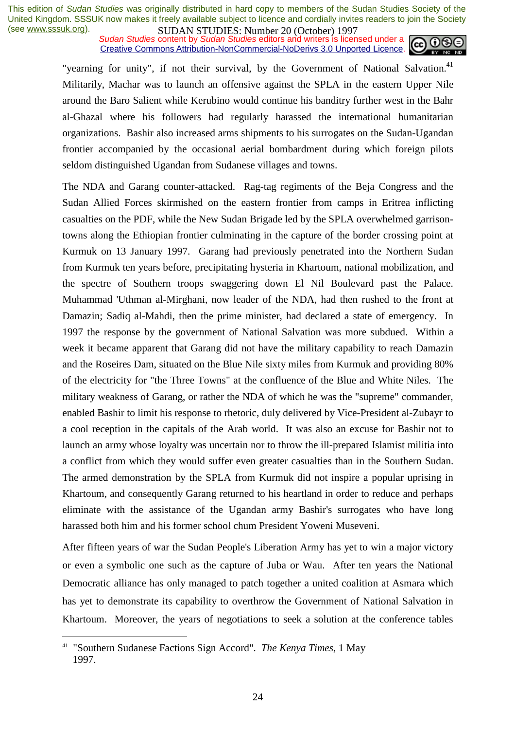"yearning for unity", if not their survival, by the Government of National Salvation.[41] Militarily, Machar was to launch an offensive against the SPLA in the eastern Upper Nile around the Baro Salient while Kerubino would continue his banditry further west in the Bahr al-Ghazal where his followers had regularly harassed the international humanitarian organizations. Bashir also increased arms shipments to his surrogates on the Sudan-Ugandan frontier accompanied by the occasional aerial bombardment during which foreign pilots seldom distinguished Ugandan from Sudanese villages and towns.

The NDA and Garang counter-attacked. Rag-tag regiments of the Beja Congress and the Sudan Allied Forces skirmished on the eastern frontier from camps in Eritrea inflicting casualties on the PDF, while the New Sudan Brigade led by the SPLA overwhelmed garrison-towns along the Ethiopian frontier culminating in the capture of the border crossing point at Kurmuk on 13 January 1997. Garang had previously penetrated into the Northern Sudan from Kurmuk ten years before, precipitating hysteria in Khartoum, national mobilization, and the spectre of Southern troops swaggering down El Nil Boulevard past the Palace. Muhammad 'Uthman al-Mirghani, now leader of the NDA, had then rushed to the front at Damazin; Sadiq al-Mahdi, then the prime minister, had declared a state of emergency. In 1997 the response by the government of National Salvation was more subdued. Within a week it became apparent that Garang did not have the military capability to reach Damazin and the Roseires Dam, situated on the Blue Nile sixty miles from Kurmuk and providing 80% of the electricity for "the Three Towns" at the confluence of the Blue and White Niles. The military weakness of Garang, or rather the NDA of which he was the "supreme" commander, enabled Bashir to limit his response to rhetoric, duly delivered by Vice-President al-Zubayr to a cool reception in the capitals of the Arab world. It was also an excuse for Bashir not to launch an army whose loyalty was uncertain nor to throw the ill-prepared Islamist militia into a conflict from which they would suffer even greater casualties than in the Southern Sudan. The armed demonstration by the SPLA from Kurmuk did not inspire a popular uprising in Khartoum, and consequently Garang returned to his heartland in order to reduce and perhaps eliminate with the assistance of the Ugandan army Bashir's surrogates who have long harassed both him and his former school chum President Yoweni Museveni.

After fifteen years of war the Sudan People's Liberation Army has yet to win a major victory or even a symbolic one such as the capture of Juba or Wau. After ten years the National Democratic alliance has only managed to patch together a united coalition at Asmara which has yet to demonstrate its capability to overthrow the Government of National Salvation in Khartoum. Moreover, the years of negotiations to seek a solution at the conference tables

[41] "Southern Sudanese Factions Sign Accord". *The Kenya Times*, 1 May 1997.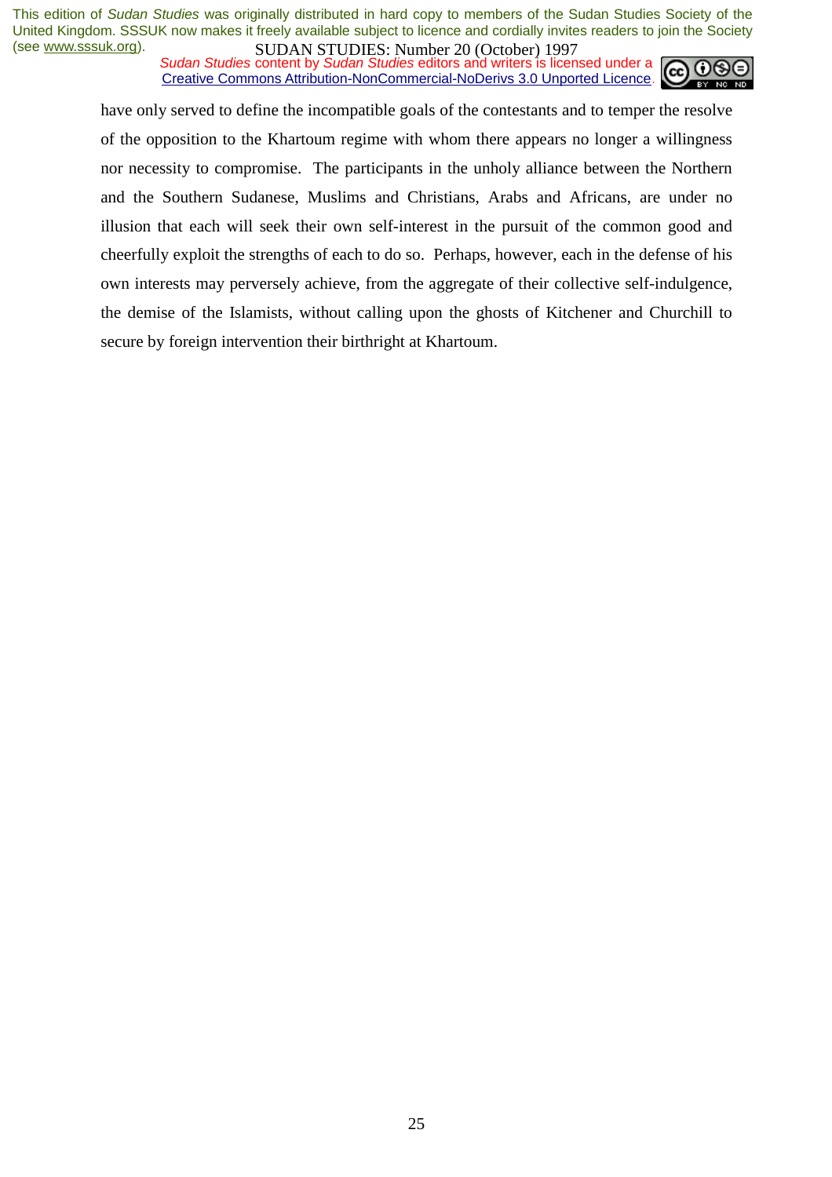have only served to define the incompatible goals of the contestants and to temper the resolve of the opposition to the Khartoum regime with whom there appears no longer a willingness nor necessity to compromise. The participants in the unholy alliance between the Northern and the Southern Sudanese, Muslims and Christians, Arabs and Africans, are under no illusion that each will seek their own self-interest in the pursuit of the common good and cheerfully exploit the strengths of each to do so. Perhaps, however, each in the defense of his own interests may perversely achieve, from the aggregate of their collective self-indulgence, the demise of the Islamists, without calling upon the ghosts of Kitchener and Churchill to secure by foreign intervention their birthright at Khartoum.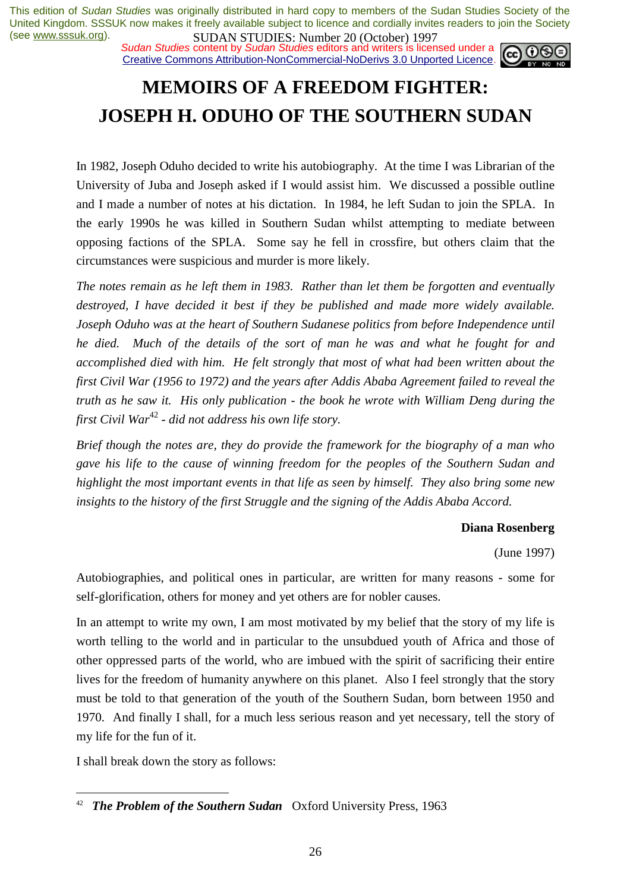# MEMOIRS OF A FREEDOM FIGHTER: JOSEPH H. ODUHO OF THE SOUTHERN SUDAN

In 1982, Joseph Oduho decided to write his autobiography. At the time I was Librarian of the University of Juba and Joseph asked if I would assist him. We discussed a possible outline and I made a number of notes at his dictation. In 1984, he left Sudan to join the SPLA. In the early 1990s he was killed in Southern Sudan whilst attempting to mediate between opposing factions of the SPLA. Some say he fell in crossfire, but others claim that the circumstances were suspicious and murder is more likely.

*The notes remain as he left them in 1983. Rather than let them be forgotten and eventually destroyed, I have decided it best if they be published and made more widely available. Joseph Oduho was at the heart of Southern Sudanese politics from before Independence until he died. Much of the details of the sort of man he was and what he fought for and accomplished died with him. He felt strongly that most of what had been written about the first Civil War (1956 to 1972) and the years after Addis Ababa Agreement failed to reveal the truth as he saw it. His only publication - the book he wrote with William Deng during the first Civil War*[42] *- did not address his own life story.*

*Brief though the notes are, they do provide the framework for the biography of a man who gave his life to the cause of winning freedom for the peoples of the Southern Sudan and highlight the most important events in that life as seen by himself. They also bring some new insights to the history of the first Struggle and the signing of the Addis Ababa Accord.*

**Diana Rosenberg**

(June 1997)

Autobiographies, and political ones in particular, are written for many reasons - some for self-glorification, others for money and yet others are for nobler causes.

In an attempt to write my own, I am most motivated by my belief that the story of my life is worth telling to the world and in particular to the unsubdued youth of Africa and those of other oppressed parts of the world, who are imbued with the spirit of sacrificing their entire lives for the freedom of humanity anywhere on this planet. Also I feel strongly that the story must be told to that generation of the youth of the Southern Sudan, born between 1950 and 1970. And finally I shall, for a much less serious reason and yet necessary, tell the story of my life for the fun of it.

I shall break down the story as follows:

---

[42] ***The Problem of the Southern Sudan*** Oxford University Press, 1963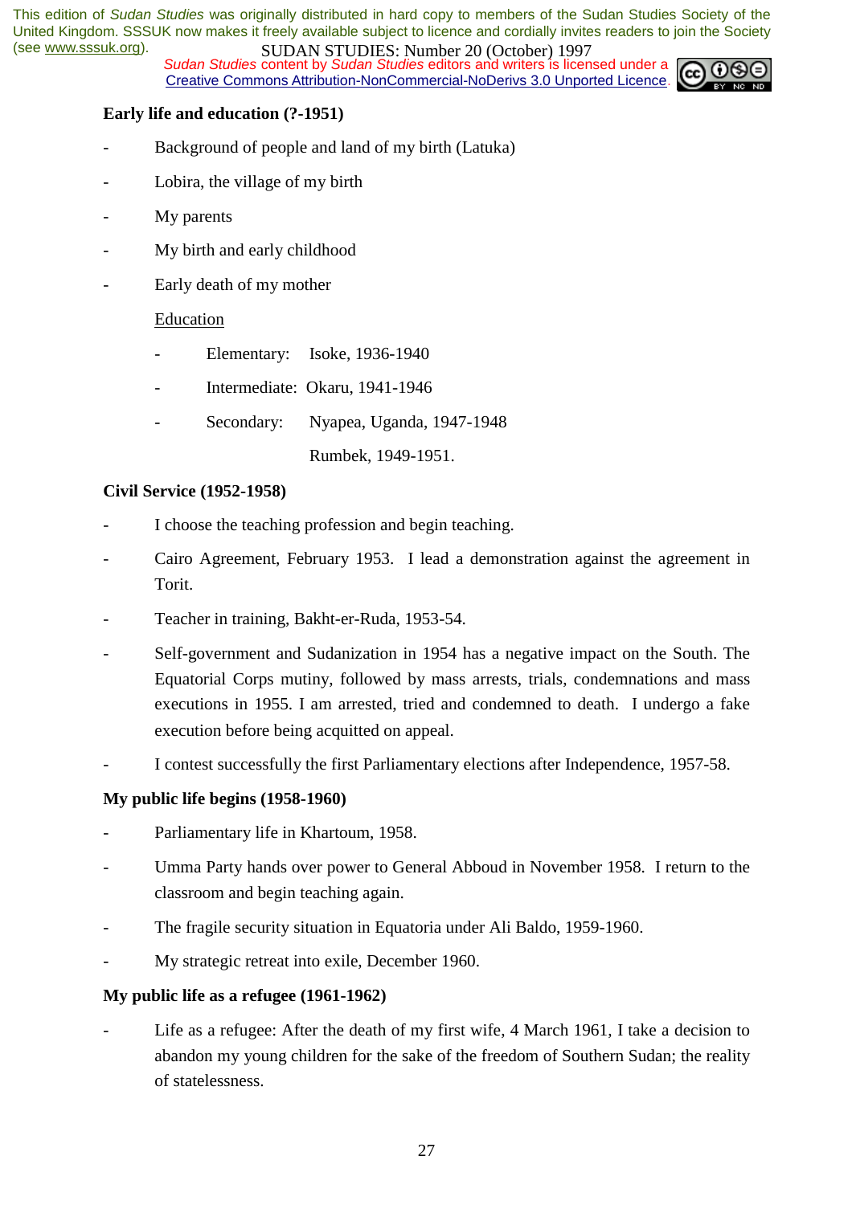**Early life and education (?-1951)**

- Background of people and land of my birth (Latuka)
- Lobira, the village of my birth
- My parents
- My birth and early childhood
- Early death of my mother

  Education

  - Elementary: Isoke, 1936-1940
  - Intermediate: Okaru, 1941-1946
  - Secondary: Nyapea, Uganda, 1947-1948

    Rumbek, 1949-1951.

**Civil Service (1952-1958)**

- I choose the teaching profession and begin teaching.
- Cairo Agreement, February 1953. I lead a demonstration against the agreement in Torit.
- Teacher in training, Bakht-er-Ruda, 1953-54.
- Self-government and Sudanization in 1954 has a negative impact on the South. The Equatorial Corps mutiny, followed by mass arrests, trials, condemnations and mass executions in 1955. I am arrested, tried and condemned to death. I undergo a fake execution before being acquitted on appeal.
- I contest successfully the first Parliamentary elections after Independence, 1957-58.

**My public life begins (1958-1960)**

- Parliamentary life in Khartoum, 1958.
- Umma Party hands over power to General Abboud in November 1958. I return to the classroom and begin teaching again.
- The fragile security situation in Equatoria under Ali Baldo, 1959-1960.
- My strategic retreat into exile, December 1960.

**My public life as a refugee (1961-1962)**

- Life as a refugee: After the death of my first wife, 4 March 1961, I take a decision to abandon my young children for the sake of the freedom of Southern Sudan; the reality of statelessness.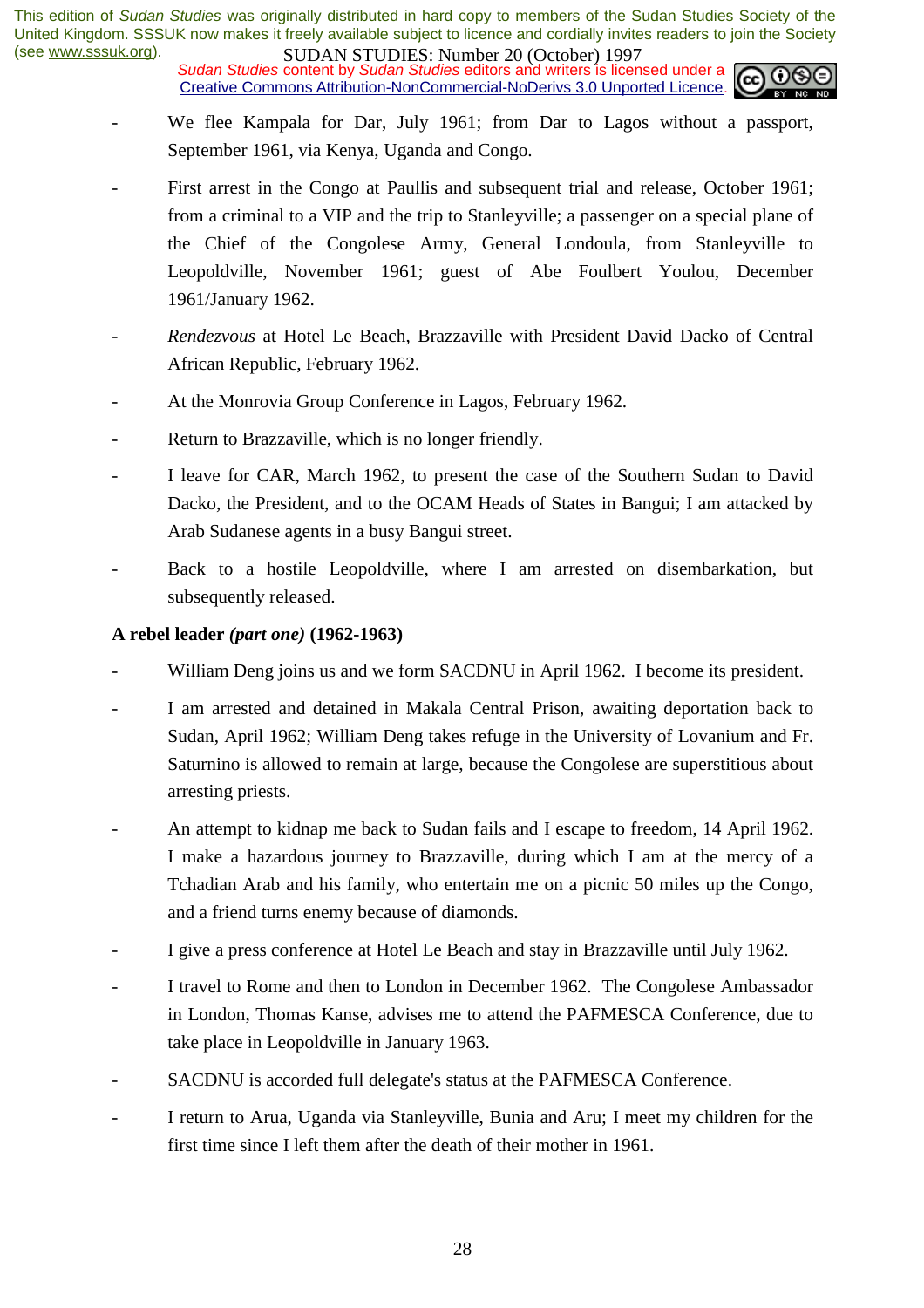- We flee Kampala for Dar, July 1961; from Dar to Lagos without a passport, September 1961, via Kenya, Uganda and Congo.

- First arrest in the Congo at Paullis and subsequent trial and release, October 1961; from a criminal to a VIP and the trip to Stanleyville; a passenger on a special plane of the Chief of the Congolese Army, General Londoula, from Stanleyville to Leopoldville, November 1961; guest of Abe Foulbert Youlou, December 1961/January 1962.

- *Rendezvous* at Hotel Le Beach, Brazzaville with President David Dacko of Central African Republic, February 1962.

- At the Monrovia Group Conference in Lagos, February 1962.

- Return to Brazzaville, which is no longer friendly.

- I leave for CAR, March 1962, to present the case of the Southern Sudan to David Dacko, the President, and to the OCAM Heads of States in Bangui; I am attacked by Arab Sudanese agents in a busy Bangui street.

- Back to a hostile Leopoldville, where I am arrested on disembarkation, but subsequently released.

**A rebel leader *(part one)* (1962-1963)**

- William Deng joins us and we form SACDNU in April 1962. I become its president.

- I am arrested and detained in Makala Central Prison, awaiting deportation back to Sudan, April 1962; William Deng takes refuge in the University of Lovanium and Fr. Saturnino is allowed to remain at large, because the Congolese are superstitious about arresting priests.

- An attempt to kidnap me back to Sudan fails and I escape to freedom, 14 April 1962. I make a hazardous journey to Brazzaville, during which I am at the mercy of a Tchadian Arab and his family, who entertain me on a picnic 50 miles up the Congo, and a friend turns enemy because of diamonds.

- I give a press conference at Hotel Le Beach and stay in Brazzaville until July 1962.

- I travel to Rome and then to London in December 1962. The Congolese Ambassador in London, Thomas Kanse, advises me to attend the PAFMESCA Conference, due to take place in Leopoldville in January 1963.

- SACDNU is accorded full delegate's status at the PAFMESCA Conference.

- I return to Arua, Uganda via Stanleyville, Bunia and Aru; I meet my children for the first time since I left them after the death of their mother in 1961.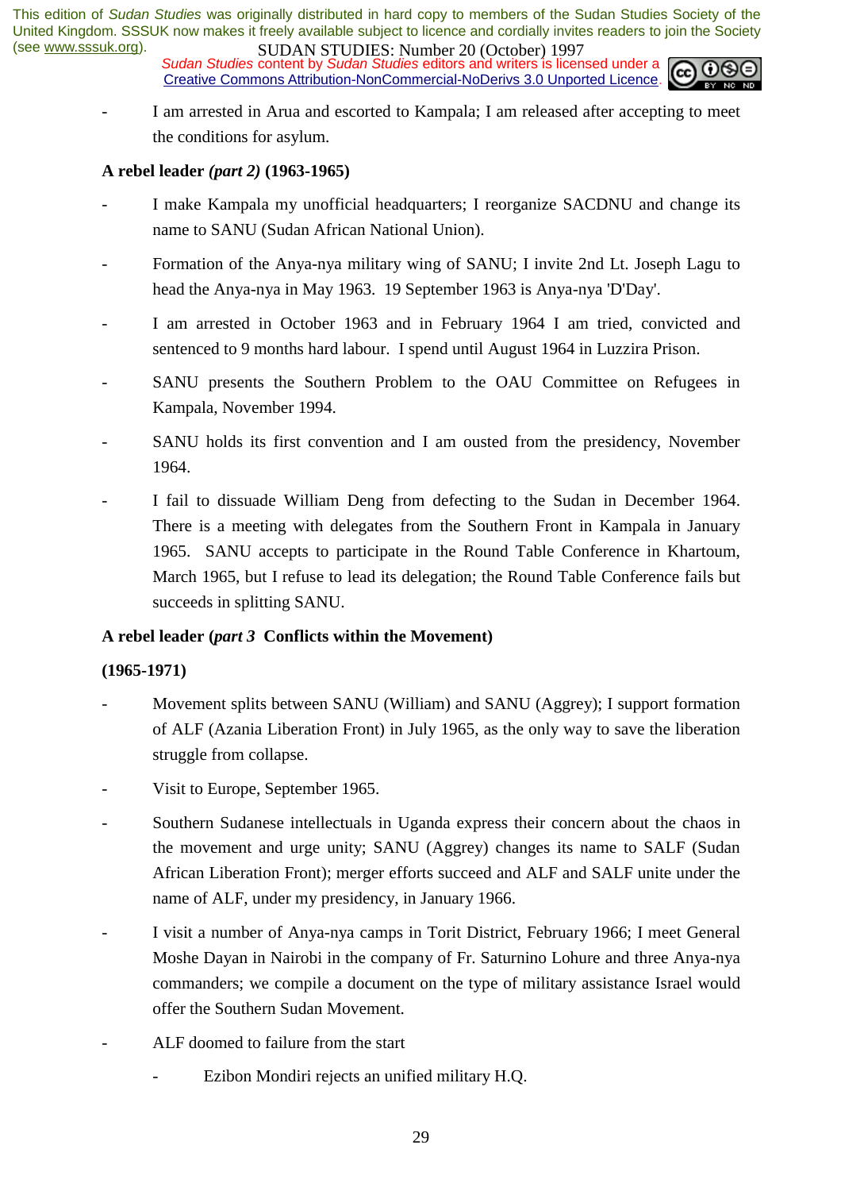- I am arrested in Arua and escorted to Kampala; I am released after accepting to meet the conditions for asylum.

**A rebel leader *(part 2)* (1963-1965)**

- I make Kampala my unofficial headquarters; I reorganize SACDNU and change its name to SANU (Sudan African National Union).
- Formation of the Anya-nya military wing of SANU; I invite 2nd Lt. Joseph Lagu to head the Anya-nya in May 1963. 19 September 1963 is Anya-nya 'D'Day'.
- I am arrested in October 1963 and in February 1964 I am tried, convicted and sentenced to 9 months hard labour. I spend until August 1964 in Luzzira Prison.
- SANU presents the Southern Problem to the OAU Committee on Refugees in Kampala, November 1994.
- SANU holds its first convention and I am ousted from the presidency, November 1964.
- I fail to dissuade William Deng from defecting to the Sudan in December 1964. There is a meeting with delegates from the Southern Front in Kampala in January 1965. SANU accepts to participate in the Round Table Conference in Khartoum, March 1965, but I refuse to lead its delegation; the Round Table Conference fails but succeeds in splitting SANU.

**A rebel leader (*part 3* Conflicts within the Movement)**

**(1965-1971)**

- Movement splits between SANU (William) and SANU (Aggrey); I support formation of ALF (Azania Liberation Front) in July 1965, as the only way to save the liberation struggle from collapse.
- Visit to Europe, September 1965.
- Southern Sudanese intellectuals in Uganda express their concern about the chaos in the movement and urge unity; SANU (Aggrey) changes its name to SALF (Sudan African Liberation Front); merger efforts succeed and ALF and SALF unite under the name of ALF, under my presidency, in January 1966.
- I visit a number of Anya-nya camps in Torit District, February 1966; I meet General Moshe Dayan in Nairobi in the company of Fr. Saturnino Lohure and three Anya-nya commanders; we compile a document on the type of military assistance Israel would offer the Southern Sudan Movement.
- ALF doomed to failure from the start
    - Ezibon Mondiri rejects an unified military H.Q.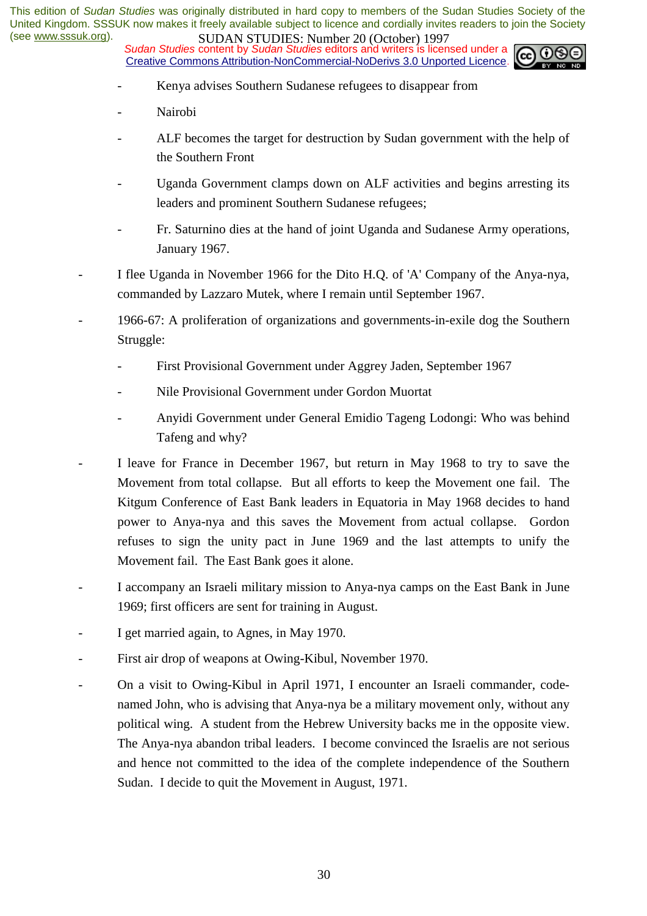- Kenya advises Southern Sudanese refugees to disappear from
- Nairobi
- ALF becomes the target for destruction by Sudan government with the help of the Southern Front
- Uganda Government clamps down on ALF activities and begins arresting its leaders and prominent Southern Sudanese refugees;
- Fr. Saturnino dies at the hand of joint Uganda and Sudanese Army operations, January 1967.

- I flee Uganda in November 1966 for the Dito H.Q. of 'A' Company of the Anya-nya, commanded by Lazzaro Mutek, where I remain until September 1967.
- 1966-67: A proliferation of organizations and governments-in-exile dog the Southern Struggle:
    - First Provisional Government under Aggrey Jaden, September 1967
    - Nile Provisional Government under Gordon Muortat
    - Anyidi Government under General Emidio Tageng Lodongi: Who was behind Tafeng and why?
- I leave for France in December 1967, but return in May 1968 to try to save the Movement from total collapse. But all efforts to keep the Movement one fail. The Kitgum Conference of East Bank leaders in Equatoria in May 1968 decides to hand power to Anya-nya and this saves the Movement from actual collapse. Gordon refuses to sign the unity pact in June 1969 and the last attempts to unify the Movement fail. The East Bank goes it alone.
- I accompany an Israeli military mission to Anya-nya camps on the East Bank in June 1969; first officers are sent for training in August.
- I get married again, to Agnes, in May 1970.
- First air drop of weapons at Owing-Kibul, November 1970.
- On a visit to Owing-Kibul in April 1971, I encounter an Israeli commander, code-named John, who is advising that Anya-nya be a military movement only, without any political wing. A student from the Hebrew University backs me in the opposite view. The Anya-nya abandon tribal leaders. I become convinced the Israelis are not serious and hence not committed to the idea of the complete independence of the Southern Sudan. I decide to quit the Movement in August, 1971.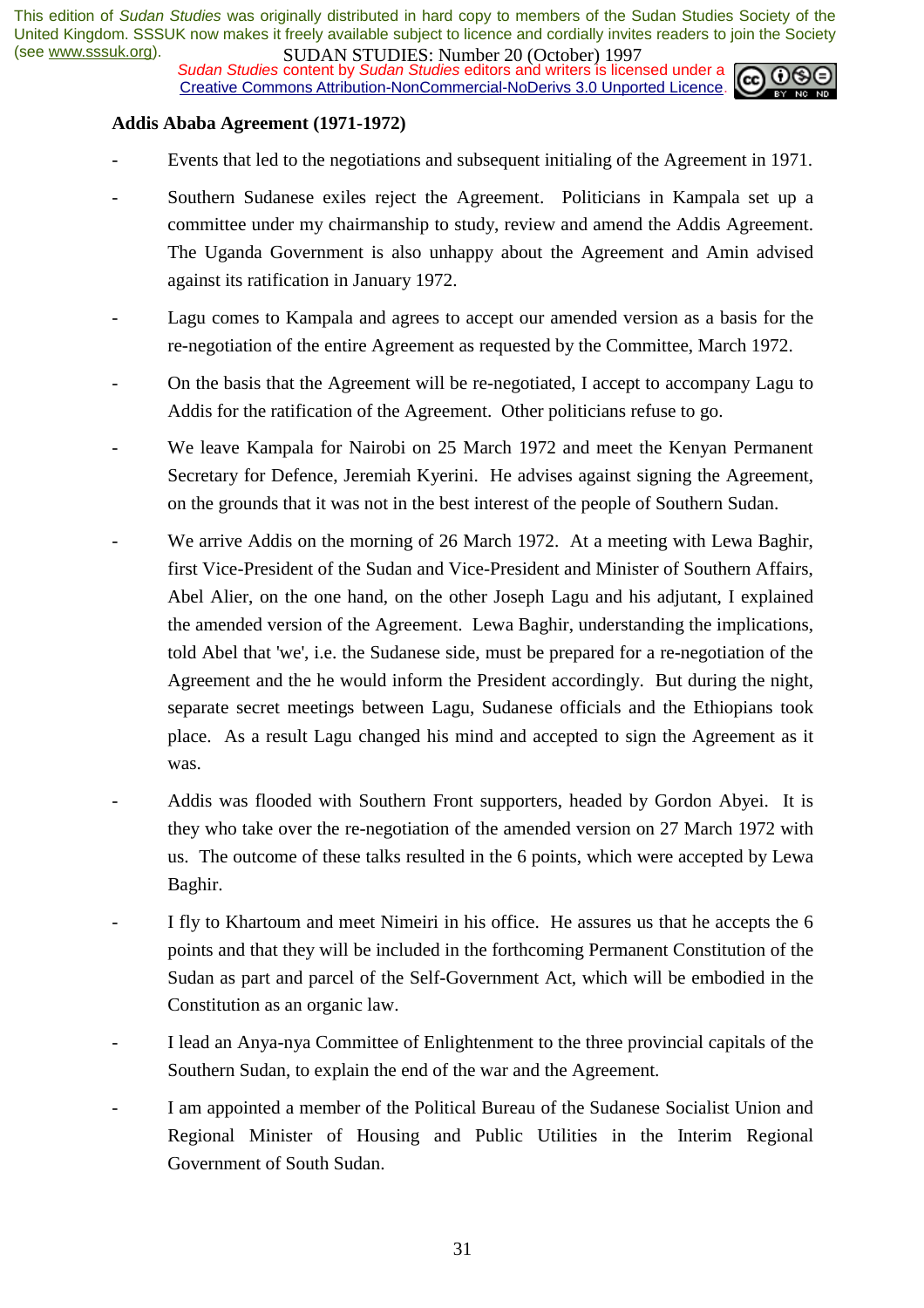**Addis Ababa Agreement (1971-1972)**

- Events that led to the negotiations and subsequent initialing of the Agreement in 1971.
- Southern Sudanese exiles reject the Agreement. Politicians in Kampala set up a committee under my chairmanship to study, review and amend the Addis Agreement. The Uganda Government is also unhappy about the Agreement and Amin advised against its ratification in January 1972.
- Lagu comes to Kampala and agrees to accept our amended version as a basis for the re-negotiation of the entire Agreement as requested by the Committee, March 1972.
- On the basis that the Agreement will be re-negotiated, I accept to accompany Lagu to Addis for the ratification of the Agreement. Other politicians refuse to go.
- We leave Kampala for Nairobi on 25 March 1972 and meet the Kenyan Permanent Secretary for Defence, Jeremiah Kyerini. He advises against signing the Agreement, on the grounds that it was not in the best interest of the people of Southern Sudan.
- We arrive Addis on the morning of 26 March 1972. At a meeting with Lewa Baghir, first Vice-President of the Sudan and Vice-President and Minister of Southern Affairs, Abel Alier, on the one hand, on the other Joseph Lagu and his adjutant, I explained the amended version of the Agreement. Lewa Baghir, understanding the implications, told Abel that 'we', i.e. the Sudanese side, must be prepared for a re-negotiation of the Agreement and the he would inform the President accordingly. But during the night, separate secret meetings between Lagu, Sudanese officials and the Ethiopians took place. As a result Lagu changed his mind and accepted to sign the Agreement as it was.
- Addis was flooded with Southern Front supporters, headed by Gordon Abyei. It is they who take over the re-negotiation of the amended version on 27 March 1972 with us. The outcome of these talks resulted in the 6 points, which were accepted by Lewa Baghir.
- I fly to Khartoum and meet Nimeiri in his office. He assures us that he accepts the 6 points and that they will be included in the forthcoming Permanent Constitution of the Sudan as part and parcel of the Self-Government Act, which will be embodied in the Constitution as an organic law.
- I lead an Anya-nya Committee of Enlightenment to the three provincial capitals of the Southern Sudan, to explain the end of the war and the Agreement.
- I am appointed a member of the Political Bureau of the Sudanese Socialist Union and Regional Minister of Housing and Public Utilities in the Interim Regional Government of South Sudan.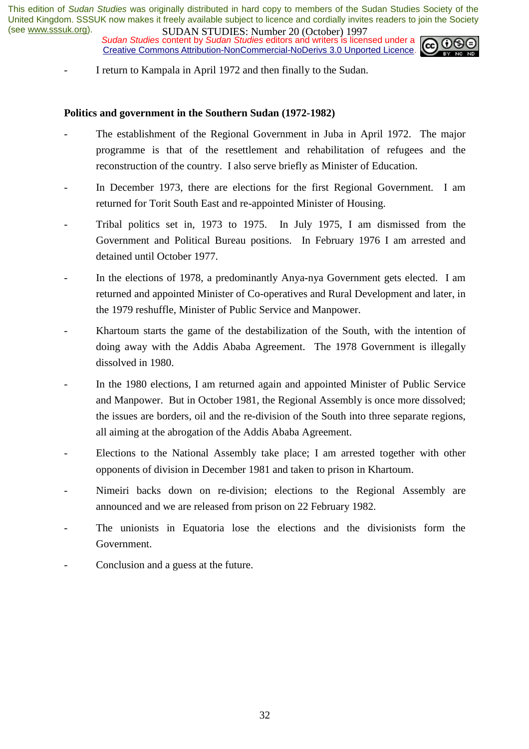- I return to Kampala in April 1972 and then finally to the Sudan.

**Politics and government in the Southern Sudan (1972-1982)**

- The establishment of the Regional Government in Juba in April 1972. The major programme is that of the resettlement and rehabilitation of refugees and the reconstruction of the country. I also serve briefly as Minister of Education.
- In December 1973, there are elections for the first Regional Government. I am returned for Torit South East and re-appointed Minister of Housing.
- Tribal politics set in, 1973 to 1975. In July 1975, I am dismissed from the Government and Political Bureau positions. In February 1976 I am arrested and detained until October 1977.
- In the elections of 1978, a predominantly Anya-nya Government gets elected. I am returned and appointed Minister of Co-operatives and Rural Development and later, in the 1979 reshuffle, Minister of Public Service and Manpower.
- Khartoum starts the game of the destabilization of the South, with the intention of doing away with the Addis Ababa Agreement. The 1978 Government is illegally dissolved in 1980.
- In the 1980 elections, I am returned again and appointed Minister of Public Service and Manpower. But in October 1981, the Regional Assembly is once more dissolved; the issues are borders, oil and the re-division of the South into three separate regions, all aiming at the abrogation of the Addis Ababa Agreement.
- Elections to the National Assembly take place; I am arrested together with other opponents of division in December 1981 and taken to prison in Khartoum.
- Nimeiri backs down on re-division; elections to the Regional Assembly are announced and we are released from prison on 22 February 1982.
- The unionists in Equatoria lose the elections and the divisionists form the Government.
- Conclusion and a guess at the future.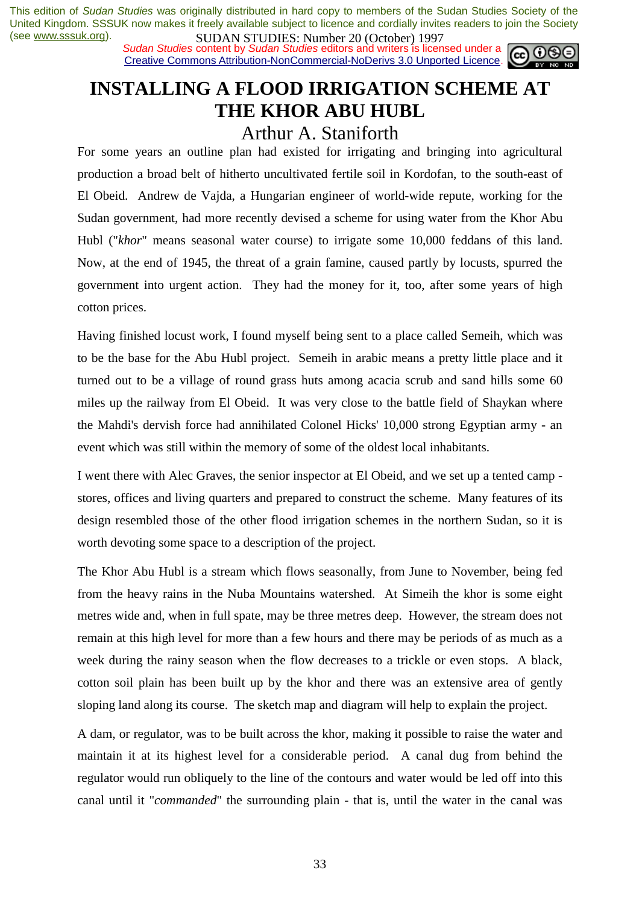# INSTALLING A FLOOD IRRIGATION SCHEME AT THE KHOR ABU HUBL

## Arthur A. Staniforth

For some years an outline plan had existed for irrigating and bringing into agricultural production a broad belt of hitherto uncultivated fertile soil in Kordofan, to the south-east of El Obeid. Andrew de Vajda, a Hungarian engineer of world-wide repute, working for the Sudan government, had more recently devised a scheme for using water from the Khor Abu Hubl ("*khor*" means seasonal water course) to irrigate some 10,000 feddans of this land. Now, at the end of 1945, the threat of a grain famine, caused partly by locusts, spurred the government into urgent action. They had the money for it, too, after some years of high cotton prices.

Having finished locust work, I found myself being sent to a place called Semeih, which was to be the base for the Abu Hubl project. Semeih in arabic means a pretty little place and it turned out to be a village of round grass huts among acacia scrub and sand hills some 60 miles up the railway from El Obeid. It was very close to the battle field of Shaykan where the Mahdi's dervish force had annihilated Colonel Hicks' 10,000 strong Egyptian army - an event which was still within the memory of some of the oldest local inhabitants.

I went there with Alec Graves, the senior inspector at El Obeid, and we set up a tented camp - stores, offices and living quarters and prepared to construct the scheme. Many features of its design resembled those of the other flood irrigation schemes in the northern Sudan, so it is worth devoting some space to a description of the project.

The Khor Abu Hubl is a stream which flows seasonally, from June to November, being fed from the heavy rains in the Nuba Mountains watershed. At Simeih the khor is some eight metres wide and, when in full spate, may be three metres deep. However, the stream does not remain at this high level for more than a few hours and there may be periods of as much as a week during the rainy season when the flow decreases to a trickle or even stops. A black, cotton soil plain has been built up by the khor and there was an extensive area of gently sloping land along its course. The sketch map and diagram will help to explain the project.

A dam, or regulator, was to be built across the khor, making it possible to raise the water and maintain it at its highest level for a considerable period. A canal dug from behind the regulator would run obliquely to the line of the contours and water would be led off into this canal until it "*commanded*" the surrounding plain - that is, until the water in the canal was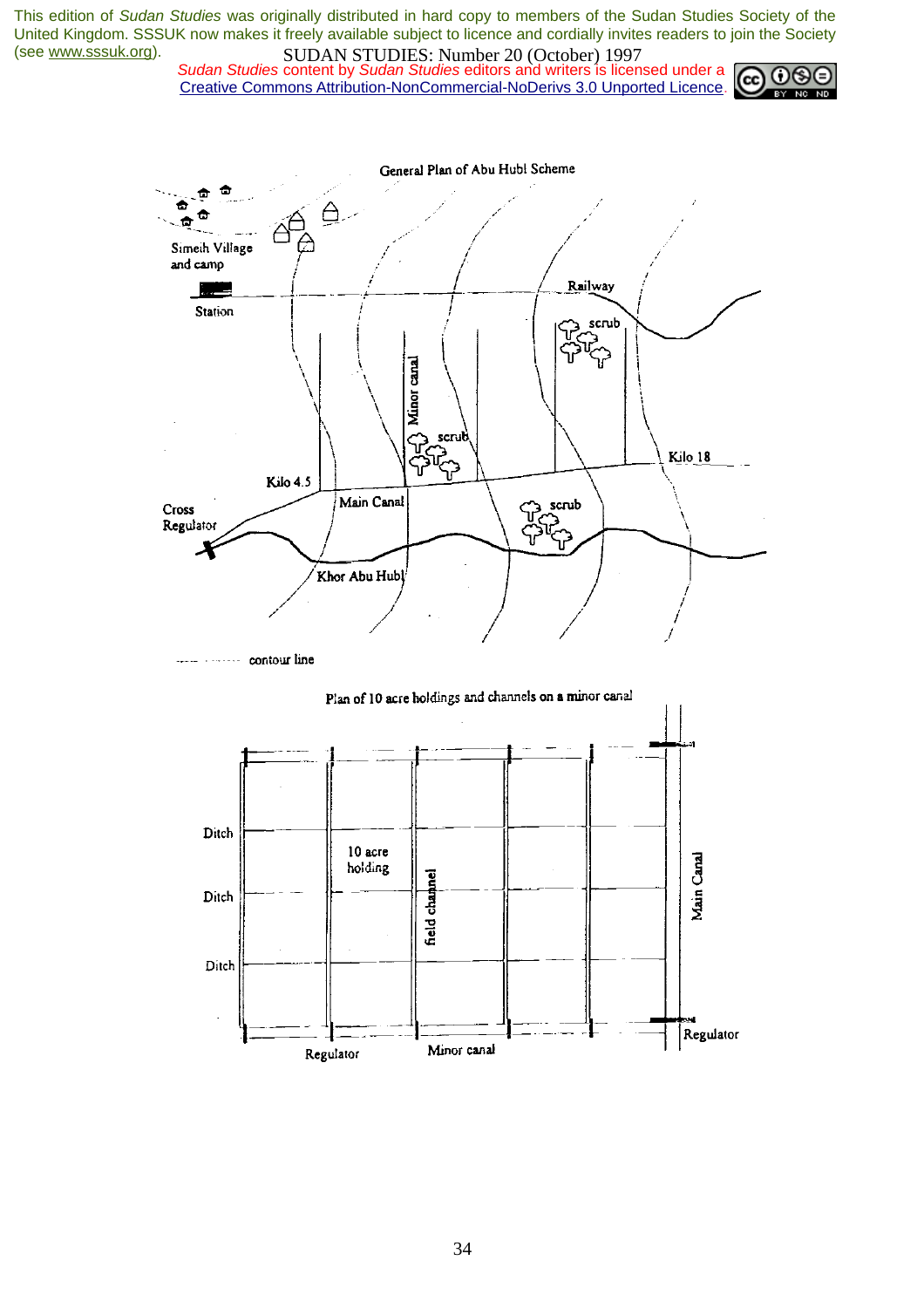General Plan of Abu Hubl Scheme

Plan of 10 acre holdings and channels on a minor canal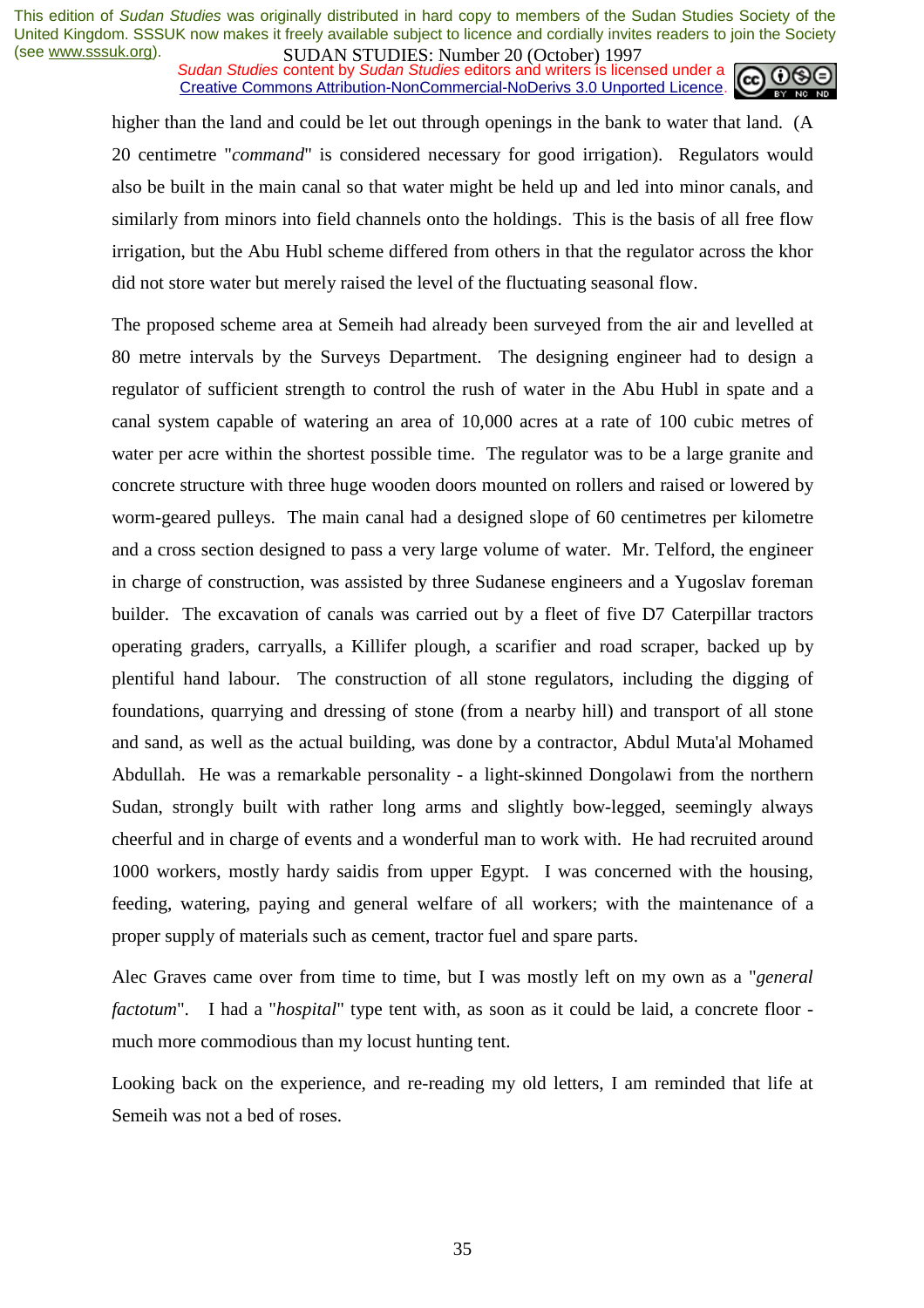higher than the land and could be let out through openings in the bank to water that land. (A 20 centimetre "*command*" is considered necessary for good irrigation). Regulators would also be built in the main canal so that water might be held up and led into minor canals, and similarly from minors into field channels onto the holdings. This is the basis of all free flow irrigation, but the Abu Hubl scheme differed from others in that the regulator across the khor did not store water but merely raised the level of the fluctuating seasonal flow.

The proposed scheme area at Semeih had already been surveyed from the air and levelled at 80 metre intervals by the Surveys Department. The designing engineer had to design a regulator of sufficient strength to control the rush of water in the Abu Hubl in spate and a canal system capable of watering an area of 10,000 acres at a rate of 100 cubic metres of water per acre within the shortest possible time. The regulator was to be a large granite and concrete structure with three huge wooden doors mounted on rollers and raised or lowered by worm-geared pulleys. The main canal had a designed slope of 60 centimetres per kilometre and a cross section designed to pass a very large volume of water. Mr. Telford, the engineer in charge of construction, was assisted by three Sudanese engineers and a Yugoslav foreman builder. The excavation of canals was carried out by a fleet of five D7 Caterpillar tractors operating graders, carryalls, a Killifer plough, a scarifier and road scraper, backed up by plentiful hand labour. The construction of all stone regulators, including the digging of foundations, quarrying and dressing of stone (from a nearby hill) and transport of all stone and sand, as well as the actual building, was done by a contractor, Abdul Muta'al Mohamed Abdullah. He was a remarkable personality - a light-skinned Dongolawi from the northern Sudan, strongly built with rather long arms and slightly bow-legged, seemingly always cheerful and in charge of events and a wonderful man to work with. He had recruited around 1000 workers, mostly hardy saidis from upper Egypt. I was concerned with the housing, feeding, watering, paying and general welfare of all workers; with the maintenance of a proper supply of materials such as cement, tractor fuel and spare parts.

Alec Graves came over from time to time, but I was mostly left on my own as a "*general factotum*". I had a "*hospital*" type tent with, as soon as it could be laid, a concrete floor - much more commodious than my locust hunting tent.

Looking back on the experience, and re-reading my old letters, I am reminded that life at Semeih was not a bed of roses.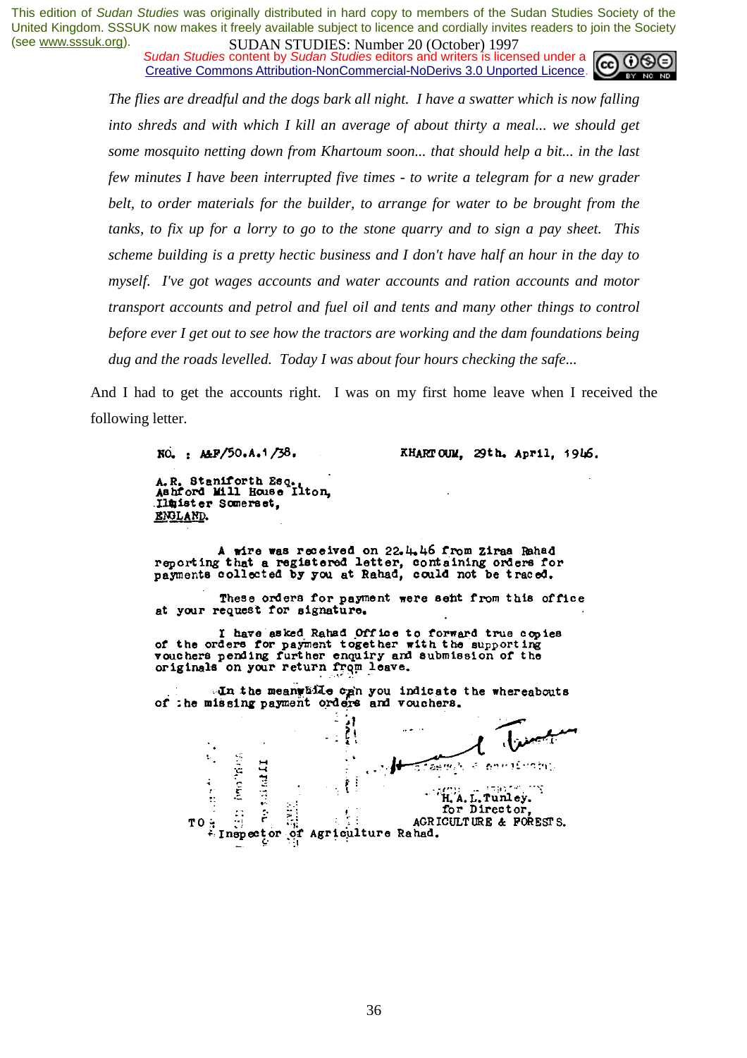*The flies are dreadful and the dogs bark all night. I have a swatter which is now falling into shreds and with which I kill an average of about thirty a meal... we should get some mosquito netting down from Khartoum soon... that should help a bit... in the last few minutes I have been interrupted five times - to write a telegram for a new grader belt, to order materials for the builder, to arrange for water to be brought from the tanks, to fix up for a lorry to go to the stone quarry and to sign a pay sheet. This scheme building is a pretty hectic business and I don't have half an hour in the day to myself. I've got wages accounts and water accounts and ration accounts and motor transport accounts and petrol and fuel oil and tents and many other things to control before ever I get out to see how the tractors are working and the dam foundations being dug and the roads levelled. Today I was about four hours checking the safe...*

And I had to get the accounts right. I was on my first home leave when I received the following letter.

NO. : A&F/50.A.1/38. KHARTOUM, 29th. April, 1946.

A. R. Staniforth Esq.,
Ashford Mill House Ilton,
Ilminster Somerset,
ENGLAND.

A wire was received on 22.4.46 from Ziraa Rahad reporting that a registered letter, containing orders for payments collected by you at Rahad, could not be traced.

These orders for payment were sent from this office at your request for signature.

I have asked Rahad Office to forward true copies of the orders for payment together with the supporting vouchers pending further enquiry and submission of the originals on your return from leave.

In the meanwhile can you indicate the whereabouts of the missing payment orders and vouchers.

H. A. L. Tunley.
for Director,
AGRICULTURE & FORESTS.

TO : Inspector of Agriculture Rahad.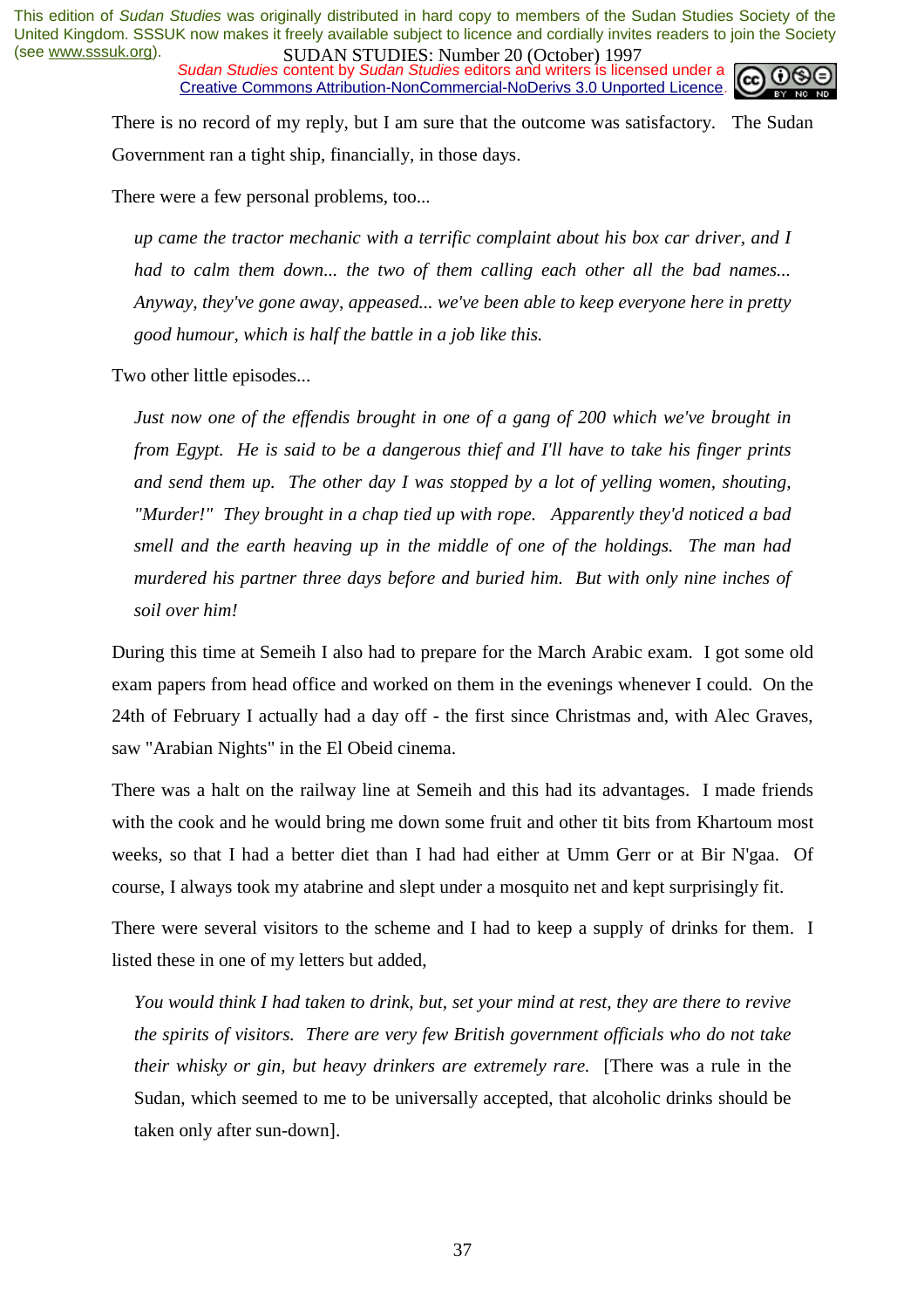There is no record of my reply, but I am sure that the outcome was satisfactory. The Sudan Government ran a tight ship, financially, in those days.

There were a few personal problems, too...

> *up came the tractor mechanic with a terrific complaint about his box car driver, and I had to calm them down... the two of them calling each other all the bad names... Anyway, they've gone away, appeased... we've been able to keep everyone here in pretty good humour, which is half the battle in a job like this.*

Two other little episodes...

> *Just now one of the effendis brought in one of a gang of 200 which we've brought in from Egypt. He is said to be a dangerous thief and I'll have to take his finger prints and send them up. The other day I was stopped by a lot of yelling women, shouting, "Murder!" They brought in a chap tied up with rope. Apparently they'd noticed a bad smell and the earth heaving up in the middle of one of the holdings. The man had murdered his partner three days before and buried him. But with only nine inches of soil over him!*

During this time at Semeih I also had to prepare for the March Arabic exam. I got some old exam papers from head office and worked on them in the evenings whenever I could. On the 24th of February I actually had a day off - the first since Christmas and, with Alec Graves, saw "Arabian Nights" in the El Obeid cinema.

There was a halt on the railway line at Semeih and this had its advantages. I made friends with the cook and he would bring me down some fruit and other tit bits from Khartoum most weeks, so that I had a better diet than I had had either at Umm Gerr or at Bir N'gaa. Of course, I always took my atabrine and slept under a mosquito net and kept surprisingly fit.

There were several visitors to the scheme and I had to keep a supply of drinks for them. I listed these in one of my letters but added,

> *You would think I had taken to drink, but, set your mind at rest, they are there to revive the spirits of visitors. There are very few British government officials who do not take their whisky or gin, but heavy drinkers are extremely rare.* [There was a rule in the Sudan, which seemed to me to be universally accepted, that alcoholic drinks should be taken only after sun-down].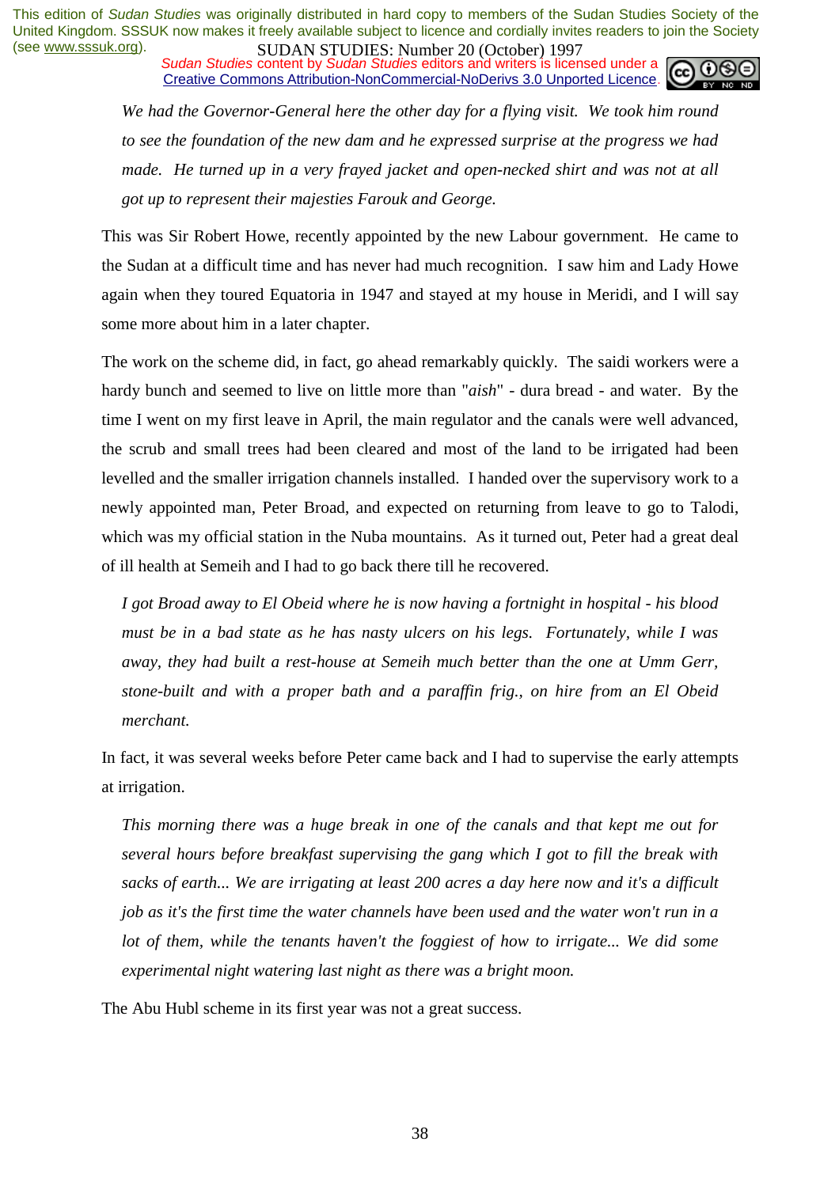*We had the Governor-General here the other day for a flying visit. We took him round to see the foundation of the new dam and he expressed surprise at the progress we had made. He turned up in a very frayed jacket and open-necked shirt and was not at all got up to represent their majesties Farouk and George.*

This was Sir Robert Howe, recently appointed by the new Labour government. He came to the Sudan at a difficult time and has never had much recognition. I saw him and Lady Howe again when they toured Equatoria in 1947 and stayed at my house in Meridi, and I will say some more about him in a later chapter.

The work on the scheme did, in fact, go ahead remarkably quickly. The saidi workers were a hardy bunch and seemed to live on little more than "*aish*" - dura bread - and water. By the time I went on my first leave in April, the main regulator and the canals were well advanced, the scrub and small trees had been cleared and most of the land to be irrigated had been levelled and the smaller irrigation channels installed. I handed over the supervisory work to a newly appointed man, Peter Broad, and expected on returning from leave to go to Talodi, which was my official station in the Nuba mountains. As it turned out, Peter had a great deal of ill health at Semeih and I had to go back there till he recovered.

*I got Broad away to El Obeid where he is now having a fortnight in hospital - his blood must be in a bad state as he has nasty ulcers on his legs. Fortunately, while I was away, they had built a rest-house at Semeih much better than the one at Umm Gerr, stone-built and with a proper bath and a paraffin frig., on hire from an El Obeid merchant.*

In fact, it was several weeks before Peter came back and I had to supervise the early attempts at irrigation.

*This morning there was a huge break in one of the canals and that kept me out for several hours before breakfast supervising the gang which I got to fill the break with sacks of earth... We are irrigating at least 200 acres a day here now and it's a difficult job as it's the first time the water channels have been used and the water won't run in a lot of them, while the tenants haven't the foggiest of how to irrigate... We did some experimental night watering last night as there was a bright moon.*

The Abu Hubl scheme in its first year was not a great success.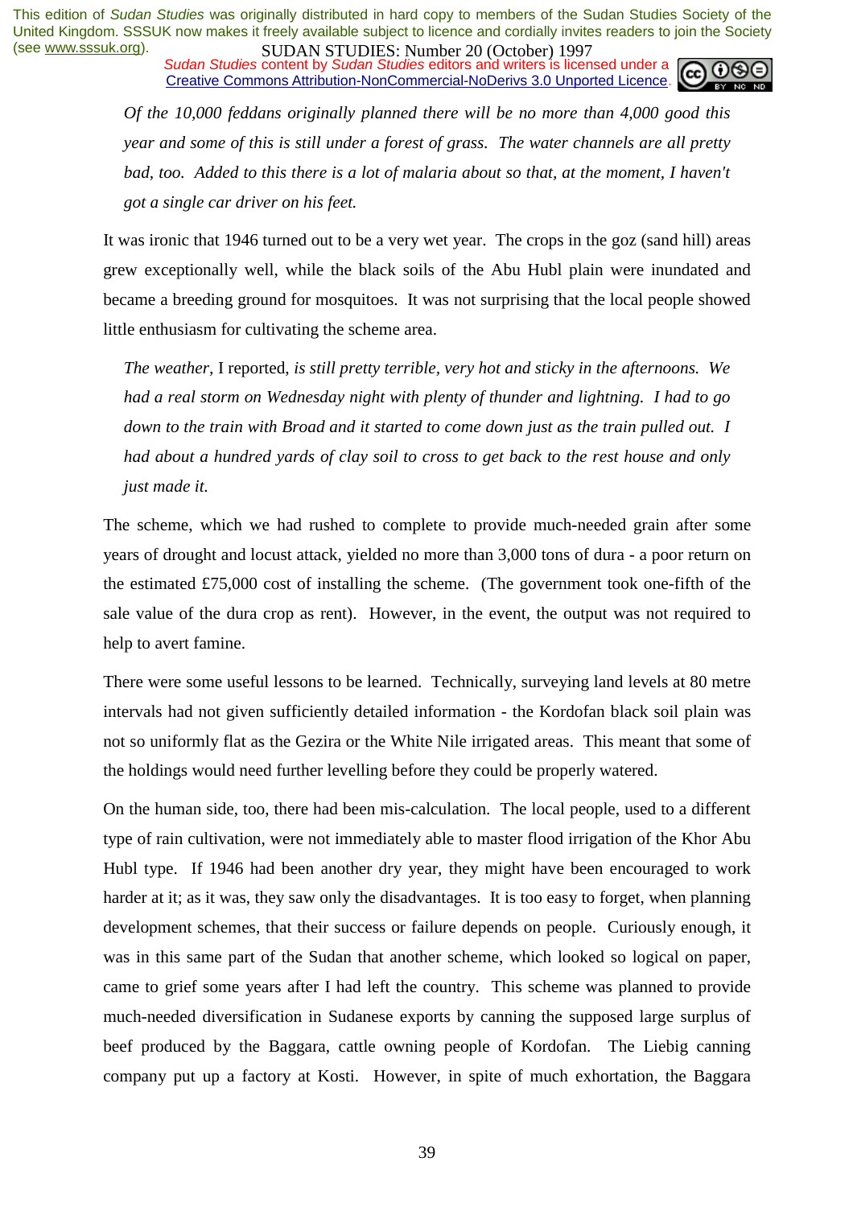*Of the 10,000 feddans originally planned there will be no more than 4,000 good this year and some of this is still under a forest of grass. The water channels are all pretty bad, too. Added to this there is a lot of malaria about so that, at the moment, I haven't got a single car driver on his feet.*

It was ironic that 1946 turned out to be a very wet year. The crops in the goz (sand hill) areas grew exceptionally well, while the black soils of the Abu Hubl plain were inundated and became a breeding ground for mosquitoes. It was not surprising that the local people showed little enthusiasm for cultivating the scheme area.

*The weather,* I reported, *is still pretty terrible, very hot and sticky in the afternoons. We had a real storm on Wednesday night with plenty of thunder and lightning. I had to go down to the train with Broad and it started to come down just as the train pulled out. I had about a hundred yards of clay soil to cross to get back to the rest house and only just made it.*

The scheme, which we had rushed to complete to provide much-needed grain after some years of drought and locust attack, yielded no more than 3,000 tons of dura - a poor return on the estimated £75,000 cost of installing the scheme. (The government took one-fifth of the sale value of the dura crop as rent). However, in the event, the output was not required to help to avert famine.

There were some useful lessons to be learned. Technically, surveying land levels at 80 metre intervals had not given sufficiently detailed information - the Kordofan black soil plain was not so uniformly flat as the Gezira or the White Nile irrigated areas. This meant that some of the holdings would need further levelling before they could be properly watered.

On the human side, too, there had been mis-calculation. The local people, used to a different type of rain cultivation, were not immediately able to master flood irrigation of the Khor Abu Hubl type. If 1946 had been another dry year, they might have been encouraged to work harder at it; as it was, they saw only the disadvantages. It is too easy to forget, when planning development schemes, that their success or failure depends on people. Curiously enough, it was in this same part of the Sudan that another scheme, which looked so logical on paper, came to grief some years after I had left the country. This scheme was planned to provide much-needed diversification in Sudanese exports by canning the supposed large surplus of beef produced by the Baggara, cattle owning people of Kordofan. The Liebig canning company put up a factory at Kosti. However, in spite of much exhortation, the Baggara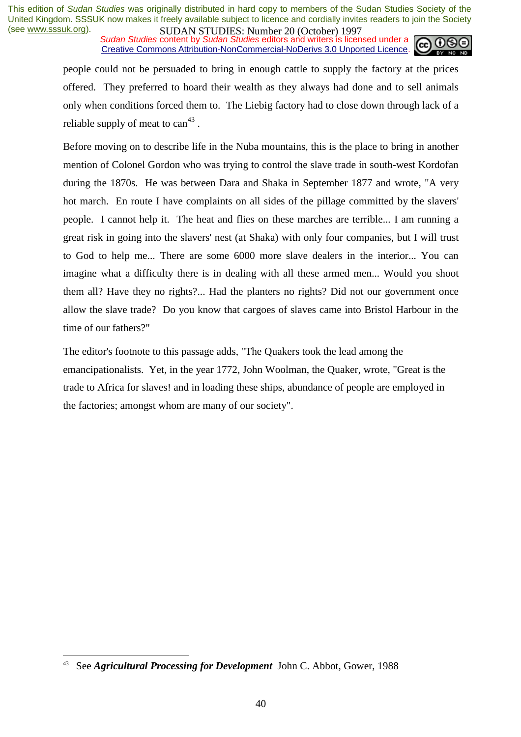people could not be persuaded to bring in enough cattle to supply the factory at the prices offered. They preferred to hoard their wealth as they always had done and to sell animals only when conditions forced them to. The Liebig factory had to close down through lack of a reliable supply of meat to can[43] .

Before moving on to describe life in the Nuba mountains, this is the place to bring in another mention of Colonel Gordon who was trying to control the slave trade in south-west Kordofan during the 1870s. He was between Dara and Shaka in September 1877 and wrote, "A very hot march. En route I have complaints on all sides of the pillage committed by the slavers' people. I cannot help it. The heat and flies on these marches are terrible... I am running a great risk in going into the slavers' nest (at Shaka) with only four companies, but I will trust to God to help me... There are some 6000 more slave dealers in the interior... You can imagine what a difficulty there is in dealing with all these armed men... Would you shoot them all? Have they no rights?... Had the planters no rights? Did not our government once allow the slave trade? Do you know that cargoes of slaves came into Bristol Harbour in the time of our fathers?"

The editor's footnote to this passage adds, "The Quakers took the lead among the emancipationalists. Yet, in the year 1772, John Woolman, the Quaker, wrote, "Great is the trade to Africa for slaves! and in loading these ships, abundance of people are employed in the factories; amongst whom are many of our society".

---

[43] See ***Agricultural Processing for Development*** John C. Abbot, Gower, 1988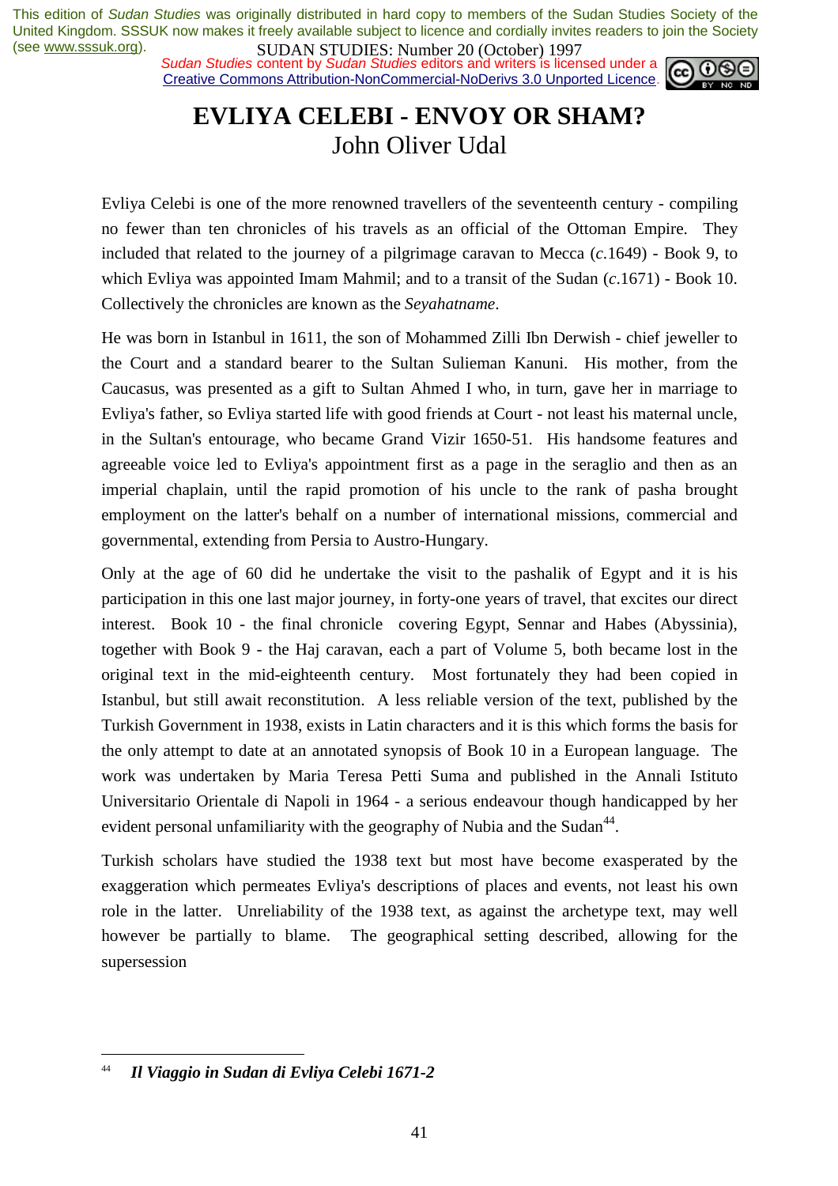# EVLIYA CELEBI - ENVOY OR SHAM?

John Oliver Udal

Evliya Celebi is one of the more renowned travellers of the seventeenth century - compiling no fewer than ten chronicles of his travels as an official of the Ottoman Empire. They included that related to the journey of a pilgrimage caravan to Mecca (*c*.1649) - Book 9, to which Evliya was appointed Imam Mahmil; and to a transit of the Sudan (*c*.1671) - Book 10. Collectively the chronicles are known as the *Seyahatname*.

He was born in Istanbul in 1611, the son of Mohammed Zilli Ibn Derwish - chief jeweller to the Court and a standard bearer to the Sultan Sulieman Kanuni. His mother, from the Caucasus, was presented as a gift to Sultan Ahmed I who, in turn, gave her in marriage to Evliya's father, so Evliya started life with good friends at Court - not least his maternal uncle, in the Sultan's entourage, who became Grand Vizir 1650-51. His handsome features and agreeable voice led to Evliya's appointment first as a page in the seraglio and then as an imperial chaplain, until the rapid promotion of his uncle to the rank of pasha brought employment on the latter's behalf on a number of international missions, commercial and governmental, extending from Persia to Austro-Hungary.

Only at the age of 60 did he undertake the visit to the pashalik of Egypt and it is his participation in this one last major journey, in forty-one years of travel, that excites our direct interest. Book 10 - the final chronicle covering Egypt, Sennar and Habes (Abyssinia), together with Book 9 - the Haj caravan, each a part of Volume 5, both became lost in the original text in the mid-eighteenth century. Most fortunately they had been copied in Istanbul, but still await reconstitution. A less reliable version of the text, published by the Turkish Government in 1938, exists in Latin characters and it is this which forms the basis for the only attempt to date at an annotated synopsis of Book 10 in a European language. The work was undertaken by Maria Teresa Petti Suma and published in the Annali Istituto Universitario Orientale di Napoli in 1964 - a serious endeavour though handicapped by her evident personal unfamiliarity with the geography of Nubia and the Sudan[44].

Turkish scholars have studied the 1938 text but most have become exasperated by the exaggeration which permeates Evliya's descriptions of places and events, not least his own role in the latter. Unreliability of the 1938 text, as against the archetype text, may well however be partially to blame. The geographical setting described, allowing for the supersession

---

[44] ***Il Viaggio in Sudan di Evliya Celebi 1671-2***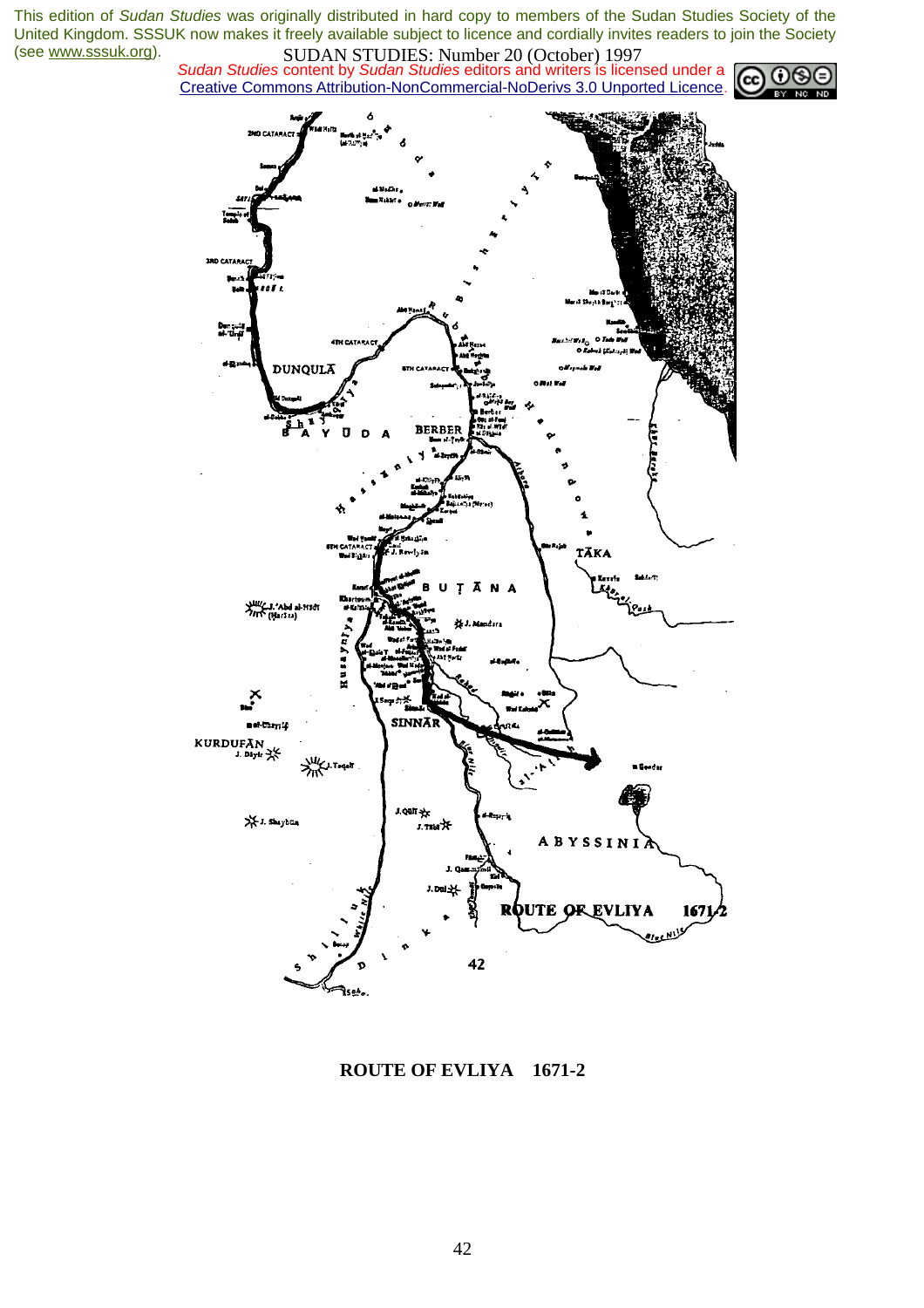**ROUTE OF EVLIYA 1671-2**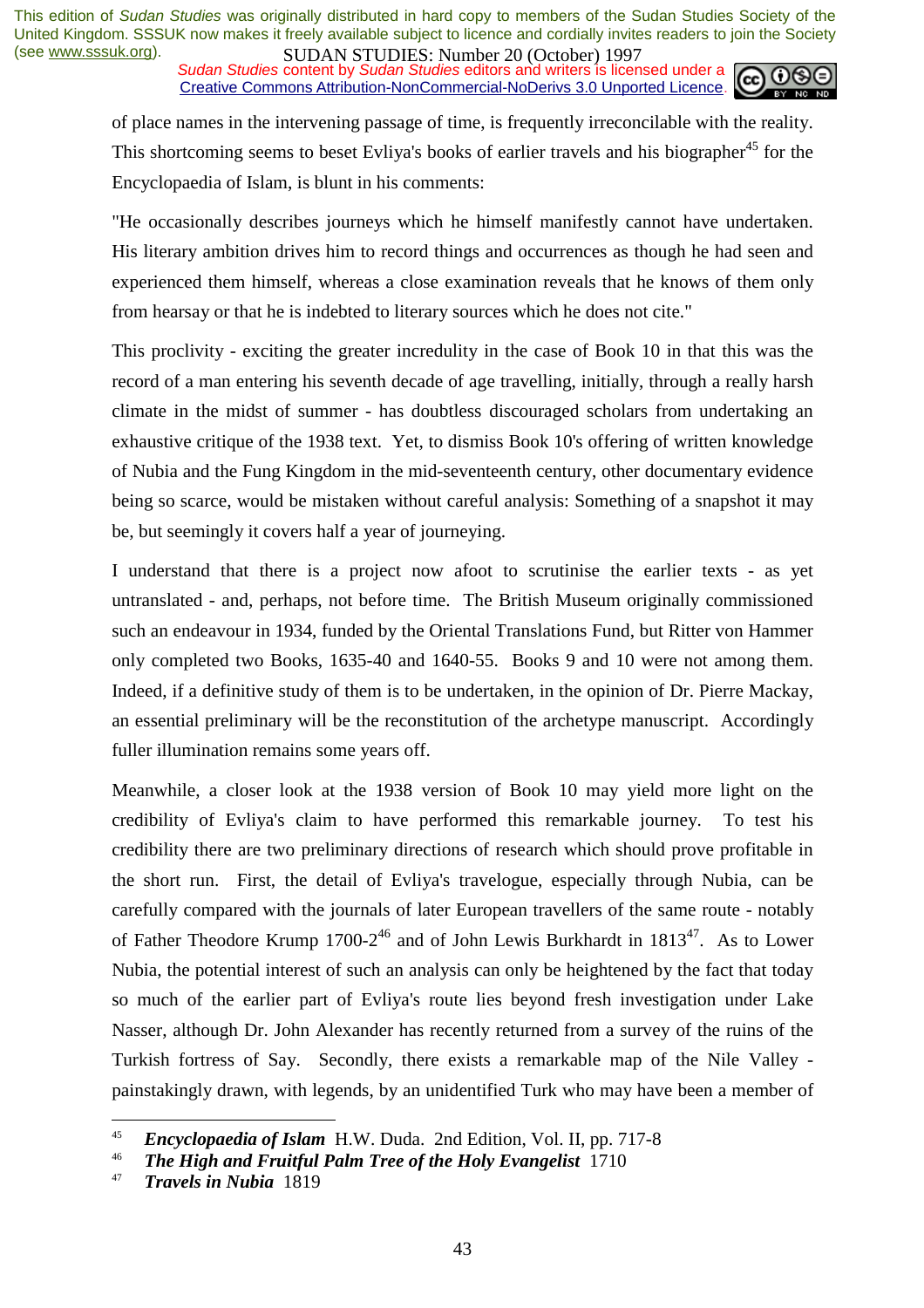of place names in the intervening passage of time, is frequently irreconcilable with the reality. This shortcoming seems to beset Evliya's books of earlier travels and his biographer[45] for the Encyclopaedia of Islam, is blunt in his comments:

"He occasionally describes journeys which he himself manifestly cannot have undertaken. His literary ambition drives him to record things and occurrences as though he had seen and experienced them himself, whereas a close examination reveals that he knows of them only from hearsay or that he is indebted to literary sources which he does not cite."

This proclivity - exciting the greater incredulity in the case of Book 10 in that this was the record of a man entering his seventh decade of age travelling, initially, through a really harsh climate in the midst of summer - has doubtless discouraged scholars from undertaking an exhaustive critique of the 1938 text. Yet, to dismiss Book 10's offering of written knowledge of Nubia and the Fung Kingdom in the mid-seventeenth century, other documentary evidence being so scarce, would be mistaken without careful analysis: Something of a snapshot it may be, but seemingly it covers half a year of journeying.

I understand that there is a project now afoot to scrutinise the earlier texts - as yet untranslated - and, perhaps, not before time. The British Museum originally commissioned such an endeavour in 1934, funded by the Oriental Translations Fund, but Ritter von Hammer only completed two Books, 1635-40 and 1640-55. Books 9 and 10 were not among them. Indeed, if a definitive study of them is to be undertaken, in the opinion of Dr. Pierre Mackay, an essential preliminary will be the reconstitution of the archetype manuscript. Accordingly fuller illumination remains some years off.

Meanwhile, a closer look at the 1938 version of Book 10 may yield more light on the credibility of Evliya's claim to have performed this remarkable journey. To test his credibility there are two preliminary directions of research which should prove profitable in the short run. First, the detail of Evliya's travelogue, especially through Nubia, can be carefully compared with the journals of later European travellers of the same route - notably of Father Theodore Krump 1700-2[46] and of John Lewis Burkhardt in 1813[47]. As to Lower Nubia, the potential interest of such an analysis can only be heightened by the fact that today so much of the earlier part of Evliya's route lies beyond fresh investigation under Lake Nasser, although Dr. John Alexander has recently returned from a survey of the ruins of the Turkish fortress of Say. Secondly, there exists a remarkable map of the Nile Valley - painstakingly drawn, with legends, by an unidentified Turk who may have been a member of

---

45 ***Encyclopaedia of Islam*** H.W. Duda. 2nd Edition, Vol. II, pp. 717-8

46 ***The High and Fruitful Palm Tree of the Holy Evangelist*** 1710

47 ***Travels in Nubia*** 1819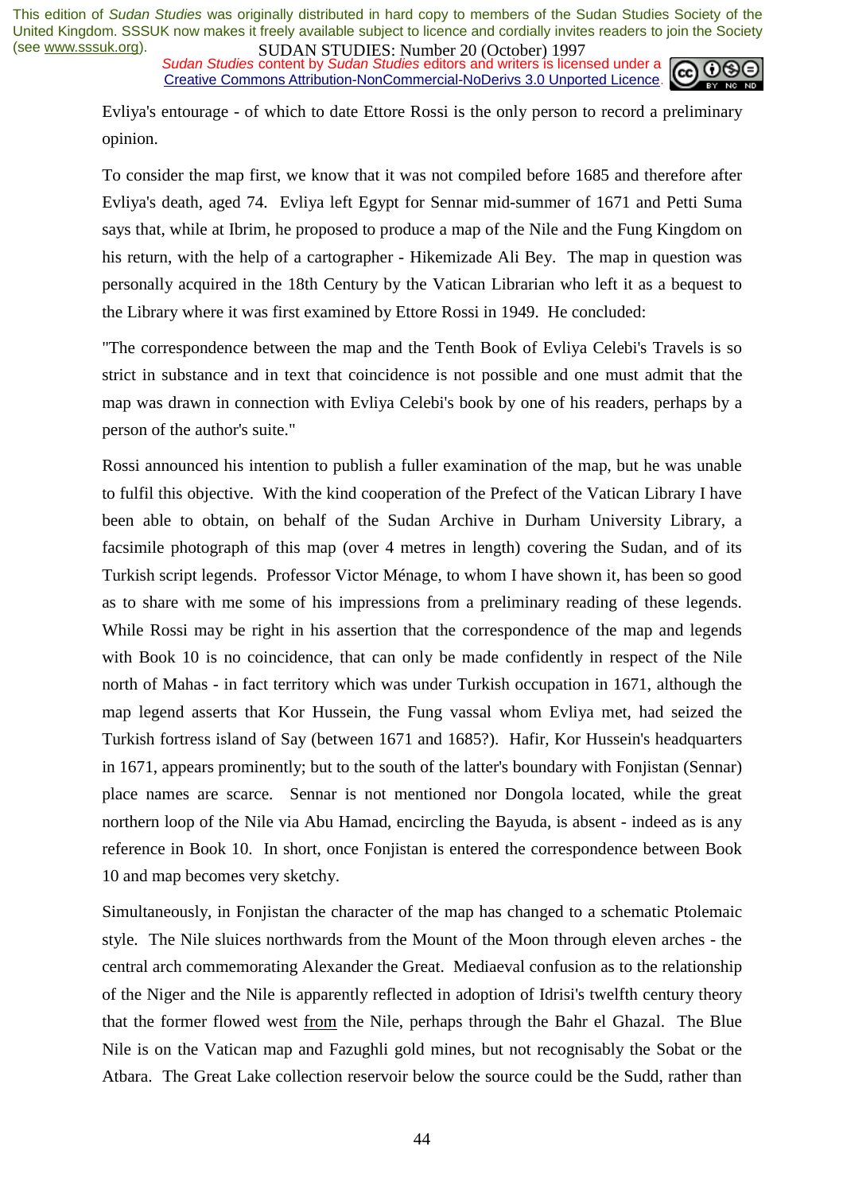Evliya's entourage - of which to date Ettore Rossi is the only person to record a preliminary opinion.

To consider the map first, we know that it was not compiled before 1685 and therefore after Evliya's death, aged 74. Evliya left Egypt for Sennar mid-summer of 1671 and Petti Suma says that, while at Ibrim, he proposed to produce a map of the Nile and the Fung Kingdom on his return, with the help of a cartographer - Hikemizade Ali Bey. The map in question was personally acquired in the 18th Century by the Vatican Librarian who left it as a bequest to the Library where it was first examined by Ettore Rossi in 1949. He concluded:

"The correspondence between the map and the Tenth Book of Evliya Celebi's Travels is so strict in substance and in text that coincidence is not possible and one must admit that the map was drawn in connection with Evliya Celebi's book by one of his readers, perhaps by a person of the author's suite."

Rossi announced his intention to publish a fuller examination of the map, but he was unable to fulfil this objective. With the kind cooperation of the Prefect of the Vatican Library I have been able to obtain, on behalf of the Sudan Archive in Durham University Library, a facsimile photograph of this map (over 4 metres in length) covering the Sudan, and of its Turkish script legends. Professor Victor Ménage, to whom I have shown it, has been so good as to share with me some of his impressions from a preliminary reading of these legends. While Rossi may be right in his assertion that the correspondence of the map and legends with Book 10 is no coincidence, that can only be made confidently in respect of the Nile north of Mahas - in fact territory which was under Turkish occupation in 1671, although the map legend asserts that Kor Hussein, the Fung vassal whom Evliya met, had seized the Turkish fortress island of Say (between 1671 and 1685?). Hafir, Kor Hussein's headquarters in 1671, appears prominently; but to the south of the latter's boundary with Fonjistan (Sennar) place names are scarce. Sennar is not mentioned nor Dongola located, while the great northern loop of the Nile via Abu Hamad, encircling the Bayuda, is absent - indeed as is any reference in Book 10. In short, once Fonjistan is entered the correspondence between Book 10 and map becomes very sketchy.

Simultaneously, in Fonjistan the character of the map has changed to a schematic Ptolemaic style. The Nile sluices northwards from the Mount of the Moon through eleven arches - the central arch commemorating Alexander the Great. Mediaeval confusion as to the relationship of the Niger and the Nile is apparently reflected in adoption of Idrisi's twelfth century theory that the former flowed west from the Nile, perhaps through the Bahr el Ghazal. The Blue Nile is on the Vatican map and Fazughli gold mines, but not recognisably the Sobat or the Atbara. The Great Lake collection reservoir below the source could be the Sudd, rather than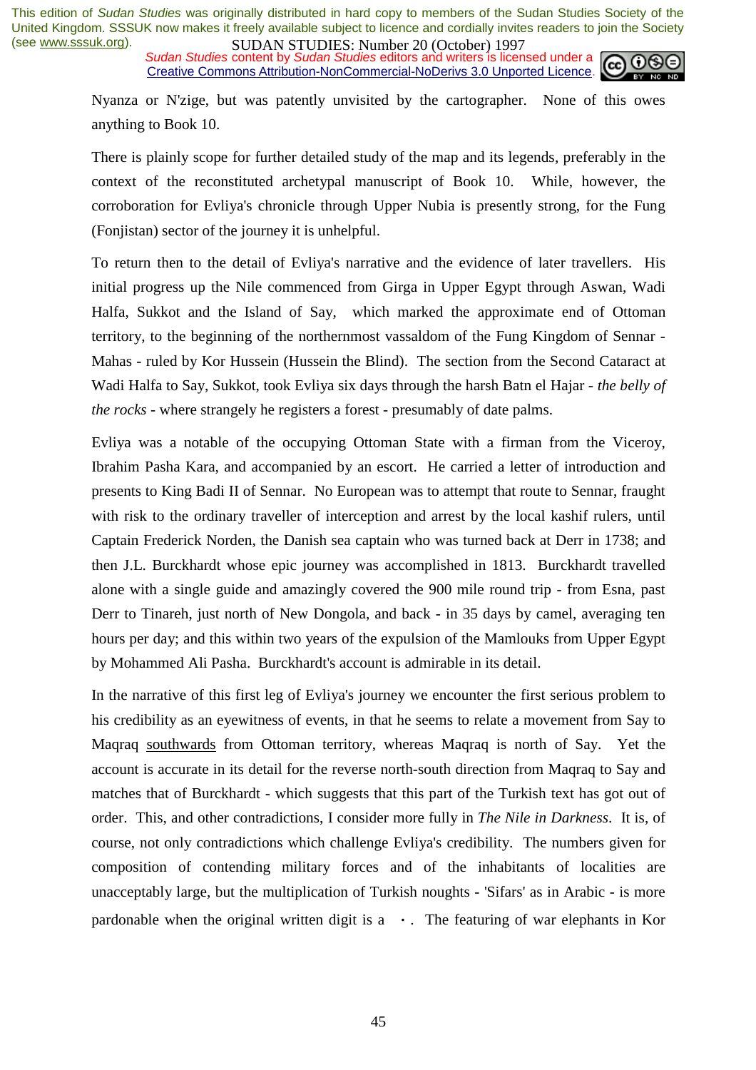Nyanza or N'zige, but was patently unvisited by the cartographer. None of this owes anything to Book 10.

There is plainly scope for further detailed study of the map and its legends, preferably in the context of the reconstituted archetypal manuscript of Book 10. While, however, the corroboration for Evliya's chronicle through Upper Nubia is presently strong, for the Fung (Fonjistan) sector of the journey it is unhelpful.

To return then to the detail of Evliya's narrative and the evidence of later travellers. His initial progress up the Nile commenced from Girga in Upper Egypt through Aswan, Wadi Halfa, Sukkot and the Island of Say, which marked the approximate end of Ottoman territory, to the beginning of the northernmost vassaldom of the Fung Kingdom of Sennar - Mahas - ruled by Kor Hussein (Hussein the Blind). The section from the Second Cataract at Wadi Halfa to Say, Sukkot, took Evliya six days through the harsh Batn el Hajar - *the belly of the rocks* - where strangely he registers a forest - presumably of date palms.

Evliya was a notable of the occupying Ottoman State with a firman from the Viceroy, Ibrahim Pasha Kara, and accompanied by an escort. He carried a letter of introduction and presents to King Badi II of Sennar. No European was to attempt that route to Sennar, fraught with risk to the ordinary traveller of interception and arrest by the local kashif rulers, until Captain Frederick Norden, the Danish sea captain who was turned back at Derr in 1738; and then J.L. Burckhardt whose epic journey was accomplished in 1813. Burckhardt travelled alone with a single guide and amazingly covered the 900 mile round trip - from Esna, past Derr to Tinareh, just north of New Dongola, and back - in 35 days by camel, averaging ten hours per day; and this within two years of the expulsion of the Mamlouks from Upper Egypt by Mohammed Ali Pasha. Burckhardt's account is admirable in its detail.

In the narrative of this first leg of Evliya's journey we encounter the first serious problem to his credibility as an eyewitness of events, in that he seems to relate a movement from Say to Maqraq <u>southwards</u> from Ottoman territory, whereas Maqraq is north of Say. Yet the account is accurate in its detail for the reverse north-south direction from Maqraq to Say and matches that of Burckhardt - which suggests that this part of the Turkish text has got out of order. This, and other contradictions, I consider more fully in *The Nile in Darkness*. It is, of course, not only contradictions which challenge Evliya's credibility. The numbers given for composition of contending military forces and of the inhabitants of localities are unacceptably large, but the multiplication of Turkish noughts - 'Sifars' as in Arabic - is more pardonable when the original written digit is a ٠. The featuring of war elephants in Kor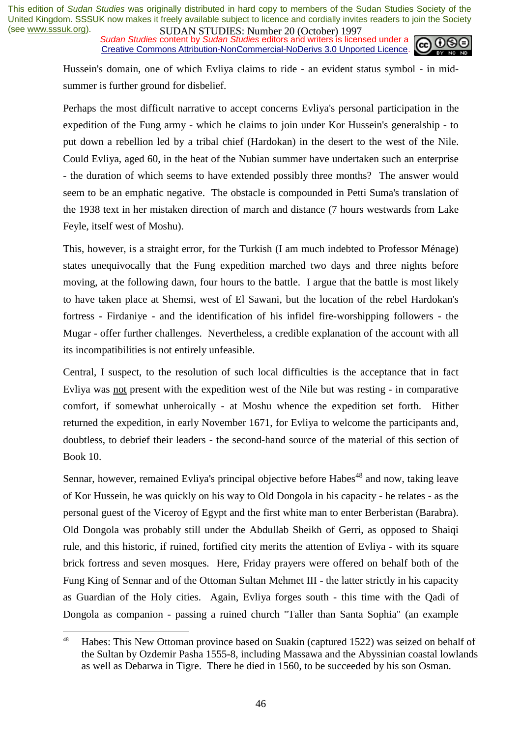Hussein's domain, one of which Evliya claims to ride - an evident status symbol - in mid-summer is further ground for disbelief.

Perhaps the most difficult narrative to accept concerns Evliya's personal participation in the expedition of the Fung army - which he claims to join under Kor Hussein's generalship - to put down a rebellion led by a tribal chief (Hardokan) in the desert to the west of the Nile. Could Evliya, aged 60, in the heat of the Nubian summer have undertaken such an enterprise - the duration of which seems to have extended possibly three months? The answer would seem to be an emphatic negative. The obstacle is compounded in Petti Suma's translation of the 1938 text in her mistaken direction of march and distance (7 hours westwards from Lake Feyle, itself west of Moshu).

This, however, is a straight error, for the Turkish (I am much indebted to Professor Ménage) states unequivocally that the Fung expedition marched two days and three nights before moving, at the following dawn, four hours to the battle. I argue that the battle is most likely to have taken place at Shemsi, west of El Sawani, but the location of the rebel Hardokan's fortress - Firdaniye - and the identification of his infidel fire-worshipping followers - the Mugar - offer further challenges. Nevertheless, a credible explanation of the account with all its incompatibilities is not entirely unfeasible.

Central, I suspect, to the resolution of such local difficulties is the acceptance that in fact Evliya was not present with the expedition west of the Nile but was resting - in comparative comfort, if somewhat unheroically - at Moshu whence the expedition set forth. Hither returned the expedition, in early November 1671, for Evliya to welcome the participants and, doubtless, to debrief their leaders - the second-hand source of the material of this section of Book 10.

Sennar, however, remained Evliya's principal objective before Habes[48] and now, taking leave of Kor Hussein, he was quickly on his way to Old Dongola in his capacity - he relates - as the personal guest of the Viceroy of Egypt and the first white man to enter Berberistan (Barabra). Old Dongola was probably still under the Abdullab Sheikh of Gerri, as opposed to Shaiqi rule, and this historic, if ruined, fortified city merits the attention of Evliya - with its square brick fortress and seven mosques. Here, Friday prayers were offered on behalf both of the Fung King of Sennar and of the Ottoman Sultan Mehmet III - the latter strictly in his capacity as Guardian of the Holy cities. Again, Evliya forges south - this time with the Qadi of Dongola as companion - passing a ruined church "Taller than Santa Sophia" (an example

---

[48] Habes: This New Ottoman province based on Suakin (captured 1522) was seized on behalf of the Sultan by Ozdemir Pasha 1555-8, including Massawa and the Abyssinian coastal lowlands as well as Debarwa in Tigre. There he died in 1560, to be succeeded by his son Osman.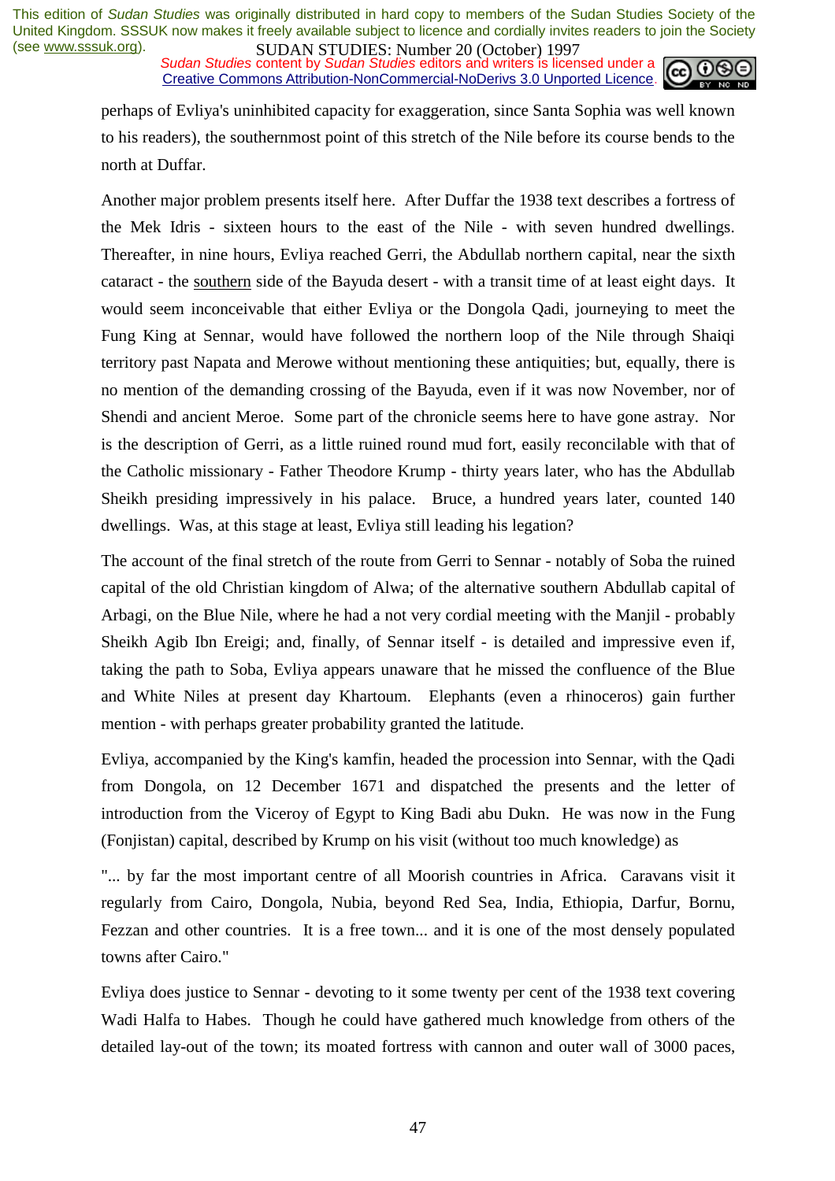perhaps of Evliya's uninhibited capacity for exaggeration, since Santa Sophia was well known to his readers), the southernmost point of this stretch of the Nile before its course bends to the north at Duffar.

Another major problem presents itself here. After Duffar the 1938 text describes a fortress of the Mek Idris - sixteen hours to the east of the Nile - with seven hundred dwellings. Thereafter, in nine hours, Evliya reached Gerri, the Abdullab northern capital, near the sixth cataract - the southern side of the Bayuda desert - with a transit time of at least eight days. It would seem inconceivable that either Evliya or the Dongola Qadi, journeying to meet the Fung King at Sennar, would have followed the northern loop of the Nile through Shaiqi territory past Napata and Merowe without mentioning these antiquities; but, equally, there is no mention of the demanding crossing of the Bayuda, even if it was now November, nor of Shendi and ancient Meroe. Some part of the chronicle seems here to have gone astray. Nor is the description of Gerri, as a little ruined round mud fort, easily reconcilable with that of the Catholic missionary - Father Theodore Krump - thirty years later, who has the Abdullab Sheikh presiding impressively in his palace. Bruce, a hundred years later, counted 140 dwellings. Was, at this stage at least, Evliya still leading his legation?

The account of the final stretch of the route from Gerri to Sennar - notably of Soba the ruined capital of the old Christian kingdom of Alwa; of the alternative southern Abdullab capital of Arbagi, on the Blue Nile, where he had a not very cordial meeting with the Manjil - probably Sheikh Agib Ibn Ereigi; and, finally, of Sennar itself - is detailed and impressive even if, taking the path to Soba, Evliya appears unaware that he missed the confluence of the Blue and White Niles at present day Khartoum. Elephants (even a rhinoceros) gain further mention - with perhaps greater probability granted the latitude.

Evliya, accompanied by the King's kamfin, headed the procession into Sennar, with the Qadi from Dongola, on 12 December 1671 and dispatched the presents and the letter of introduction from the Viceroy of Egypt to King Badi abu Dukn. He was now in the Fung (Fonjistan) capital, described by Krump on his visit (without too much knowledge) as

"... by far the most important centre of all Moorish countries in Africa. Caravans visit it regularly from Cairo, Dongola, Nubia, beyond Red Sea, India, Ethiopia, Darfur, Bornu, Fezzan and other countries. It is a free town... and it is one of the most densely populated towns after Cairo."

Evliya does justice to Sennar - devoting to it some twenty per cent of the 1938 text covering Wadi Halfa to Habes. Though he could have gathered much knowledge from others of the detailed lay-out of the town; its moated fortress with cannon and outer wall of 3000 paces,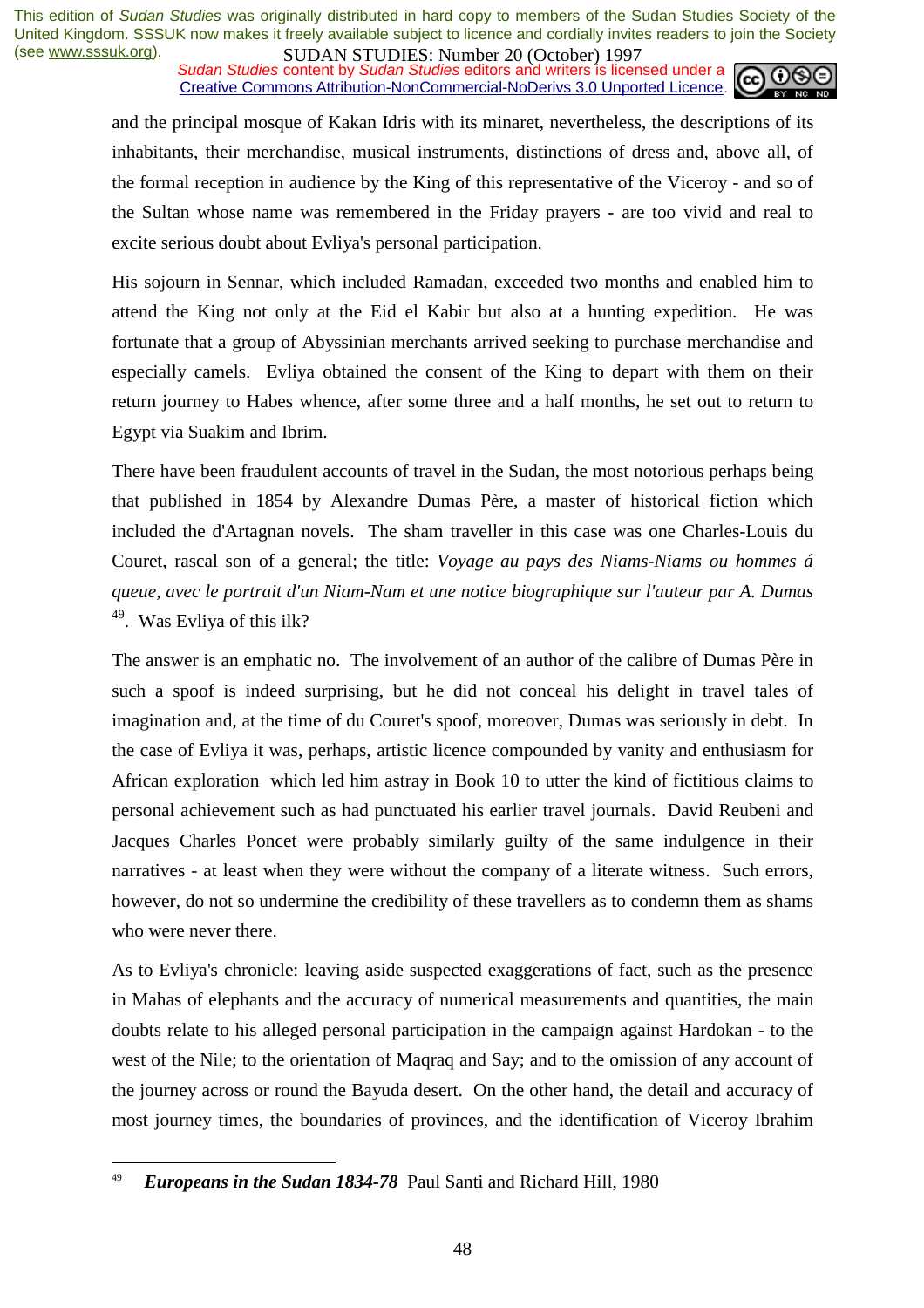and the principal mosque of Kakan Idris with its minaret, nevertheless, the descriptions of its inhabitants, their merchandise, musical instruments, distinctions of dress and, above all, of the formal reception in audience by the King of this representative of the Viceroy - and so of the Sultan whose name was remembered in the Friday prayers - are too vivid and real to excite serious doubt about Evliya's personal participation.

His sojourn in Sennar, which included Ramadan, exceeded two months and enabled him to attend the King not only at the Eid el Kabir but also at a hunting expedition. He was fortunate that a group of Abyssinian merchants arrived seeking to purchase merchandise and especially camels. Evliya obtained the consent of the King to depart with them on their return journey to Habes whence, after some three and a half months, he set out to return to Egypt via Suakim and Ibrim.

There have been fraudulent accounts of travel in the Sudan, the most notorious perhaps being that published in 1854 by Alexandre Dumas Père, a master of historical fiction which included the d'Artagnan novels. The sham traveller in this case was one Charles-Louis du Couret, rascal son of a general; the title: *Voyage au pays des Niams-Niams ou hommes á queue, avec le portrait d'un Niam-Nam et une notice biographique sur l'auteur par A. Dumas* [49]. Was Evliya of this ilk?

The answer is an emphatic no. The involvement of an author of the calibre of Dumas Père in such a spoof is indeed surprising, but he did not conceal his delight in travel tales of imagination and, at the time of du Couret's spoof, moreover, Dumas was seriously in debt. In the case of Evliya it was, perhaps, artistic licence compounded by vanity and enthusiasm for African exploration which led him astray in Book 10 to utter the kind of fictitious claims to personal achievement such as had punctuated his earlier travel journals. David Reubeni and Jacques Charles Poncet were probably similarly guilty of the same indulgence in their narratives - at least when they were without the company of a literate witness. Such errors, however, do not so undermine the credibility of these travellers as to condemn them as shams who were never there.

As to Evliya's chronicle: leaving aside suspected exaggerations of fact, such as the presence in Mahas of elephants and the accuracy of numerical measurements and quantities, the main doubts relate to his alleged personal participation in the campaign against Hardokan - to the west of the Nile; to the orientation of Maqraq and Say; and to the omission of any account of the journey across or round the Bayuda desert. On the other hand, the detail and accuracy of most journey times, the boundaries of provinces, and the identification of Viceroy Ibrahim

---

[49] ***Europeans in the Sudan 1834-78*** Paul Santi and Richard Hill, 1980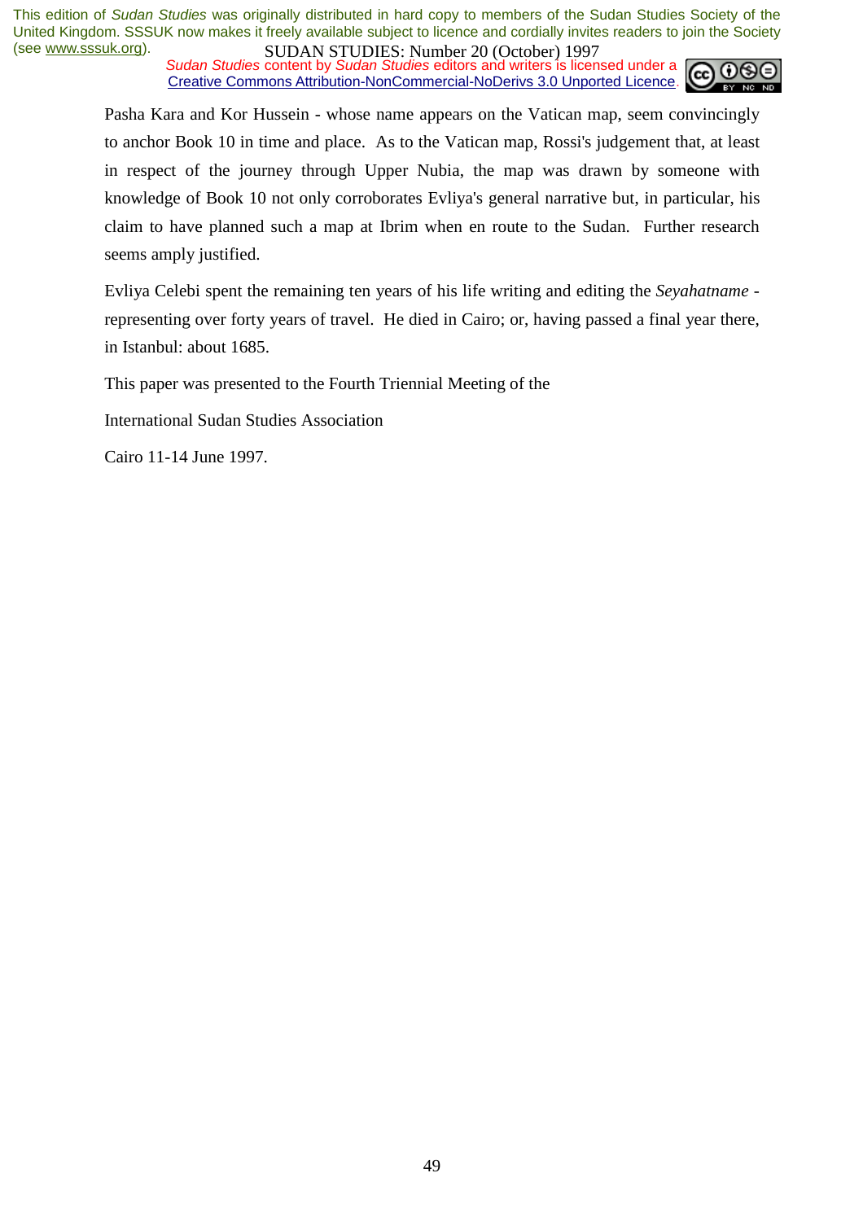Pasha Kara and Kor Hussein - whose name appears on the Vatican map, seem convincingly to anchor Book 10 in time and place. As to the Vatican map, Rossi's judgement that, at least in respect of the journey through Upper Nubia, the map was drawn by someone with knowledge of Book 10 not only corroborates Evliya's general narrative but, in particular, his claim to have planned such a map at Ibrim when en route to the Sudan. Further research seems amply justified.

Evliya Celebi spent the remaining ten years of his life writing and editing the *Seyahatname* - representing over forty years of travel. He died in Cairo; or, having passed a final year there, in Istanbul: about 1685.

This paper was presented to the Fourth Triennial Meeting of the

International Sudan Studies Association

Cairo 11-14 June 1997.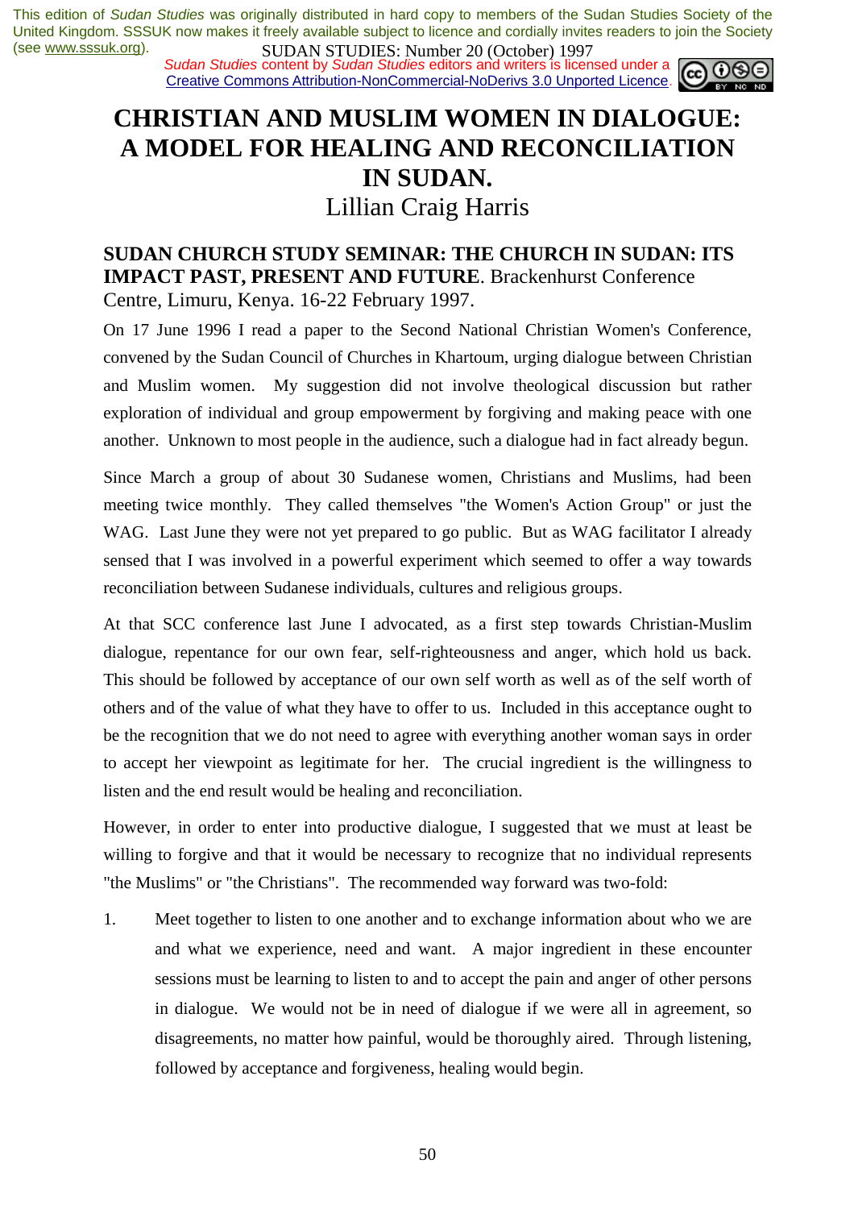# CHRISTIAN AND MUSLIM WOMEN IN DIALOGUE: A MODEL FOR HEALING AND RECONCILIATION IN SUDAN.

Lillian Craig Harris

**SUDAN CHURCH STUDY SEMINAR: THE CHURCH IN SUDAN: ITS IMPACT PAST, PRESENT AND FUTURE**. Brackenhurst Conference Centre, Limuru, Kenya. 16-22 February 1997.

On 17 June 1996 I read a paper to the Second National Christian Women's Conference, convened by the Sudan Council of Churches in Khartoum, urging dialogue between Christian and Muslim women. My suggestion did not involve theological discussion but rather exploration of individual and group empowerment by forgiving and making peace with one another. Unknown to most people in the audience, such a dialogue had in fact already begun.

Since March a group of about 30 Sudanese women, Christians and Muslims, had been meeting twice monthly. They called themselves "the Women's Action Group" or just the WAG. Last June they were not yet prepared to go public. But as WAG facilitator I already sensed that I was involved in a powerful experiment which seemed to offer a way towards reconciliation between Sudanese individuals, cultures and religious groups.

At that SCC conference last June I advocated, as a first step towards Christian-Muslim dialogue, repentance for our own fear, self-righteousness and anger, which hold us back. This should be followed by acceptance of our own self worth as well as of the self worth of others and of the value of what they have to offer to us. Included in this acceptance ought to be the recognition that we do not need to agree with everything another woman says in order to accept her viewpoint as legitimate for her. The crucial ingredient is the willingness to listen and the end result would be healing and reconciliation.

However, in order to enter into productive dialogue, I suggested that we must at least be willing to forgive and that it would be necessary to recognize that no individual represents "the Muslims" or "the Christians". The recommended way forward was two-fold:

1. Meet together to listen to one another and to exchange information about who we are and what we experience, need and want. A major ingredient in these encounter sessions must be learning to listen to and to accept the pain and anger of other persons in dialogue. We would not be in need of dialogue if we were all in agreement, so disagreements, no matter how painful, would be thoroughly aired. Through listening, followed by acceptance and forgiveness, healing would begin.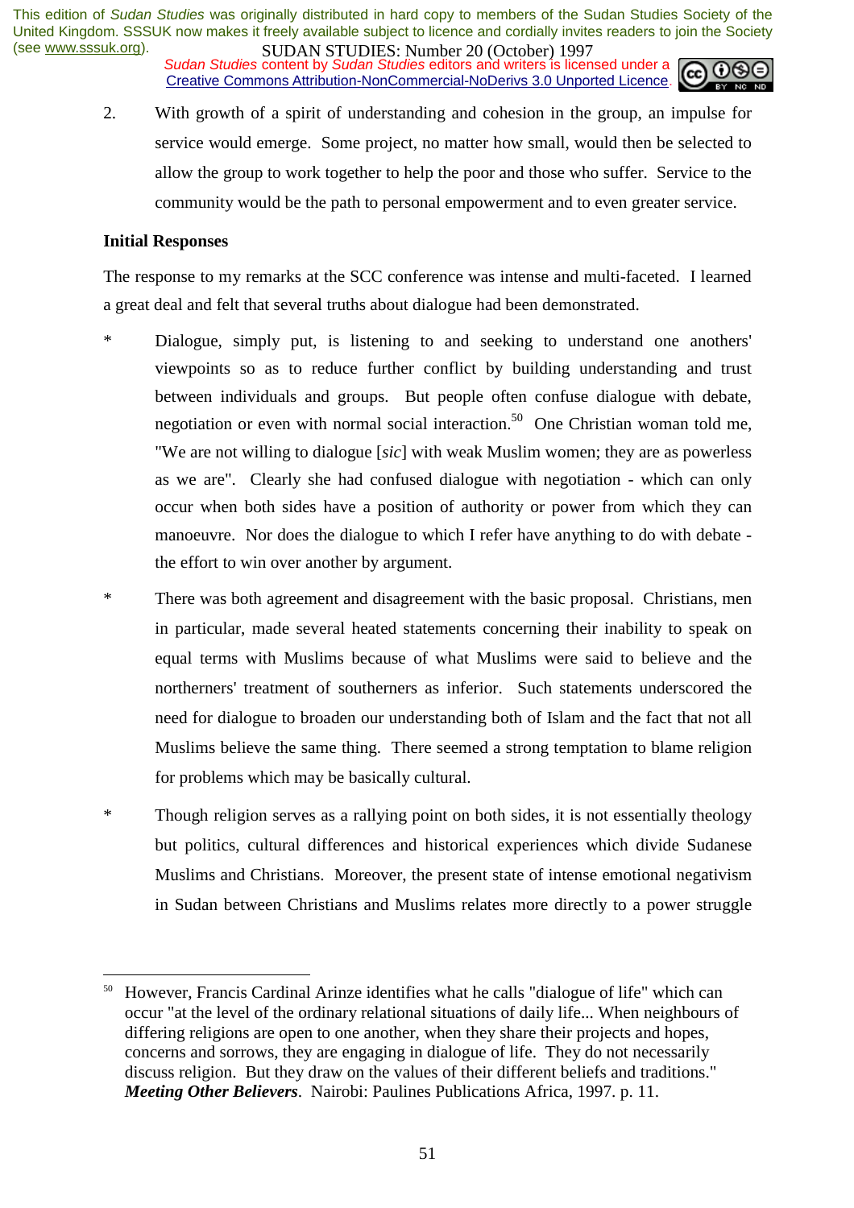2. With growth of a spirit of understanding and cohesion in the group, an impulse for service would emerge. Some project, no matter how small, would then be selected to allow the group to work together to help the poor and those who suffer. Service to the community would be the path to personal empowerment and to even greater service.

**Initial Responses**

The response to my remarks at the SCC conference was intense and multi-faceted. I learned a great deal and felt that several truths about dialogue had been demonstrated.

* Dialogue, simply put, is listening to and seeking to understand one anothers' viewpoints so as to reduce further conflict by building understanding and trust between individuals and groups. But people often confuse dialogue with debate, negotiation or even with normal social interaction.[50] One Christian woman told me, "We are not willing to dialogue [*sic*] with weak Muslim women; they are as powerless as we are". Clearly she had confused dialogue with negotiation - which can only occur when both sides have a position of authority or power from which they can manoeuvre. Nor does the dialogue to which I refer have anything to do with debate - the effort to win over another by argument.

* There was both agreement and disagreement with the basic proposal. Christians, men in particular, made several heated statements concerning their inability to speak on equal terms with Muslims because of what Muslims were said to believe and the northerners' treatment of southerners as inferior. Such statements underscored the need for dialogue to broaden our understanding both of Islam and the fact that not all Muslims believe the same thing. There seemed a strong temptation to blame religion for problems which may be basically cultural.

* Though religion serves as a rallying point on both sides, it is not essentially theology but politics, cultural differences and historical experiences which divide Sudanese Muslims and Christians. Moreover, the present state of intense emotional negativism in Sudan between Christians and Muslims relates more directly to a power struggle

---

[50] However, Francis Cardinal Arinze identifies what he calls "dialogue of life" which can occur "at the level of the ordinary relational situations of daily life... When neighbours of differing religions are open to one another, when they share their projects and hopes, concerns and sorrows, they are engaging in dialogue of life. They do not necessarily discuss religion. But they draw on the values of their different beliefs and traditions." ***Meeting Other Believers***. Nairobi: Paulines Publications Africa, 1997. p. 11.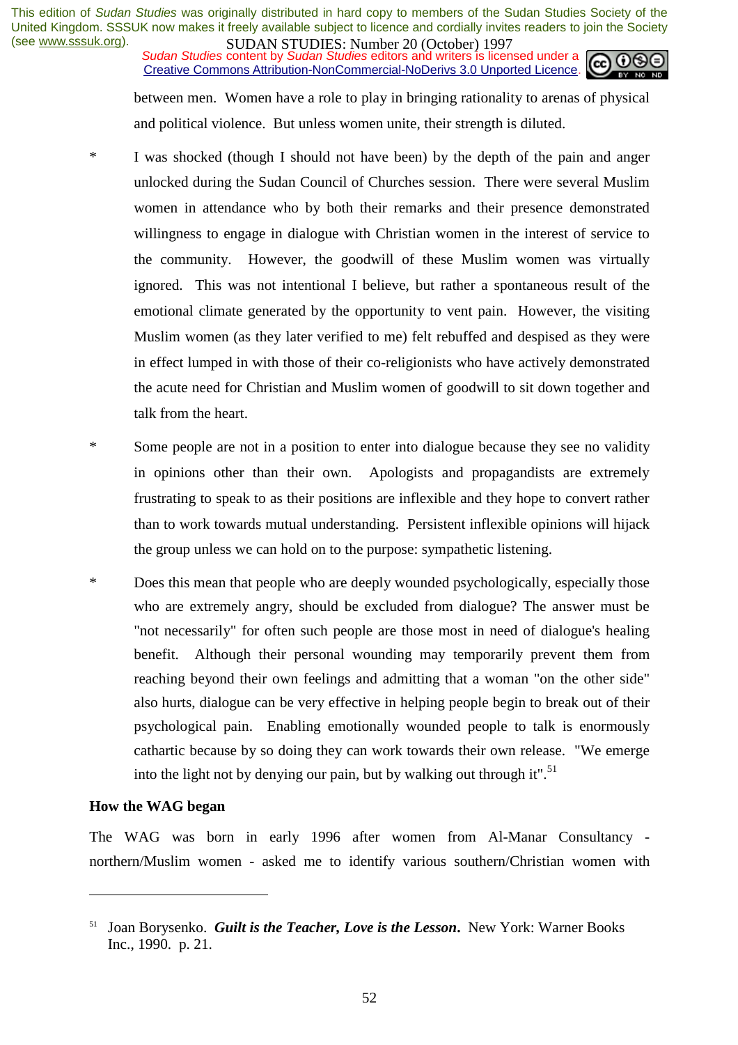between men. Women have a role to play in bringing rationality to arenas of physical and political violence. But unless women unite, their strength is diluted.

* I was shocked (though I should not have been) by the depth of the pain and anger unlocked during the Sudan Council of Churches session. There were several Muslim women in attendance who by both their remarks and their presence demonstrated willingness to engage in dialogue with Christian women in the interest of service to the community. However, the goodwill of these Muslim women was virtually ignored. This was not intentional I believe, but rather a spontaneous result of the emotional climate generated by the opportunity to vent pain. However, the visiting Muslim women (as they later verified to me) felt rebuffed and despised as they were in effect lumped in with those of their co-religionists who have actively demonstrated the acute need for Christian and Muslim women of goodwill to sit down together and talk from the heart.

* Some people are not in a position to enter into dialogue because they see no validity in opinions other than their own. Apologists and propagandists are extremely frustrating to speak to as their positions are inflexible and they hope to convert rather than to work towards mutual understanding. Persistent inflexible opinions will hijack the group unless we can hold on to the purpose: sympathetic listening.

* Does this mean that people who are deeply wounded psychologically, especially those who are extremely angry, should be excluded from dialogue? The answer must be "not necessarily" for often such people are those most in need of dialogue's healing benefit. Although their personal wounding may temporarily prevent them from reaching beyond their own feelings and admitting that a woman "on the other side" also hurts, dialogue can be very effective in helping people begin to break out of their psychological pain. Enabling emotionally wounded people to talk is enormously cathartic because by so doing they can work towards their own release. "We emerge into the light not by denying our pain, but by walking out through it".[51]

**How the WAG began**

The WAG was born in early 1996 after women from Al-Manar Consultancy - northern/Muslim women - asked me to identify various southern/Christian women with

---

[51] Joan Borysenko. ***Guilt is the Teacher, Love is the Lesson***. New York: Warner Books Inc., 1990. p. 21.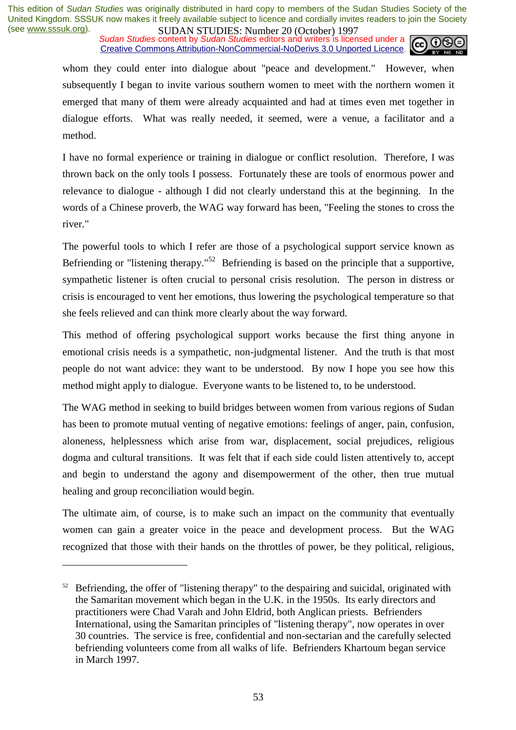whom they could enter into dialogue about "peace and development." However, when subsequently I began to invite various southern women to meet with the northern women it emerged that many of them were already acquainted and had at times even met together in dialogue efforts. What was really needed, it seemed, were a venue, a facilitator and a method.

I have no formal experience or training in dialogue or conflict resolution. Therefore, I was thrown back on the only tools I possess. Fortunately these are tools of enormous power and relevance to dialogue - although I did not clearly understand this at the beginning. In the words of a Chinese proverb, the WAG way forward has been, "Feeling the stones to cross the river."

The powerful tools to which I refer are those of a psychological support service known as Befriending or "listening therapy."[52] Befriending is based on the principle that a supportive, sympathetic listener is often crucial to personal crisis resolution. The person in distress or crisis is encouraged to vent her emotions, thus lowering the psychological temperature so that she feels relieved and can think more clearly about the way forward.

This method of offering psychological support works because the first thing anyone in emotional crisis needs is a sympathetic, non-judgmental listener. And the truth is that most people do not want advice: they want to be understood. By now I hope you see how this method might apply to dialogue. Everyone wants to be listened to, to be understood.

The WAG method in seeking to build bridges between women from various regions of Sudan has been to promote mutual venting of negative emotions: feelings of anger, pain, confusion, aloneness, helplessness which arise from war, displacement, social prejudices, religious dogma and cultural transitions. It was felt that if each side could listen attentively to, accept and begin to understand the agony and disempowerment of the other, then true mutual healing and group reconciliation would begin.

The ultimate aim, of course, is to make such an impact on the community that eventually women can gain a greater voice in the peace and development process. But the WAG recognized that those with their hands on the throttles of power, be they political, religious,

---

[52] Befriending, the offer of "listening therapy" to the despairing and suicidal, originated with the Samaritan movement which began in the U.K. in the 1950s. Its early directors and practitioners were Chad Varah and John Eldrid, both Anglican priests. Befrienders International, using the Samaritan principles of "listening therapy", now operates in over 30 countries. The service is free, confidential and non-sectarian and the carefully selected befriending volunteers come from all walks of life. Befrienders Khartoum began service in March 1997.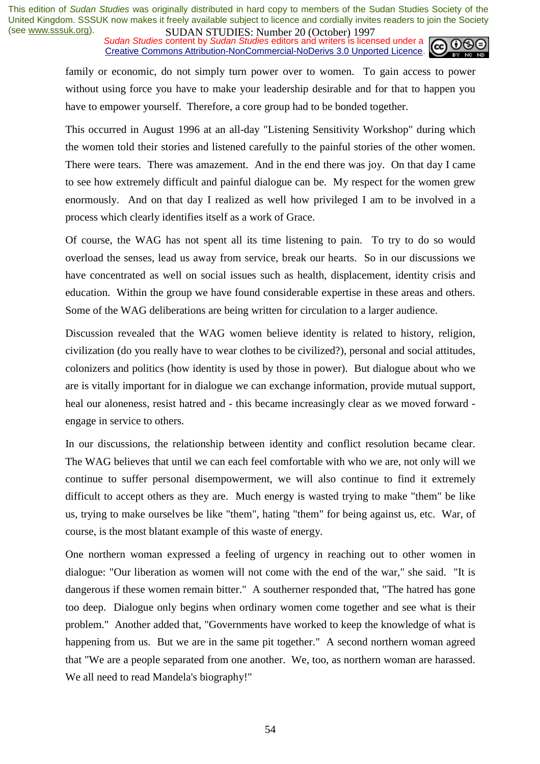family or economic, do not simply turn power over to women. To gain access to power without using force you have to make your leadership desirable and for that to happen you have to empower yourself. Therefore, a core group had to be bonded together.

This occurred in August 1996 at an all-day "Listening Sensitivity Workshop" during which the women told their stories and listened carefully to the painful stories of the other women. There were tears. There was amazement. And in the end there was joy. On that day I came to see how extremely difficult and painful dialogue can be. My respect for the women grew enormously. And on that day I realized as well how privileged I am to be involved in a process which clearly identifies itself as a work of Grace.

Of course, the WAG has not spent all its time listening to pain. To try to do so would overload the senses, lead us away from service, break our hearts. So in our discussions we have concentrated as well on social issues such as health, displacement, identity crisis and education. Within the group we have found considerable expertise in these areas and others. Some of the WAG deliberations are being written for circulation to a larger audience.

Discussion revealed that the WAG women believe identity is related to history, religion, civilization (do you really have to wear clothes to be civilized?), personal and social attitudes, colonizers and politics (how identity is used by those in power). But dialogue about who we are is vitally important for in dialogue we can exchange information, provide mutual support, heal our aloneness, resist hatred and - this became increasingly clear as we moved forward - engage in service to others.

In our discussions, the relationship between identity and conflict resolution became clear. The WAG believes that until we can each feel comfortable with who we are, not only will we continue to suffer personal disempowerment, we will also continue to find it extremely difficult to accept others as they are. Much energy is wasted trying to make "them" be like us, trying to make ourselves be like "them", hating "them" for being against us, etc. War, of course, is the most blatant example of this waste of energy.

One northern woman expressed a feeling of urgency in reaching out to other women in dialogue: "Our liberation as women will not come with the end of the war," she said. "It is dangerous if these women remain bitter." A southerner responded that, "The hatred has gone too deep. Dialogue only begins when ordinary women come together and see what is their problem." Another added that, "Governments have worked to keep the knowledge of what is happening from us. But we are in the same pit together." A second northern woman agreed that "We are a people separated from one another. We, too, as northern woman are harassed. We all need to read Mandela's biography!"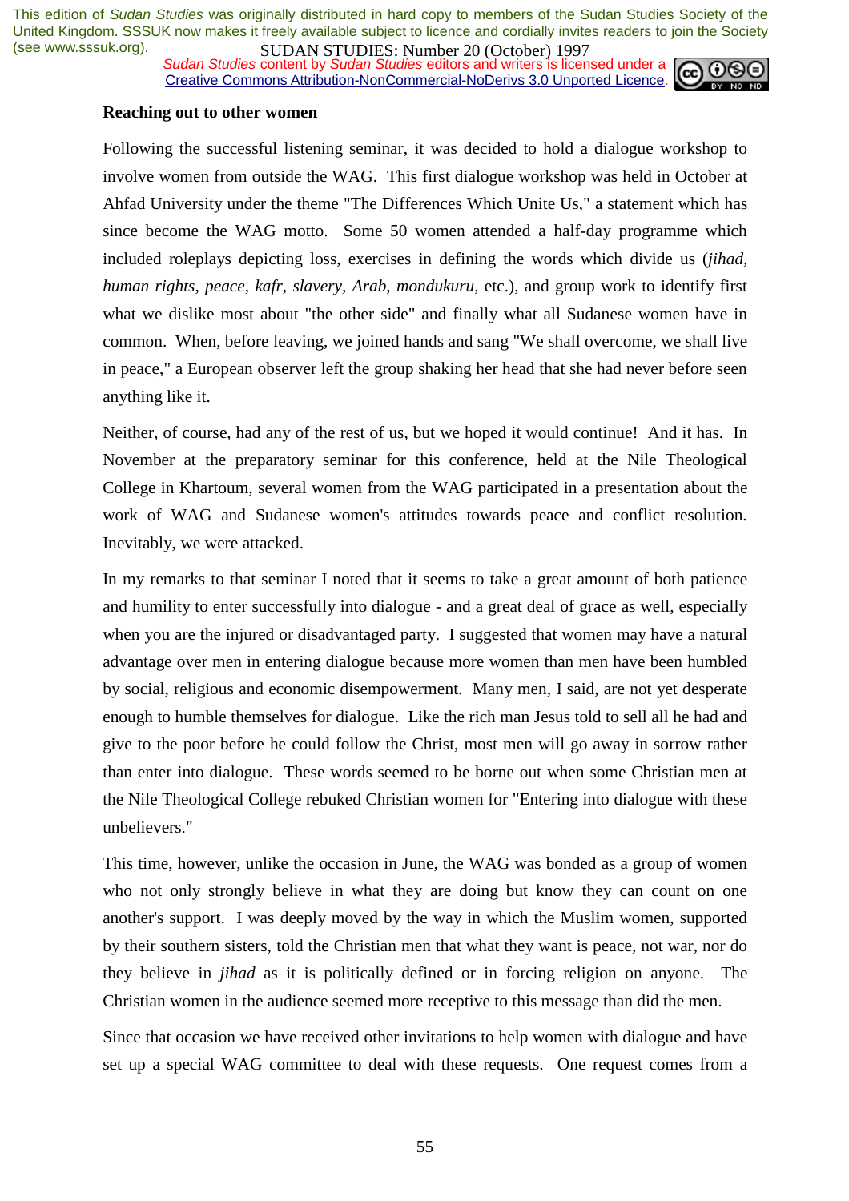**Reaching out to other women**

Following the successful listening seminar, it was decided to hold a dialogue workshop to involve women from outside the WAG. This first dialogue workshop was held in October at Ahfad University under the theme "The Differences Which Unite Us," a statement which has since become the WAG motto. Some 50 women attended a half-day programme which included roleplays depicting loss, exercises in defining the words which divide us (*jihad, human rights, peace, kafr, slavery, Arab, mondukuru*, etc.), and group work to identify first what we dislike most about "the other side" and finally what all Sudanese women have in common. When, before leaving, we joined hands and sang "We shall overcome, we shall live in peace," a European observer left the group shaking her head that she had never before seen anything like it.

Neither, of course, had any of the rest of us, but we hoped it would continue! And it has. In November at the preparatory seminar for this conference, held at the Nile Theological College in Khartoum, several women from the WAG participated in a presentation about the work of WAG and Sudanese women's attitudes towards peace and conflict resolution. Inevitably, we were attacked.

In my remarks to that seminar I noted that it seems to take a great amount of both patience and humility to enter successfully into dialogue - and a great deal of grace as well, especially when you are the injured or disadvantaged party. I suggested that women may have a natural advantage over men in entering dialogue because more women than men have been humbled by social, religious and economic disempowerment. Many men, I said, are not yet desperate enough to humble themselves for dialogue. Like the rich man Jesus told to sell all he had and give to the poor before he could follow the Christ, most men will go away in sorrow rather than enter into dialogue. These words seemed to be borne out when some Christian men at the Nile Theological College rebuked Christian women for "Entering into dialogue with these unbelievers."

This time, however, unlike the occasion in June, the WAG was bonded as a group of women who not only strongly believe in what they are doing but know they can count on one another's support. I was deeply moved by the way in which the Muslim women, supported by their southern sisters, told the Christian men that what they want is peace, not war, nor do they believe in *jihad* as it is politically defined or in forcing religion on anyone. The Christian women in the audience seemed more receptive to this message than did the men.

Since that occasion we have received other invitations to help women with dialogue and have set up a special WAG committee to deal with these requests. One request comes from a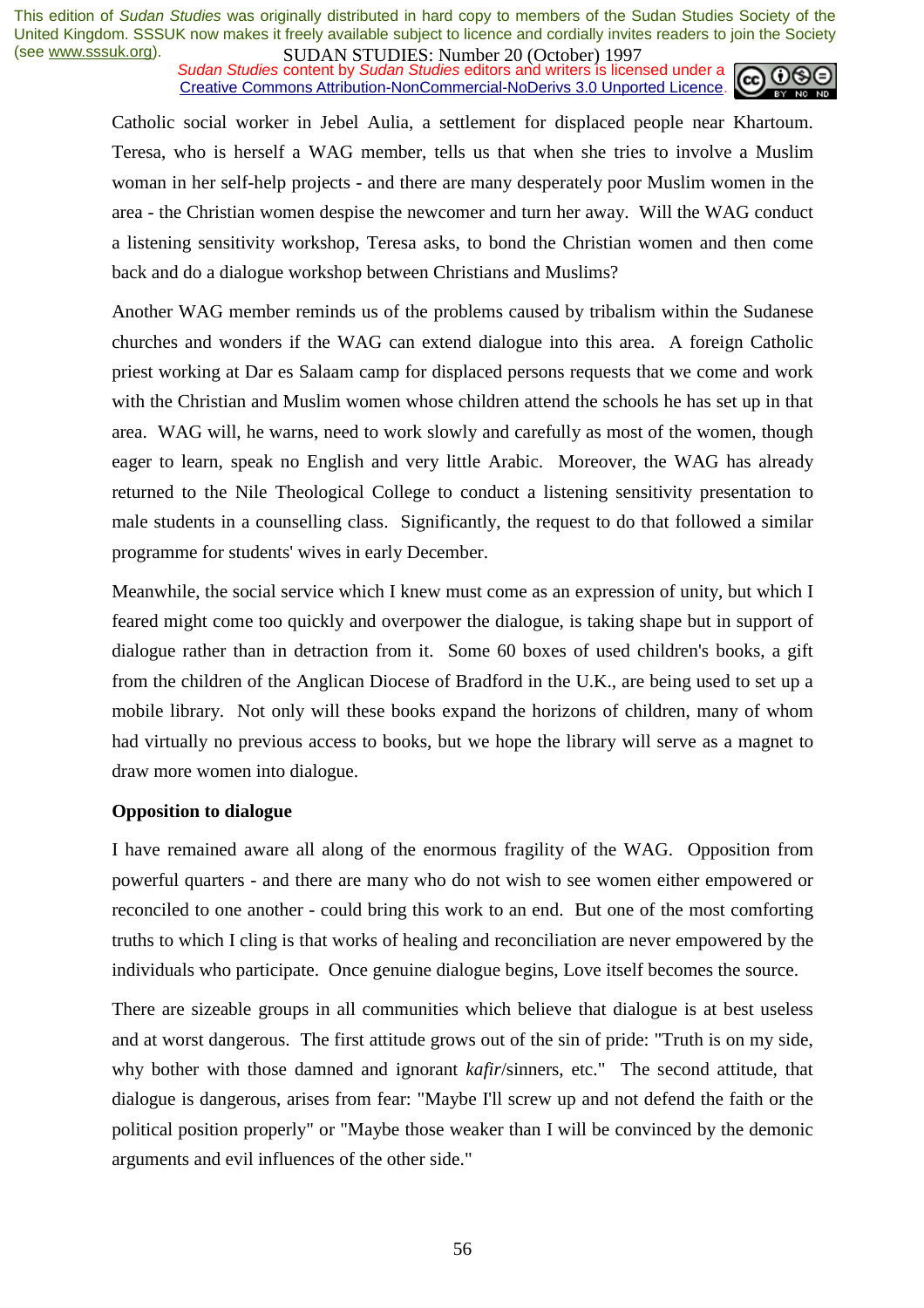Catholic social worker in Jebel Aulia, a settlement for displaced people near Khartoum. Teresa, who is herself a WAG member, tells us that when she tries to involve a Muslim woman in her self-help projects - and there are many desperately poor Muslim women in the area - the Christian women despise the newcomer and turn her away. Will the WAG conduct a listening sensitivity workshop, Teresa asks, to bond the Christian women and then come back and do a dialogue workshop between Christians and Muslims?

Another WAG member reminds us of the problems caused by tribalism within the Sudanese churches and wonders if the WAG can extend dialogue into this area. A foreign Catholic priest working at Dar es Salaam camp for displaced persons requests that we come and work with the Christian and Muslim women whose children attend the schools he has set up in that area. WAG will, he warns, need to work slowly and carefully as most of the women, though eager to learn, speak no English and very little Arabic. Moreover, the WAG has already returned to the Nile Theological College to conduct a listening sensitivity presentation to male students in a counselling class. Significantly, the request to do that followed a similar programme for students' wives in early December.

Meanwhile, the social service which I knew must come as an expression of unity, but which I feared might come too quickly and overpower the dialogue, is taking shape but in support of dialogue rather than in detraction from it. Some 60 boxes of used children's books, a gift from the children of the Anglican Diocese of Bradford in the U.K., are being used to set up a mobile library. Not only will these books expand the horizons of children, many of whom had virtually no previous access to books, but we hope the library will serve as a magnet to draw more women into dialogue.

**Opposition to dialogue**

I have remained aware all along of the enormous fragility of the WAG. Opposition from powerful quarters - and there are many who do not wish to see women either empowered or reconciled to one another - could bring this work to an end. But one of the most comforting truths to which I cling is that works of healing and reconciliation are never empowered by the individuals who participate. Once genuine dialogue begins, Love itself becomes the source.

There are sizeable groups in all communities which believe that dialogue is at best useless and at worst dangerous. The first attitude grows out of the sin of pride: "Truth is on my side, why bother with those damned and ignorant *kafir*/sinners, etc." The second attitude, that dialogue is dangerous, arises from fear: "Maybe I'll screw up and not defend the faith or the political position properly" or "Maybe those weaker than I will be convinced by the demonic arguments and evil influences of the other side."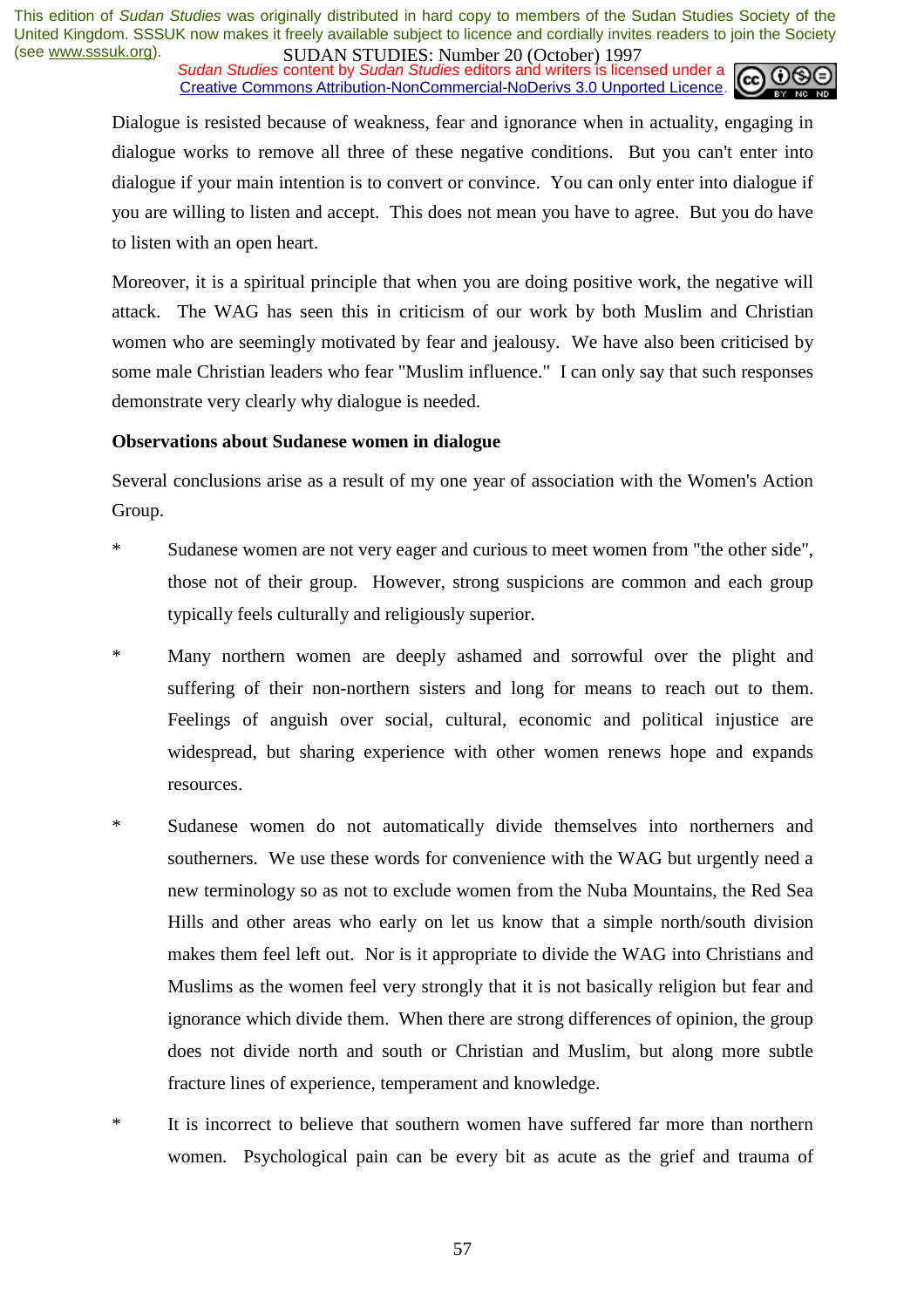Dialogue is resisted because of weakness, fear and ignorance when in actuality, engaging in dialogue works to remove all three of these negative conditions. But you can't enter into dialogue if your main intention is to convert or convince. You can only enter into dialogue if you are willing to listen and accept. This does not mean you have to agree. But you do have to listen with an open heart.

Moreover, it is a spiritual principle that when you are doing positive work, the negative will attack. The WAG has seen this in criticism of our work by both Muslim and Christian women who are seemingly motivated by fear and jealousy. We have also been criticised by some male Christian leaders who fear "Muslim influence." I can only say that such responses demonstrate very clearly why dialogue is needed.

**Observations about Sudanese women in dialogue**

Several conclusions arise as a result of my one year of association with the Women's Action Group.

* Sudanese women are not very eager and curious to meet women from "the other side", those not of their group. However, strong suspicions are common and each group typically feels culturally and religiously superior.

* Many northern women are deeply ashamed and sorrowful over the plight and suffering of their non-northern sisters and long for means to reach out to them. Feelings of anguish over social, cultural, economic and political injustice are widespread, but sharing experience with other women renews hope and expands resources.

* Sudanese women do not automatically divide themselves into northerners and southerners. We use these words for convenience with the WAG but urgently need a new terminology so as not to exclude women from the Nuba Mountains, the Red Sea Hills and other areas who early on let us know that a simple north/south division makes them feel left out. Nor is it appropriate to divide the WAG into Christians and Muslims as the women feel very strongly that it is not basically religion but fear and ignorance which divide them. When there are strong differences of opinion, the group does not divide north and south or Christian and Muslim, but along more subtle fracture lines of experience, temperament and knowledge.

* It is incorrect to believe that southern women have suffered far more than northern women. Psychological pain can be every bit as acute as the grief and trauma of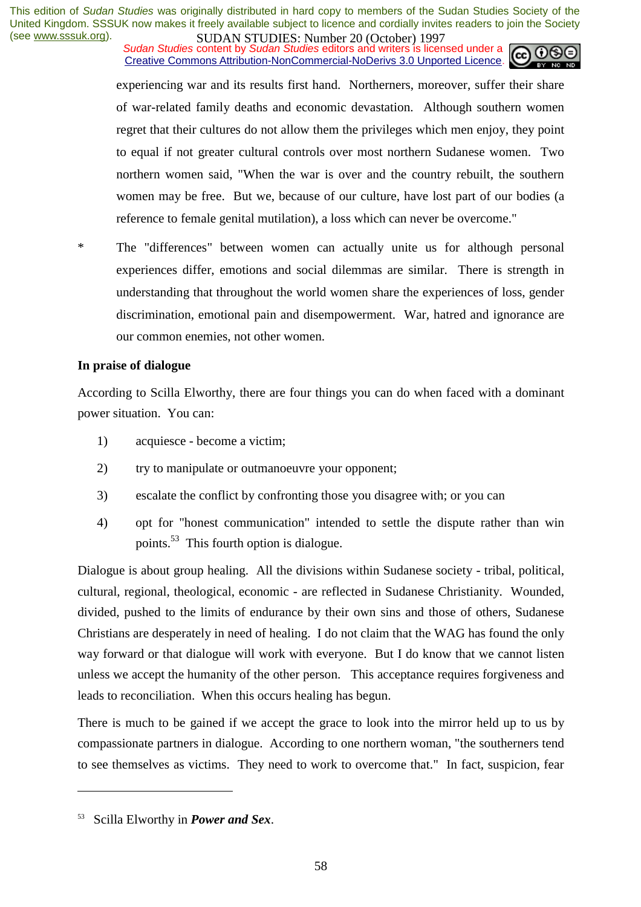experiencing war and its results first hand. Northerners, moreover, suffer their share of war-related family deaths and economic devastation. Although southern women regret that their cultures do not allow them the privileges which men enjoy, they point to equal if not greater cultural controls over most northern Sudanese women. Two northern women said, "When the war is over and the country rebuilt, the southern women may be free. But we, because of our culture, have lost part of our bodies (a reference to female genital mutilation), a loss which can never be overcome."

* The "differences" between women can actually unite us for although personal experiences differ, emotions and social dilemmas are similar. There is strength in understanding that throughout the world women share the experiences of loss, gender discrimination, emotional pain and disempowerment. War, hatred and ignorance are our common enemies, not other women.

**In praise of dialogue**

According to Scilla Elworthy, there are four things you can do when faced with a dominant power situation. You can:

1) acquiesce - become a victim;
2) try to manipulate or outmanoeuvre your opponent;
3) escalate the conflict by confronting those you disagree with; or you can
4) opt for "honest communication" intended to settle the dispute rather than win points.[53] This fourth option is dialogue.

Dialogue is about group healing. All the divisions within Sudanese society - tribal, political, cultural, regional, theological, economic - are reflected in Sudanese Christianity. Wounded, divided, pushed to the limits of endurance by their own sins and those of others, Sudanese Christians are desperately in need of healing. I do not claim that the WAG has found the only way forward or that dialogue will work with everyone. But I do know that we cannot listen unless we accept the humanity of the other person. This acceptance requires forgiveness and leads to reconciliation. When this occurs healing has begun.

There is much to be gained if we accept the grace to look into the mirror held up to us by compassionate partners in dialogue. According to one northern woman, "the southerners tend to see themselves as victims. They need to work to overcome that." In fact, suspicion, fear

---

[53] Scilla Elworthy in ***Power and Sex***.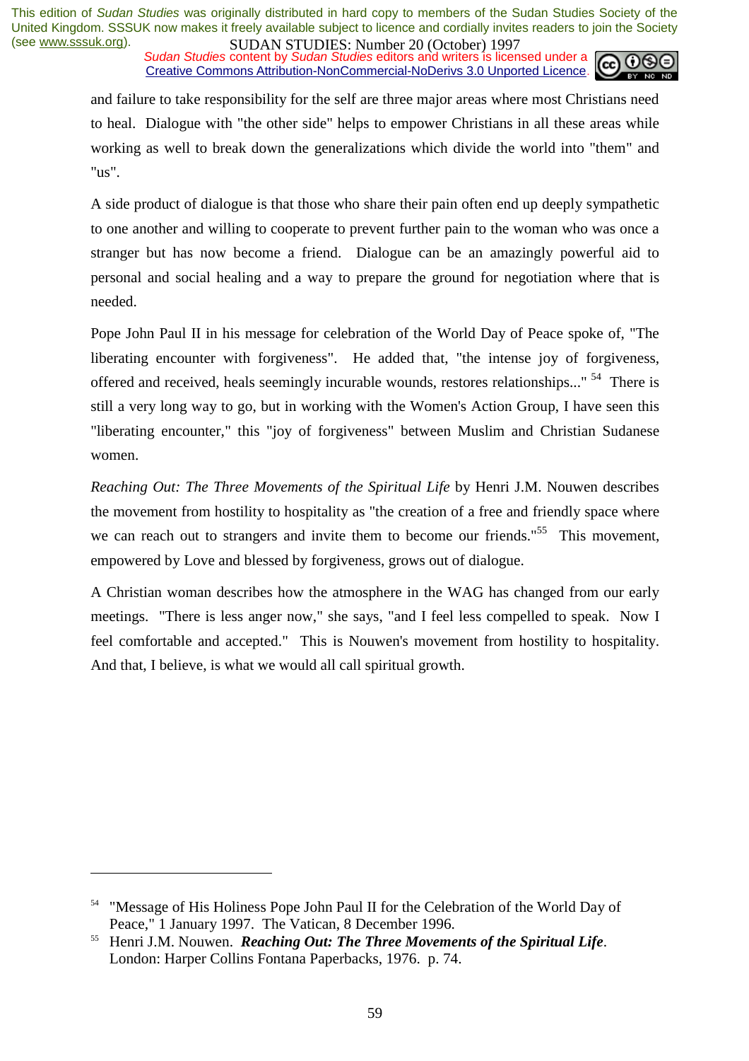and failure to take responsibility for the self are three major areas where most Christians need to heal. Dialogue with "the other side" helps to empower Christians in all these areas while working as well to break down the generalizations which divide the world into "them" and "us".

A side product of dialogue is that those who share their pain often end up deeply sympathetic to one another and willing to cooperate to prevent further pain to the woman who was once a stranger but has now become a friend. Dialogue can be an amazingly powerful aid to personal and social healing and a way to prepare the ground for negotiation where that is needed.

Pope John Paul II in his message for celebration of the World Day of Peace spoke of, "The liberating encounter with forgiveness". He added that, "the intense joy of forgiveness, offered and received, heals seemingly incurable wounds, restores relationships..." [54] There is still a very long way to go, but in working with the Women's Action Group, I have seen this "liberating encounter," this "joy of forgiveness" between Muslim and Christian Sudanese women.

*Reaching Out: The Three Movements of the Spiritual Life* by Henri J.M. Nouwen describes the movement from hostility to hospitality as "the creation of a free and friendly space where we can reach out to strangers and invite them to become our friends."[55] This movement, empowered by Love and blessed by forgiveness, grows out of dialogue.

A Christian woman describes how the atmosphere in the WAG has changed from our early meetings. "There is less anger now," she says, "and I feel less compelled to speak. Now I feel comfortable and accepted." This is Nouwen's movement from hostility to hospitality. And that, I believe, is what we would all call spiritual growth.

---

[54] "Message of His Holiness Pope John Paul II for the Celebration of the World Day of Peace," 1 January 1997. The Vatican, 8 December 1996.

[55] Henri J.M. Nouwen. ***Reaching Out: The Three Movements of the Spiritual Life***. London: Harper Collins Fontana Paperbacks, 1976. p. 74.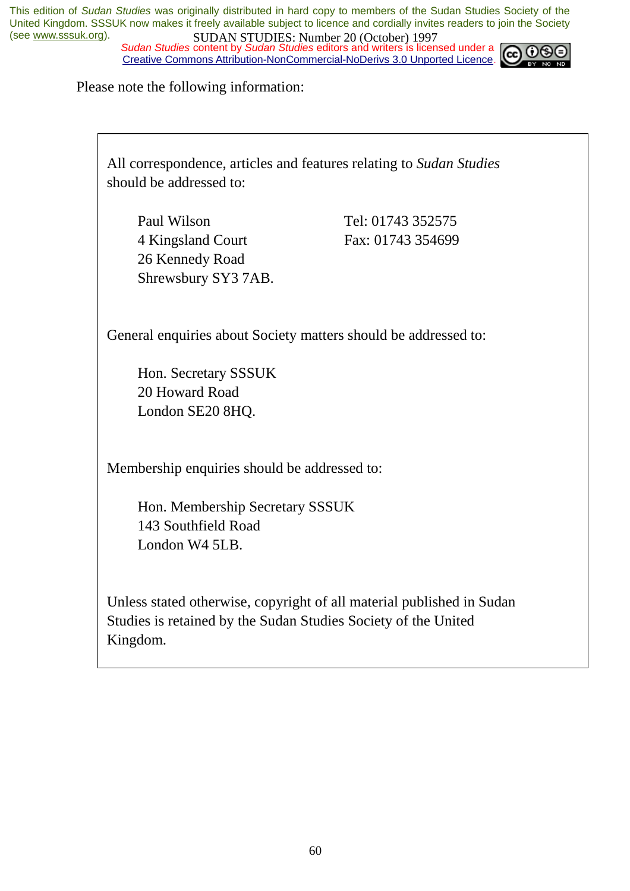Please note the following information:

All correspondence, articles and features relating to *Sudan Studies* should be addressed to:

| | |
|---|---|
| Paul Wilson | Tel: 01743 352575 |
| 4 Kingsland Court | Fax: 01743 354699 |
| 26 Kennedy Road | |
| Shrewsbury SY3 7AB. | |

General enquiries about Society matters should be addressed to:

Hon. Secretary SSSUK
20 Howard Road
London SE20 8HQ.

Membership enquiries should be addressed to:

Hon. Membership Secretary SSSUK
143 Southfield Road
London W4 5LB.

Unless stated otherwise, copyright of all material published in Sudan Studies is retained by the Sudan Studies Society of the United Kingdom.